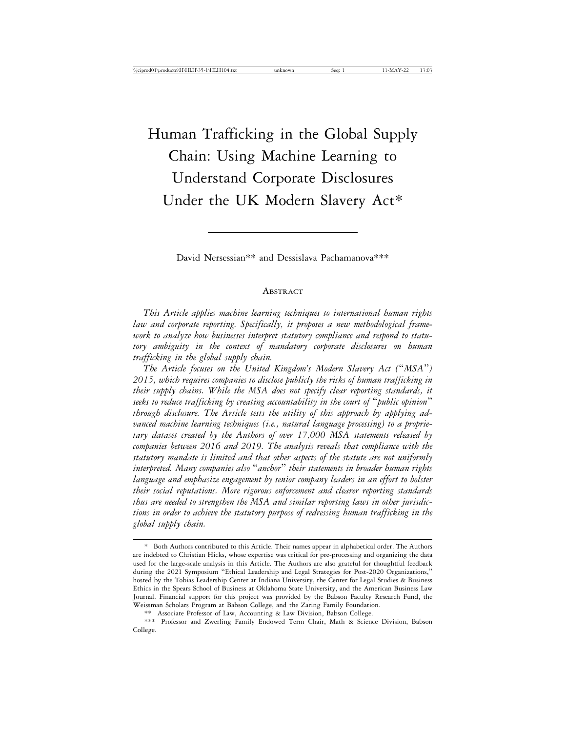# Human Trafficking in the Global Supply Chain: Using Machine Learning to Understand Corporate Disclosures Under the UK Modern Slavery Act*

David Nersessian** and Dessislava Pachamanova***

## Abstract

*This Article applies machine learning techniques to international human rights law and corporate reporting. Specifically, it proposes a new methodological framework to analyze how businesses interpret statutory compliance and respond to statutory ambiguity in the context of mandatory corporate disclosures on human trafficking in the global supply chain.*

*The Article focuses on the United Kingdom's Modern Slavery Act ("MSA") 2015, which requires companies to disclose publicly the risks of human trafficking in their supply chains. While the MSA does not specify clear reporting standards, it seeks to reduce trafficking by creating accountability in the court of "public opinion" through disclosure. The Article tests the utility of this approach by applying advanced machine learning techniques (i.e., natural language processing) to a proprietary dataset created by the Authors of over 17,000 MSA statements released by companies between 2016 and 2019. The analysis reveals that compliance with the statutory mandate is limited and that other aspects of the statute are not uniformly interpreted. Many companies also "anchor" their statements in broader human rights language and emphasize engagement by senior company leaders in an effort to bolster their social reputations. More rigorous enforcement and clearer reporting standards thus are needed to strengthen the MSA and similar reporting laws in other jurisdictions in order to achieve the statutory purpose of redressing human trafficking in the global supply chain.*

---

\* Both Authors contributed to this Article. Their names appear in alphabetical order. The Authors are indebted to Christian Hicks, whose expertise was critical for pre-processing and organizing the data used for the large-scale analysis in this Article. The Authors are also grateful for thoughtful feedback during the 2021 Symposium "Ethical Leadership and Legal Strategies for Post-2020 Organizations," hosted by the Tobias Leadership Center at Indiana University, the Center for Legal Studies & Business Ethics in the Spears School of Business at Oklahoma State University, and the American Business Law Journal. Financial support for this project was provided by the Babson Faculty Research Fund, the Weissman Scholars Program at Babson College, and the Zaring Family Foundation.

\*\* Associate Professor of Law, Accounting & Law Division, Babson College.

\*\*\* Professor and Zwerling Family Endowed Term Chair, Math & Science Division, Babson College.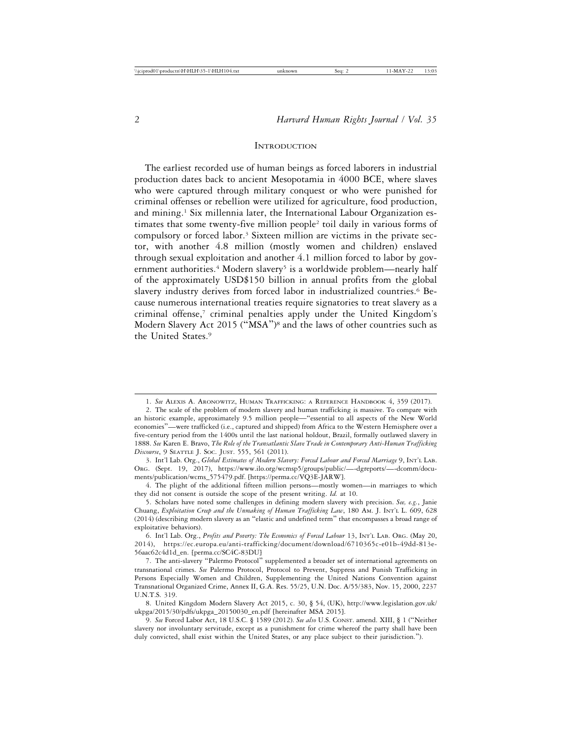## INTRODUCTION

The earliest recorded use of human beings as forced laborers in industrial production dates back to ancient Mesopotamia in 4000 BCE, where slaves who were captured through military conquest or who were punished for criminal offenses or rebellion were utilized for agriculture, food production, and mining.[1] Six millennia later, the International Labour Organization estimates that some twenty-five million people[2] toil daily in various forms of compulsory or forced labor.[3] Sixteen million are victims in the private sector, with another 4.8 million (mostly women and children) enslaved through sexual exploitation and another 4.1 million forced to labor by government authorities.[4] Modern slavery[5] is a worldwide problem—nearly half of the approximately USD$150 billion in annual profits from the global slavery industry derives from forced labor in industrialized countries.[6] Because numerous international treaties require signatories to treat slavery as a criminal offense,[7] criminal penalties apply under the United Kingdom's Modern Slavery Act 2015 ("MSA")[8] and the laws of other countries such as the United States.[9]

---

1. *See* ALEXIS A. ARONOWITZ, HUMAN TRAFFICKING: A REFERENCE HANDBOOK 4, 359 (2017).

2. The scale of the problem of modern slavery and human trafficking is massive. To compare with an historic example, approximately 9.5 million people—"essential to all aspects of the New World economies"—were trafficked (i.e., captured and shipped) from Africa to the Western Hemisphere over a five-century period from the 1400s until the last national holdout, Brazil, formally outlawed slavery in 1888. *See* Karen E. Bravo, *The Role of the Transatlantic Slave Trade in Contemporary Anti-Human Trafficking Discourse*, 9 SEATTLE J. SOC. JUST. 555, 561 (2011).

3. Int'l Lab. Org., *Global Estimates of Modern Slavery: Forced Labour and Forced Marriage* 9, INT'L LAB. ORG. (Sept. 19, 2017), https://www.ilo.org/wcmsp5/groups/public/—-dgreports/—-dcomm/documents/publication/wcms_575479.pdf. [https://perma.cc/VQ3E-JARW].

4. The plight of the additional fifteen million persons—mostly women—in marriages to which they did not consent is outside the scope of the present writing. *Id.* at 10.

5. Scholars have noted some challenges in defining modern slavery with precision. *See, e.g.*, Janie Chuang, *Exploitation Creep and the Unmaking of Human Trafficking Law*, 180 AM. J. INT'L L. 609, 628 (2014) (describing modern slavery as an "elastic and undefined term" that encompasses a broad range of exploitative behaviors).

6. Int'l Lab. Org., *Profits and Poverty: The Economics of Forced Labour* 13, INT'L LAB. ORG. (May 20, 2014), https://ec.europa.eu/anti-trafficking/document/download/6710365c-e01b-49dd-813e-56aac62c4d1d_en. [perma.cc/SC4C-83DU]

7. The anti-slavery "Palermo Protocol" supplemented a broader set of international agreements on transnational crimes. *See* Palermo Protocol, Protocol to Prevent, Suppress and Punish Trafficking in Persons Especially Women and Children, Supplementing the United Nations Convention against Transnational Organized Crime, Annex II, G.A. Res. 55/25, U.N. Doc. A/55/383, Nov. 15, 2000, 2237 U.N.T.S. 319.

8. United Kingdom Modern Slavery Act 2015, c. 30, § 54, (UK), http://www.legislation.gov.uk/ukpga/2015/30/pdfs/ukpga_20150030_en.pdf [hereinafter MSA 2015].

9. *See* Forced Labor Act, 18 U.S.C. § 1589 (2012). *See also* U.S. CONST. amend. XIII, § 1 ("Neither slavery nor involuntary servitude, except as a punishment for crime whereof the party shall have been duly convicted, shall exist within the United States, or any place subject to their jurisdiction.").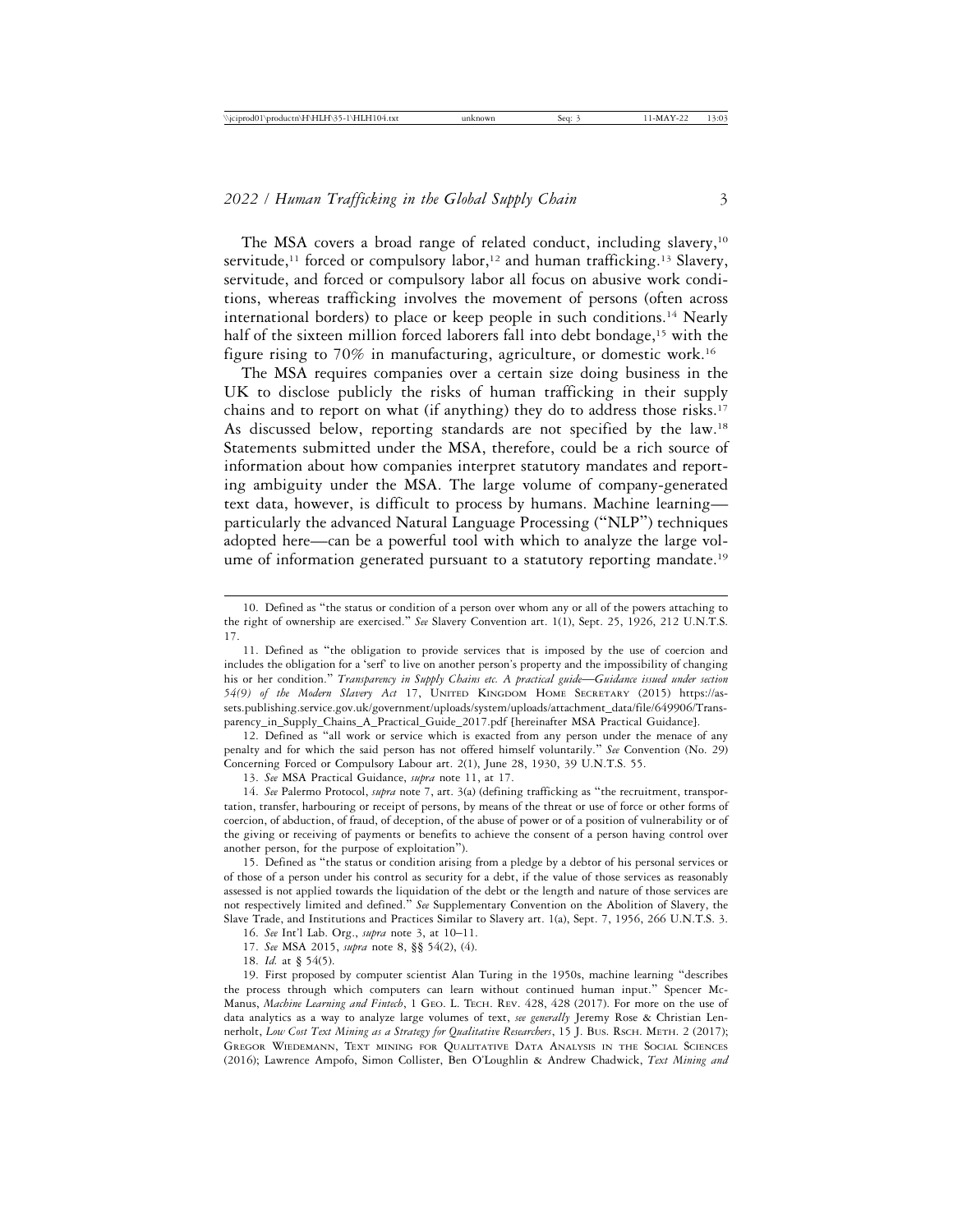The MSA covers a broad range of related conduct, including slavery,[10] servitude,[11] forced or compulsory labor,[12] and human trafficking.[13] Slavery, servitude, and forced or compulsory labor all focus on abusive work conditions, whereas trafficking involves the movement of persons (often across international borders) to place or keep people in such conditions.[14] Nearly half of the sixteen million forced laborers fall into debt bondage,[15] with the figure rising to 70% in manufacturing, agriculture, or domestic work.[16]

The MSA requires companies over a certain size doing business in the UK to disclose publicly the risks of human trafficking in their supply chains and to report on what (if anything) they do to address those risks.[17] As discussed below, reporting standards are not specified by the law.[18] Statements submitted under the MSA, therefore, could be a rich source of information about how companies interpret statutory mandates and reporting ambiguity under the MSA. The large volume of company-generated text data, however, is difficult to process by humans. Machine learning—particularly the advanced Natural Language Processing ("NLP") techniques adopted here—can be a powerful tool with which to analyze the large volume of information generated pursuant to a statutory reporting mandate.[19]

---

10. Defined as "the status or condition of a person over whom any or all of the powers attaching to the right of ownership are exercised." *See* Slavery Convention art. 1(1), Sept. 25, 1926, 212 U.N.T.S. 17.

11. Defined as "the obligation to provide services that is imposed by the use of coercion and includes the obligation for a 'serf' to live on another person's property and the impossibility of changing his or her condition." *Transparency in Supply Chains etc. A practical guide—Guidance issued under section 54(9) of the Modern Slavery Act* 17, United Kingdom Home Secretary (2015) https://assets.publishing.service.gov.uk/government/uploads/system/uploads/attachment_data/file/649906/Transparency_in_Supply_Chains_A_Practical_Guide_2017.pdf [hereinafter MSA Practical Guidance].

12. Defined as "all work or service which is exacted from any person under the menace of any penalty and for which the said person has not offered himself voluntarily." *See* Convention (No. 29) Concerning Forced or Compulsory Labour art. 2(1), June 28, 1930, 39 U.N.T.S. 55.

13. *See* MSA Practical Guidance, *supra* note 11, at 17.

14. *See* Palermo Protocol, *supra* note 7, art. 3(a) (defining trafficking as "the recruitment, transportation, transfer, harbouring or receipt of persons, by means of the threat or use of force or other forms of coercion, of abduction, of fraud, of deception, of the abuse of power or of a position of vulnerability or of the giving or receiving of payments or benefits to achieve the consent of a person having control over another person, for the purpose of exploitation").

15. Defined as "the status or condition arising from a pledge by a debtor of his personal services or of those of a person under his control as security for a debt, if the value of those services as reasonably assessed is not applied towards the liquidation of the debt or the length and nature of those services are not respectively limited and defined." *See* Supplementary Convention on the Abolition of Slavery, the Slave Trade, and Institutions and Practices Similar to Slavery art. 1(a), Sept. 7, 1956, 266 U.N.T.S. 3.

16. *See* Int'l Lab. Org., *supra* note 3, at 10–11.

17. *See* MSA 2015, *supra* note 8, §§ 54(2), (4).

18. *Id.* at § 54(5).

19. First proposed by computer scientist Alan Turing in the 1950s, machine learning "describes the process through which computers can learn without continued human input." Spencer McManus, *Machine Learning and Fintech*, 1 Geo. L. Tech. Rev. 428, 428 (2017). For more on the use of data analytics as a way to analyze large volumes of text, *see generally* Jeremy Rose & Christian Lennerholt, *Low Cost Text Mining as a Strategy for Qualitative Researchers*, 15 J. Bus. Rsch. Meth. 2 (2017); Gregor Wiedemann, Text mining for Qualitative Data Analysis in the Social Sciences (2016); Lawrence Ampofo, Simon Collister, Ben O'Loughlin & Andrew Chadwick, *Text Mining and*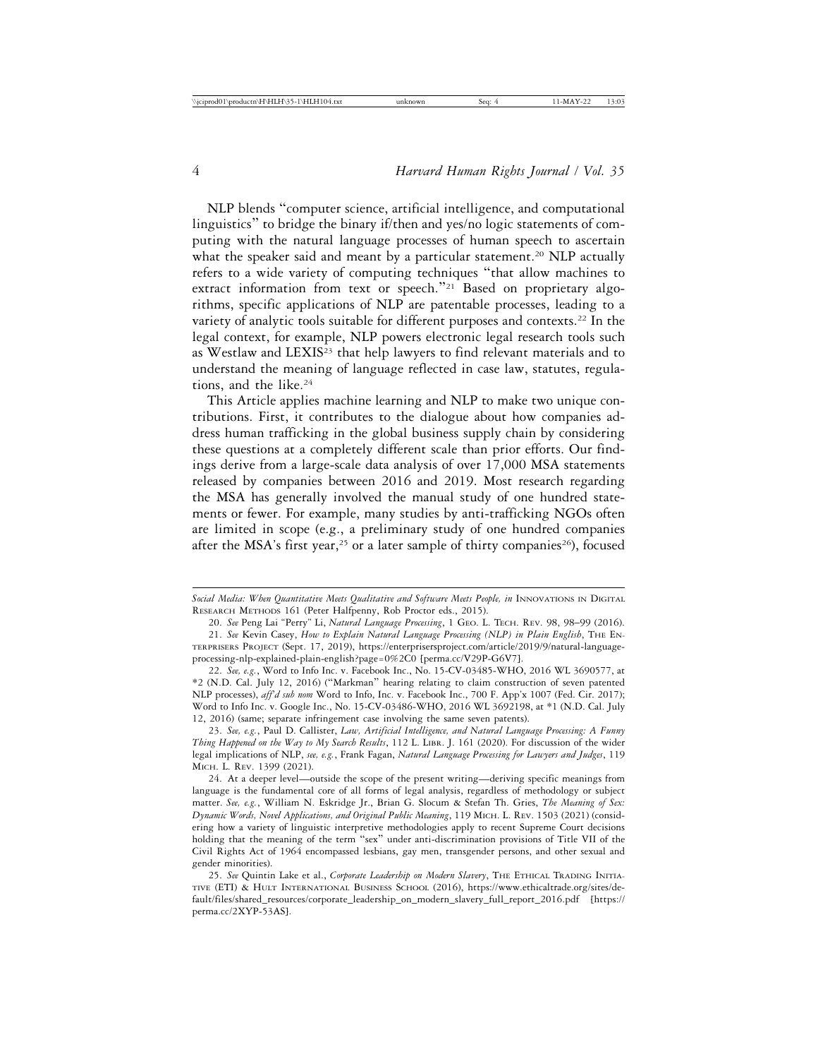NLP blends "computer science, artificial intelligence, and computational linguistics" to bridge the binary if/then and yes/no logic statements of computing with the natural language processes of human speech to ascertain what the speaker said and meant by a particular statement.[20] NLP actually refers to a wide variety of computing techniques "that allow machines to extract information from text or speech."[21] Based on proprietary algorithms, specific applications of NLP are patentable processes, leading to a variety of analytic tools suitable for different purposes and contexts.[22] In the legal context, for example, NLP powers electronic legal research tools such as Westlaw and LEXIS[23] that help lawyers to find relevant materials and to understand the meaning of language reflected in case law, statutes, regulations, and the like.[24]

This Article applies machine learning and NLP to make two unique contributions. First, it contributes to the dialogue about how companies address human trafficking in the global business supply chain by considering these questions at a completely different scale than prior efforts. Our findings derive from a large-scale data analysis of over 17,000 MSA statements released by companies between 2016 and 2019. Most research regarding the MSA has generally involved the manual study of one hundred statements or fewer. For example, many studies by anti-trafficking NGOs often are limited in scope (e.g., a preliminary study of one hundred companies after the MSA's first year,[25] or a later sample of thirty companies[26]), focused

---

*Social Media: When Quantitative Meets Qualitative and Software Meets People, in* INNOVATIONS IN DIGITAL RESEARCH METHODS 161 (Peter Halfpenny, Rob Proctor eds., 2015).

20. *See* Peng Lai "Perry" Li, *Natural Language Processing*, 1 GEO. L. TECH. REV. 98, 98–99 (2016).

21. *See* Kevin Casey, *How to Explain Natural Language Processing (NLP) in Plain English*, THE ENTERPRISERS PROJECT (Sept. 17, 2019), https://enterprisersproject.com/article/2019/9/natural-language-processing-nlp-explained-plain-english?page=0%2C0 [perma.cc/V29P-G6V7].

22. *See, e.g.*, Word to Info Inc. v. Facebook Inc., No. 15-CV-03485-WHO, 2016 WL 3690577, at *2 (N.D. Cal. July 12, 2016) ("Markman" hearing relating to claim construction of seven patented NLP processes), *aff'd sub nom* Word to Info, Inc. v. Facebook Inc., 700 F. App'x 1007 (Fed. Cir. 2017); Word to Info Inc. v. Google Inc., No. 15-CV-03486-WHO, 2016 WL 3692198, at *1 (N.D. Cal. July 12, 2016) (same; separate infringement case involving the same seven patents).

23. *See, e.g.*, Paul D. Callister, *Law, Artificial Intelligence, and Natural Language Processing: A Funny Thing Happened on the Way to My Search Results*, 112 L. LIBR. J. 161 (2020). For discussion of the wider legal implications of NLP, *see, e.g.*, Frank Fagan, *Natural Language Processing for Lawyers and Judges*, 119 MICH. L. REV. 1399 (2021).

24. At a deeper level—outside the scope of the present writing—deriving specific meanings from language is the fundamental core of all forms of legal analysis, regardless of methodology or subject matter. *See, e.g.*, William N. Eskridge Jr., Brian G. Slocum & Stefan Th. Gries, *The Meaning of Sex: Dynamic Words, Novel Applications, and Original Public Meaning*, 119 MICH. L. REV. 1503 (2021) (considering how a variety of linguistic interpretive methodologies apply to recent Supreme Court decisions holding that the meaning of the term "sex" under anti-discrimination provisions of Title VII of the Civil Rights Act of 1964 encompassed lesbians, gay men, transgender persons, and other sexual and gender minorities).

25. *See* Quintin Lake et al., *Corporate Leadership on Modern Slavery*, THE ETHICAL TRADING INITIATIVE (ETI) & HULT INTERNATIONAL BUSINESS SCHOOL (2016), https://www.ethicaltrade.org/sites/default/files/shared_resources/corporate_leadership_on_modern_slavery_full_report_2016.pdf [https://perma.cc/2XYP-53AS].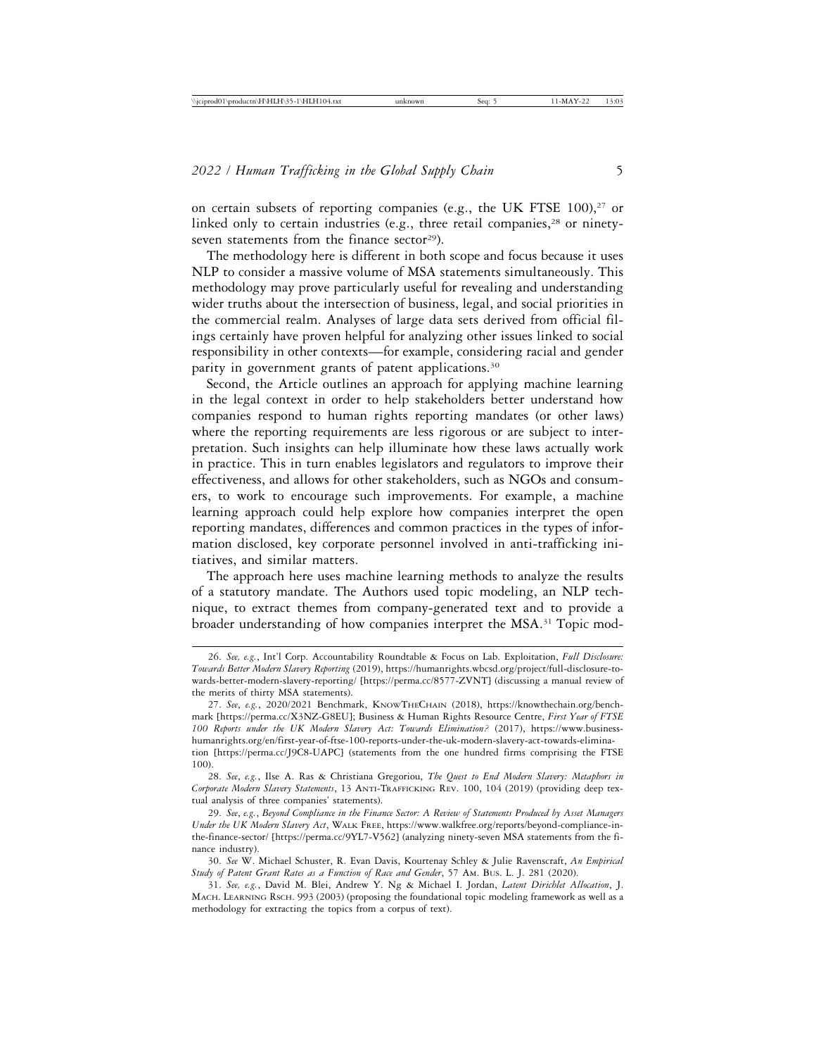on certain subsets of reporting companies (e.g., the UK FTSE 100),[27] or linked only to certain industries (e.g., three retail companies,[28] or ninety-seven statements from the finance sector[29]).

The methodology here is different in both scope and focus because it uses NLP to consider a massive volume of MSA statements simultaneously. This methodology may prove particularly useful for revealing and understanding wider truths about the intersection of business, legal, and social priorities in the commercial realm. Analyses of large data sets derived from official filings certainly have proven helpful for analyzing other issues linked to social responsibility in other contexts—for example, considering racial and gender parity in government grants of patent applications.[30]

Second, the Article outlines an approach for applying machine learning in the legal context in order to help stakeholders better understand how companies respond to human rights reporting mandates (or other laws) where the reporting requirements are less rigorous or are subject to interpretation. Such insights can help illuminate how these laws actually work in practice. This in turn enables legislators and regulators to improve their effectiveness, and allows for other stakeholders, such as NGOs and consumers, to work to encourage such improvements. For example, a machine learning approach could help explore how companies interpret the open reporting mandates, differences and common practices in the types of information disclosed, key corporate personnel involved in anti-trafficking initiatives, and similar matters.

The approach here uses machine learning methods to analyze the results of a statutory mandate. The Authors used topic modeling, an NLP technique, to extract themes from company-generated text and to provide a broader understanding of how companies interpret the MSA.[31] Topic mod-

---

26. *See, e.g.*, Int'l Corp. Accountability Roundtable & Focus on Lab. Exploitation, *Full Disclosure: Towards Better Modern Slavery Reporting* (2019), https://humanrights.wbcsd.org/project/full-disclosure-towards-better-modern-slavery-reporting/ [https://perma.cc/8577-ZVNT] (discussing a manual review of the merits of thirty MSA statements).

27. *See*, *e.g.*, 2020/2021 Benchmark, KnowTheChain (2018), https://knowthechain.org/benchmark [https://perma.cc/X3NZ-G8EU]; Business & Human Rights Resource Centre, *First Year of FTSE 100 Reports under the UK Modern Slavery Act: Towards Elimination?* (2017), https://www.business-humanrights.org/en/first-year-of-ftse-100-reports-under-the-uk-modern-slavery-act-towards-elimination [https://perma.cc/J9C8-UAPC] (statements from the one hundred firms comprising the FTSE 100).

28. *See*, *e.g.*, Ilse A. Ras & Christiana Gregoriou, *The Quest to End Modern Slavery: Metaphors in Corporate Modern Slavery Statements*, 13 Anti-Trafficking Rev. 100, 104 (2019) (providing deep textual analysis of three companies' statements).

29. *See*, *e.g.*, *Beyond Compliance in the Finance Sector: A Review of Statements Produced by Asset Managers Under the UK Modern Slavery Act*, Walk Free, https://www.walkfree.org/reports/beyond-compliance-in-the-finance-sector/ [https://perma.cc/9YL7-V562] (analyzing ninety-seven MSA statements from the finance industry).

30. *See* W. Michael Schuster, R. Evan Davis, Kourtenay Schley & Julie Ravenscraft, *An Empirical Study of Patent Grant Rates as a Function of Race and Gender*, 57 Am. Bus. L. J. 281 (2020).

31. *See, e.g.*, David M. Blei, Andrew Y. Ng & Michael I. Jordan, *Latent Dirichlet Allocation*, J. Mach. Learning Rsch. 993 (2003) (proposing the foundational topic modeling framework as well as a methodology for extracting the topics from a corpus of text).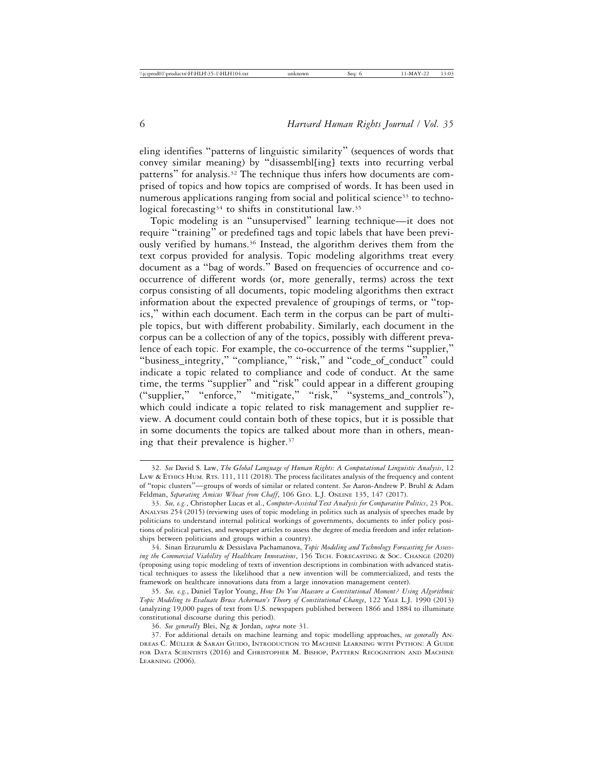eling identifies "patterns of linguistic similarity" (sequences of words that convey similar meaning) by "disassembl[ing] texts into recurring verbal patterns" for analysis.[32] The technique thus infers how documents are comprised of topics and how topics are comprised of words. It has been used in numerous applications ranging from social and political science[33] to technological forecasting[34] to shifts in constitutional law.[35]

Topic modeling is an "unsupervised" learning technique—it does not require "training" or predefined tags and topic labels that have been previously verified by humans.[36] Instead, the algorithm derives them from the text corpus provided for analysis. Topic modeling algorithms treat every document as a "bag of words." Based on frequencies of occurrence and co-occurrence of different words (or, more generally, terms) across the text corpus consisting of all documents, topic modeling algorithms then extract information about the expected prevalence of groupings of terms, or "topics," within each document. Each term in the corpus can be part of multiple topics, but with different probability. Similarly, each document in the corpus can be a collection of any of the topics, possibly with different prevalence of each topic. For example, the co-occurrence of the terms "supplier," "business_integrity," "compliance," "risk," and "code_of_conduct" could indicate a topic related to compliance and code of conduct. At the same time, the terms "supplier" and "risk" could appear in a different grouping ("supplier," "enforce," "mitigate," "risk," "systems_and_controls"), which could indicate a topic related to risk management and supplier review. A document could contain both of these topics, but it is possible that in some documents the topics are talked about more than in others, meaning that their prevalence is higher.[37]

---

32. *See* David S. Law, *The Global Language of Human Rights: A Computational Linguistic Analysis*, 12 Law & Ethics Hum. Rts. 111, 111 (2018). The process facilitates analysis of the frequency and content of "topic clusters"—groups of words of similar or related content. *See* Aaron-Andrew P. Bruhl & Adam Feldman, *Separating Amicus Wheat from Chaff*, 106 Geo. L.J. Online 135, 147 (2017).

33. *See, e.g.*, Christopher Lucas et al., *Computer-Assisted Text Analysis for Comparative Politics*, 23 Pol. Analysis 254 (2015) (reviewing uses of topic modeling in politics such as analysis of speeches made by politicians to understand internal political workings of governments, documents to infer policy positions of political parties, and newspaper articles to assess the degree of media freedom and infer relationships between politicians and groups within a country).

34. Sinan Erzurumlu & Dessislava Pachamanova, *Topic Modeling and Technology Forecasting for Assessing the Commercial Viability of Healthcare Innovations*, 156 Tech. Forecasting & Soc. Change (2020) (proposing using topic modeling of texts of invention descriptions in combination with advanced statistical techniques to assess the likelihood that a new invention will be commercialized, and tests the framework on healthcare innovations data from a large innovation management center).

35. *See, e.g.*, Daniel Taylor Young, *How Do You Measure a Constitutional Moment? Using Algorithmic Topic Modeling to Evaluate Bruce Ackerman's Theory of Constitutional Change*, 122 Yale L.J. 1990 (2013) (analyzing 19,000 pages of text from U.S. newspapers published between 1866 and 1884 to illuminate constitutional discourse during this period).

36. *See generally* Blei, Ng & Jordan, *supra* note 31.

37. For additional details on machine learning and topic modelling approaches, *see generally* Andreas C. Müller & Sarah Guido, Introduction to Machine Learning with Python: A Guide for Data Scientists (2016) and Christopher M. Bishop, Pattern Recognition and Machine Learning (2006).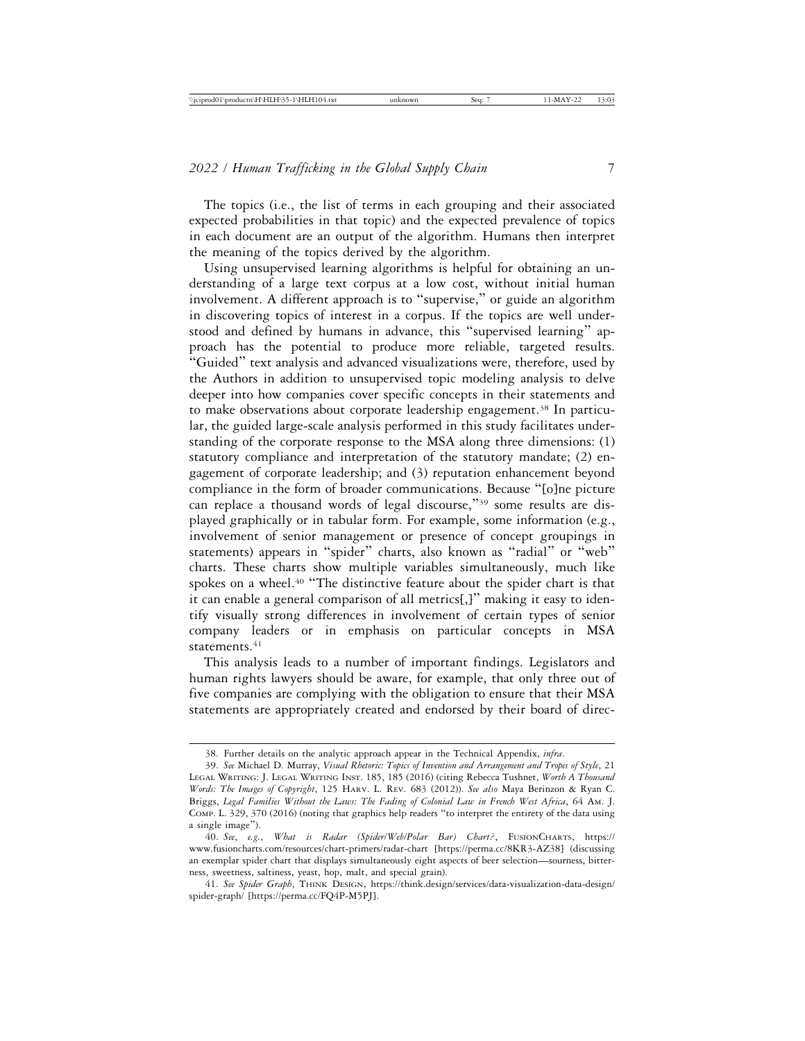The topics (i.e., the list of terms in each grouping and their associated expected probabilities in that topic) and the expected prevalence of topics in each document are an output of the algorithm. Humans then interpret the meaning of the topics derived by the algorithm.

Using unsupervised learning algorithms is helpful for obtaining an understanding of a large text corpus at a low cost, without initial human involvement. A different approach is to "supervise," or guide an algorithm in discovering topics of interest in a corpus. If the topics are well understood and defined by humans in advance, this "supervised learning" approach has the potential to produce more reliable, targeted results. "Guided" text analysis and advanced visualizations were, therefore, used by the Authors in addition to unsupervised topic modeling analysis to delve deeper into how companies cover specific concepts in their statements and to make observations about corporate leadership engagement.[38] In particular, the guided large-scale analysis performed in this study facilitates understanding of the corporate response to the MSA along three dimensions: (1) statutory compliance and interpretation of the statutory mandate; (2) engagement of corporate leadership; and (3) reputation enhancement beyond compliance in the form of broader communications. Because "[o]ne picture can replace a thousand words of legal discourse,"[39] some results are displayed graphically or in tabular form. For example, some information (e.g., involvement of senior management or presence of concept groupings in statements) appears in "spider" charts, also known as "radial" or "web" charts. These charts show multiple variables simultaneously, much like spokes on a wheel.[40] "The distinctive feature about the spider chart is that it can enable a general comparison of all metrics[,]" making it easy to identify visually strong differences in involvement of certain types of senior company leaders or in emphasis on particular concepts in MSA statements.[41]

This analysis leads to a number of important findings. Legislators and human rights lawyers should be aware, for example, that only three out of five companies are complying with the obligation to ensure that their MSA statements are appropriately created and endorsed by their board of direc-

---

38. Further details on the analytic approach appear in the Technical Appendix, *infra*.

39. *See* Michael D. Murray, *Visual Rhetoric: Topics of Invention and Arrangement and Tropes of Style*, 21 Legal Writing: J. Legal Writing Inst. 185, 185 (2016) (citing Rebecca Tushnet, *Worth A Thousand Words: The Images of Copyright*, 125 Harv. L. Rev. 683 (2012)). *See also* Maya Berinzon & Ryan C. Briggs, *Legal Families Without the Laws: The Fading of Colonial Law in French West Africa*, 64 Am. J. Comp. L. 329, 370 (2016) (noting that graphics help readers "to interpret the entirety of the data using a single image").

40. *See, e.g.*, *What is Radar (Spider/Web/Polar Bar) Chart?*, FusionCharts, https://www.fusioncharts.com/resources/chart-primers/radar-chart [https://perma.cc/8KR3-AZ38] (discussing an exemplar spider chart that displays simultaneously eight aspects of beer selection—sourness, bitterness, sweetness, saltiness, yeast, hop, malt, and special grain).

41. *See Spider Graph*, Think Design, https://think.design/services/data-visualization-data-design/spider-graph/ [https://perma.cc/FQ4P-M5PJ].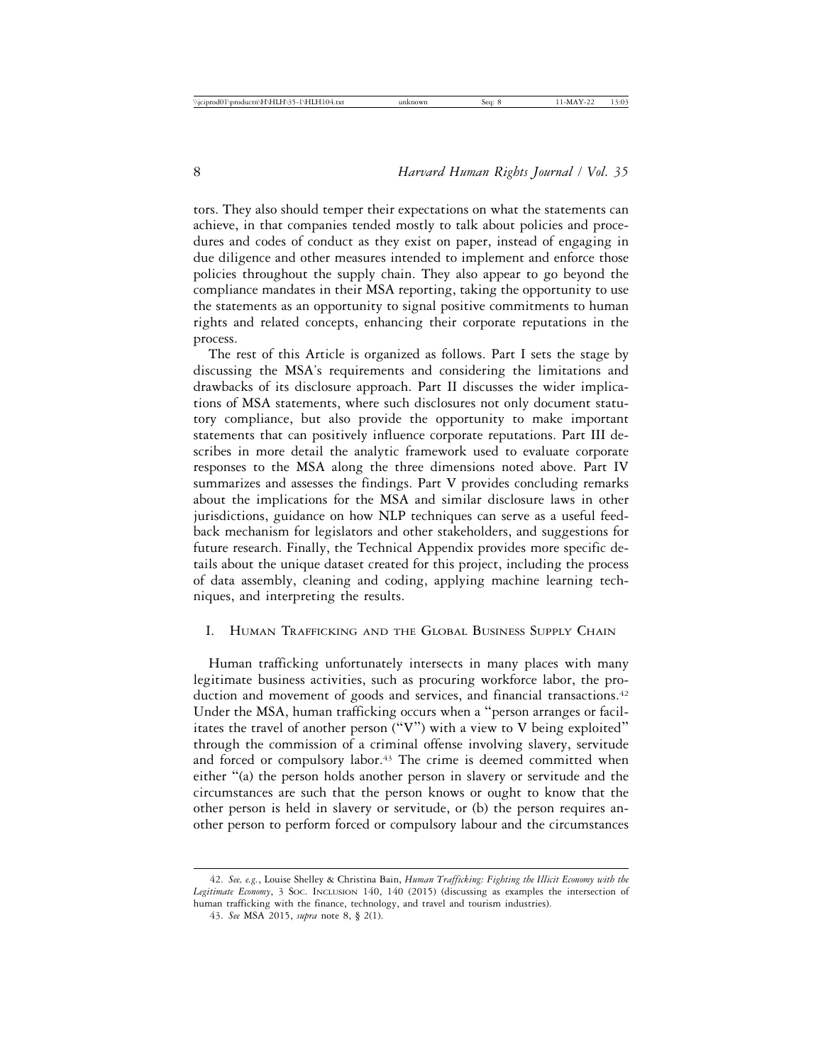tors. They also should temper their expectations on what the statements can achieve, in that companies tended mostly to talk about policies and procedures and codes of conduct as they exist on paper, instead of engaging in due diligence and other measures intended to implement and enforce those policies throughout the supply chain. They also appear to go beyond the compliance mandates in their MSA reporting, taking the opportunity to use the statements as an opportunity to signal positive commitments to human rights and related concepts, enhancing their corporate reputations in the process.

The rest of this Article is organized as follows. Part I sets the stage by discussing the MSA's requirements and considering the limitations and drawbacks of its disclosure approach. Part II discusses the wider implications of MSA statements, where such disclosures not only document statutory compliance, but also provide the opportunity to make important statements that can positively influence corporate reputations. Part III describes in more detail the analytic framework used to evaluate corporate responses to the MSA along the three dimensions noted above. Part IV summarizes and assesses the findings. Part V provides concluding remarks about the implications for the MSA and similar disclosure laws in other jurisdictions, guidance on how NLP techniques can serve as a useful feedback mechanism for legislators and other stakeholders, and suggestions for future research. Finally, the Technical Appendix provides more specific details about the unique dataset created for this project, including the process of data assembly, cleaning and coding, applying machine learning techniques, and interpreting the results.

## I. Human Trafficking and the Global Business Supply Chain

Human trafficking unfortunately intersects in many places with many legitimate business activities, such as procuring workforce labor, the production and movement of goods and services, and financial transactions.[42] Under the MSA, human trafficking occurs when a "person arranges or facilitates the travel of another person ("V") with a view to V being exploited" through the commission of a criminal offense involving slavery, servitude and forced or compulsory labor.[43] The crime is deemed committed when either "(a) the person holds another person in slavery or servitude and the circumstances are such that the person knows or ought to know that the other person is held in slavery or servitude, or (b) the person requires another person to perform forced or compulsory labour and the circumstances

---

42. *See, e.g.*, Louise Shelley & Christina Bain, *Human Trafficking: Fighting the Illicit Economy with the Legitimate Economy*, 3 Soc. Inclusion 140, 140 (2015) (discussing as examples the intersection of human trafficking with the finance, technology, and travel and tourism industries).

43. *See* MSA 2015, *supra* note 8, § 2(1).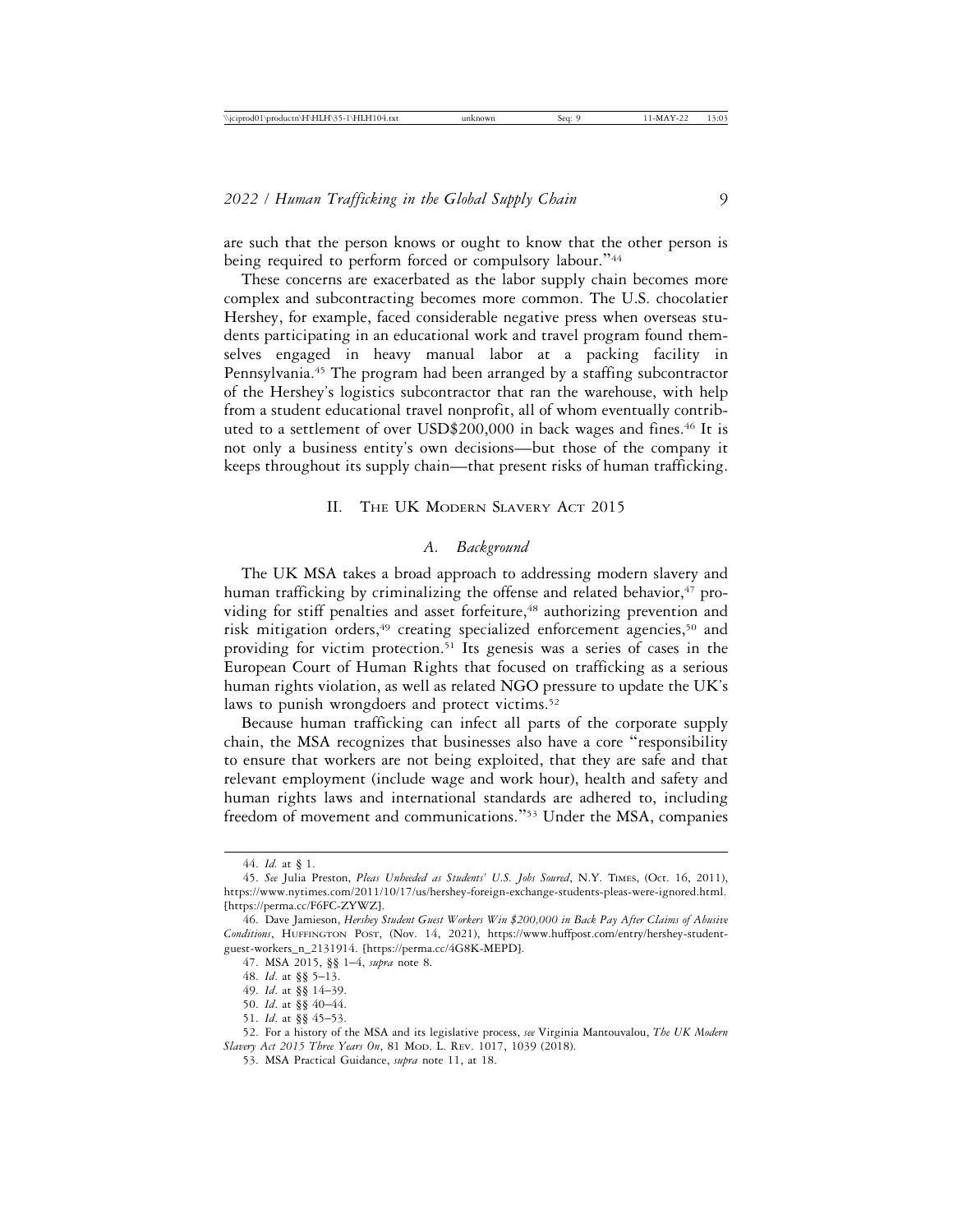are such that the person knows or ought to know that the other person is being required to perform forced or compulsory labour."[44]

These concerns are exacerbated as the labor supply chain becomes more complex and subcontracting becomes more common. The U.S. chocolatier Hershey, for example, faced considerable negative press when overseas students participating in an educational work and travel program found themselves engaged in heavy manual labor at a packing facility in Pennsylvania.[45] The program had been arranged by a staffing subcontractor of the Hershey's logistics subcontractor that ran the warehouse, with help from a student educational travel nonprofit, all of whom eventually contributed to a settlement of over USD$200,000 in back wages and fines.[46] It is not only a business entity's own decisions—but those of the company it keeps throughout its supply chain—that present risks of human trafficking.

## II. The UK Modern Slavery Act 2015

### *A. Background*

The UK MSA takes a broad approach to addressing modern slavery and human trafficking by criminalizing the offense and related behavior,[47] providing for stiff penalties and asset forfeiture,[48] authorizing prevention and risk mitigation orders,[49] creating specialized enforcement agencies,[50] and providing for victim protection.[51] Its genesis was a series of cases in the European Court of Human Rights that focused on trafficking as a serious human rights violation, as well as related NGO pressure to update the UK's laws to punish wrongdoers and protect victims.[52]

Because human trafficking can infect all parts of the corporate supply chain, the MSA recognizes that businesses also have a core "responsibility to ensure that workers are not being exploited, that they are safe and that relevant employment (include wage and work hour), health and safety and human rights laws and international standards are adhered to, including freedom of movement and communications."[53] Under the MSA, companies

---

44. *Id.* at § 1.

45. *See* Julia Preston, *Pleas Unheeded as Students' U.S. Jobs Soured*, N.Y. Times, (Oct. 16, 2011), https://www.nytimes.com/2011/10/17/us/hershey-foreign-exchange-students-pleas-were-ignored.html. [https://perma.cc/F6FC-ZYWZ].

46. Dave Jamieson, *Hershey Student Guest Workers Win $200,000 in Back Pay After Claims of Abusive Conditions*, Huffington Post, (Nov. 14, 2021), https://www.huffpost.com/entry/hershey-student-guest-workers_n_2131914. [https://perma.cc/4G8K-MEPD].

47. MSA 2015, §§ 1–4, *supra* note 8.

48. *Id*. at §§ 5–13.

49. *Id*. at §§ 14–39.

50. *Id*. at §§ 40–44.

51. *Id*. at §§ 45–53.

52. For a history of the MSA and its legislative process, *see* Virginia Mantouvalou, *The UK Modern Slavery Act 2015 Three Years On*, 81 Mod. L. Rev. 1017, 1039 (2018).

53. MSA Practical Guidance, *supra* note 11, at 18.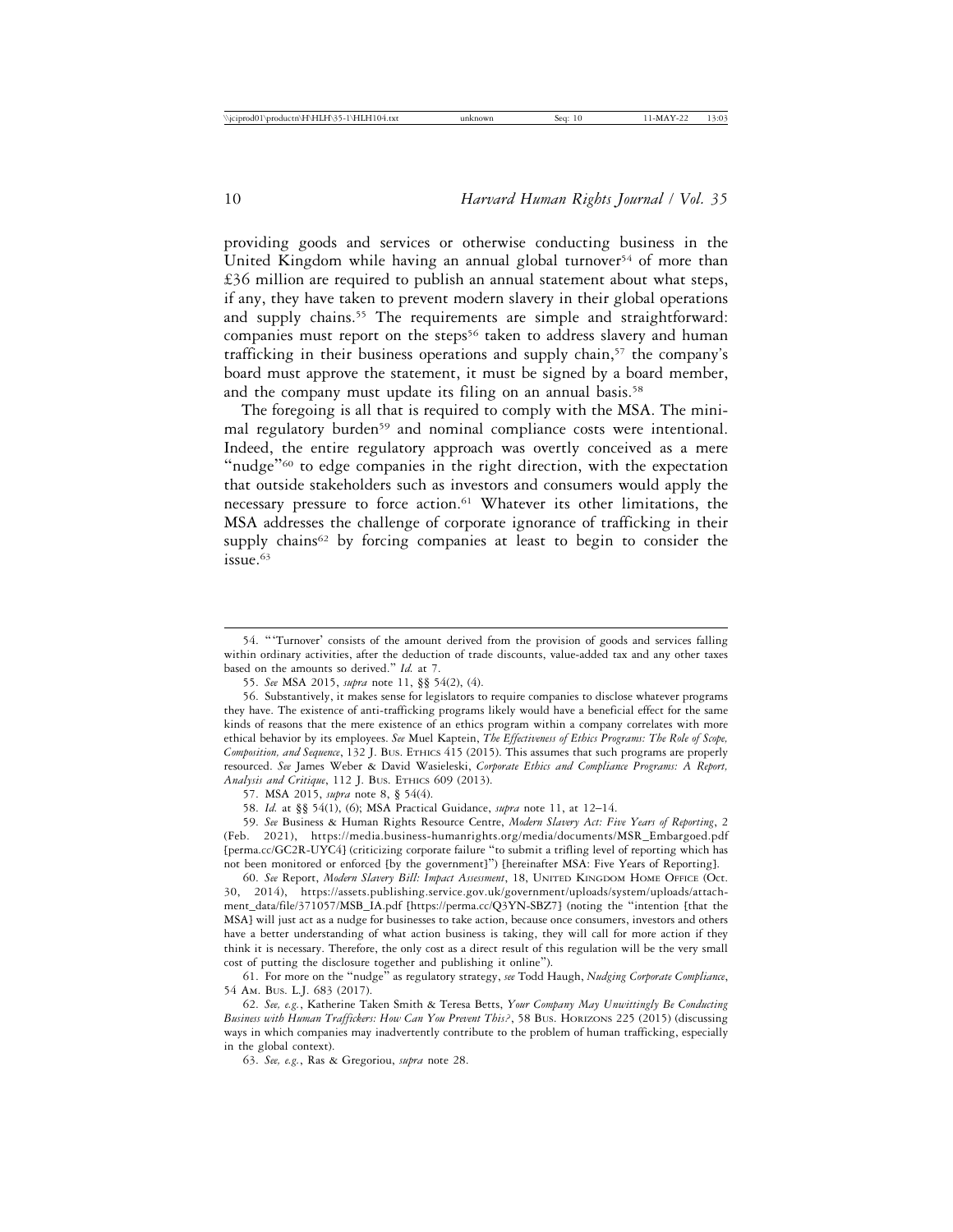providing goods and services or otherwise conducting business in the United Kingdom while having an annual global turnover[54] of more than £36 million are required to publish an annual statement about what steps, if any, they have taken to prevent modern slavery in their global operations and supply chains.[55] The requirements are simple and straightforward: companies must report on the steps[56] taken to address slavery and human trafficking in their business operations and supply chain,[57] the company's board must approve the statement, it must be signed by a board member, and the company must update its filing on an annual basis.[58]

The foregoing is all that is required to comply with the MSA. The minimal regulatory burden[59] and nominal compliance costs were intentional. Indeed, the entire regulatory approach was overtly conceived as a mere "nudge"[60] to edge companies in the right direction, with the expectation that outside stakeholders such as investors and consumers would apply the necessary pressure to force action.[61] Whatever its other limitations, the MSA addresses the challenge of corporate ignorance of trafficking in their supply chains[62] by forcing companies at least to begin to consider the issue.[63]

---

54. "'Turnover' consists of the amount derived from the provision of goods and services falling within ordinary activities, after the deduction of trade discounts, value-added tax and any other taxes based on the amounts so derived." *Id.* at 7.

55. *See* MSA 2015, *supra* note 11, §§ 54(2), (4).

56. Substantively, it makes sense for legislators to require companies to disclose whatever programs they have. The existence of anti-trafficking programs likely would have a beneficial effect for the same kinds of reasons that the mere existence of an ethics program within a company correlates with more ethical behavior by its employees. *See* Muel Kaptein, *The Effectiveness of Ethics Programs: The Role of Scope, Composition, and Sequence*, 132 J. Bus. Ethics 415 (2015). This assumes that such programs are properly resourced. *See* James Weber & David Wasieleski, *Corporate Ethics and Compliance Programs: A Report, Analysis and Critique*, 112 J. Bus. Ethics 609 (2013).

57. MSA 2015, *supra* note 8, § 54(4).

58. *Id.* at §§ 54(1), (6); MSA Practical Guidance, *supra* note 11, at 12–14.

59. *See* Business & Human Rights Resource Centre, *Modern Slavery Act: Five Years of Reporting*, 2 (Feb. 2021), https://media.business-humanrights.org/media/documents/MSR_Embargoed.pdf [perma.cc/GC2R-UYC4] (criticizing corporate failure "to submit a trifling level of reporting which has not been monitored or enforced [by the government]") [hereinafter MSA: Five Years of Reporting].

60. *See* Report, *Modern Slavery Bill: Impact Assessment*, 18, United Kingdom Home Office (Oct. 30, 2014), https://assets.publishing.service.gov.uk/government/uploads/system/uploads/attachment_data/file/371057/MSB_IA.pdf [https://perma.cc/Q3YN-SBZ7] (noting the "intention [that the MSA] will just act as a nudge for businesses to take action, because once consumers, investors and others have a better understanding of what action business is taking, they will call for more action if they think it is necessary. Therefore, the only cost as a direct result of this regulation will be the very small cost of putting the disclosure together and publishing it online").

61. For more on the "nudge" as regulatory strategy, *see* Todd Haugh, *Nudging Corporate Compliance*, 54 Am. Bus. L.J. 683 (2017).

62. *See, e.g.*, Katherine Taken Smith & Teresa Betts, *Your Company May Unwittingly Be Conducting Business with Human Traffickers: How Can You Prevent This?*, 58 Bus. Horizons 225 (2015) (discussing ways in which companies may inadvertently contribute to the problem of human trafficking, especially in the global context).

63. *See, e.g.*, Ras & Gregoriou, *supra* note 28.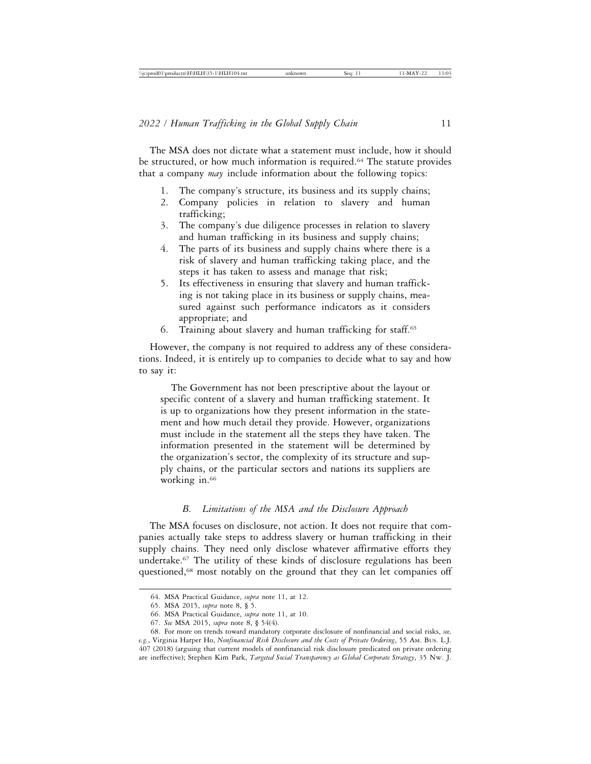The MSA does not dictate what a statement must include, how it should be structured, or how much information is required.[64] The statute provides that a company *may* include information about the following topics:

1. The company's structure, its business and its supply chains;
2. Company policies in relation to slavery and human trafficking;
3. The company's due diligence processes in relation to slavery and human trafficking in its business and supply chains;
4. The parts of its business and supply chains where there is a risk of slavery and human trafficking taking place, and the steps it has taken to assess and manage that risk;
5. Its effectiveness in ensuring that slavery and human trafficking is not taking place in its business or supply chains, measured against such performance indicators as it considers appropriate; and
6. Training about slavery and human trafficking for staff.[65]

However, the company is not required to address any of these considerations. Indeed, it is entirely up to companies to decide what to say and how to say it:

> The Government has not been prescriptive about the layout or specific content of a slavery and human trafficking statement. It is up to organizations how they present information in the statement and how much detail they provide. However, organizations must include in the statement all the steps they have taken. The information presented in the statement will be determined by the organization's sector, the complexity of its structure and supply chains, or the particular sectors and nations its suppliers are working in.[66]

### *B. Limitations of the MSA and the Disclosure Approach*

The MSA focuses on disclosure, not action. It does not require that companies actually take steps to address slavery or human trafficking in their supply chains. They need only disclose whatever affirmative efforts they undertake.[67] The utility of these kinds of disclosure regulations has been questioned,[68] most notably on the ground that they can let companies off

---

64. MSA Practical Guidance, *supra* note 11, at 12.

65. MSA 2015, *supra* note 8, § 5.

66. MSA Practical Guidance, *supra* note 11, at 10.

67. *See* MSA 2015, *supra* note 8, § 54(4).

68. For more on trends toward mandatory corporate disclosure of nonfinancial and social risks, *see, e.g.*, Virginia Harper Ho, *Nonfinancial Risk Disclosure and the Costs of Private Ordering*, 55 Am. Bus. L.J. 407 (2018) (arguing that current models of nonfinancial risk disclosure predicated on private ordering are ineffective); Stephen Kim Park, *Targeted Social Transparency as Global Corporate Strategy*, 35 Nw. J.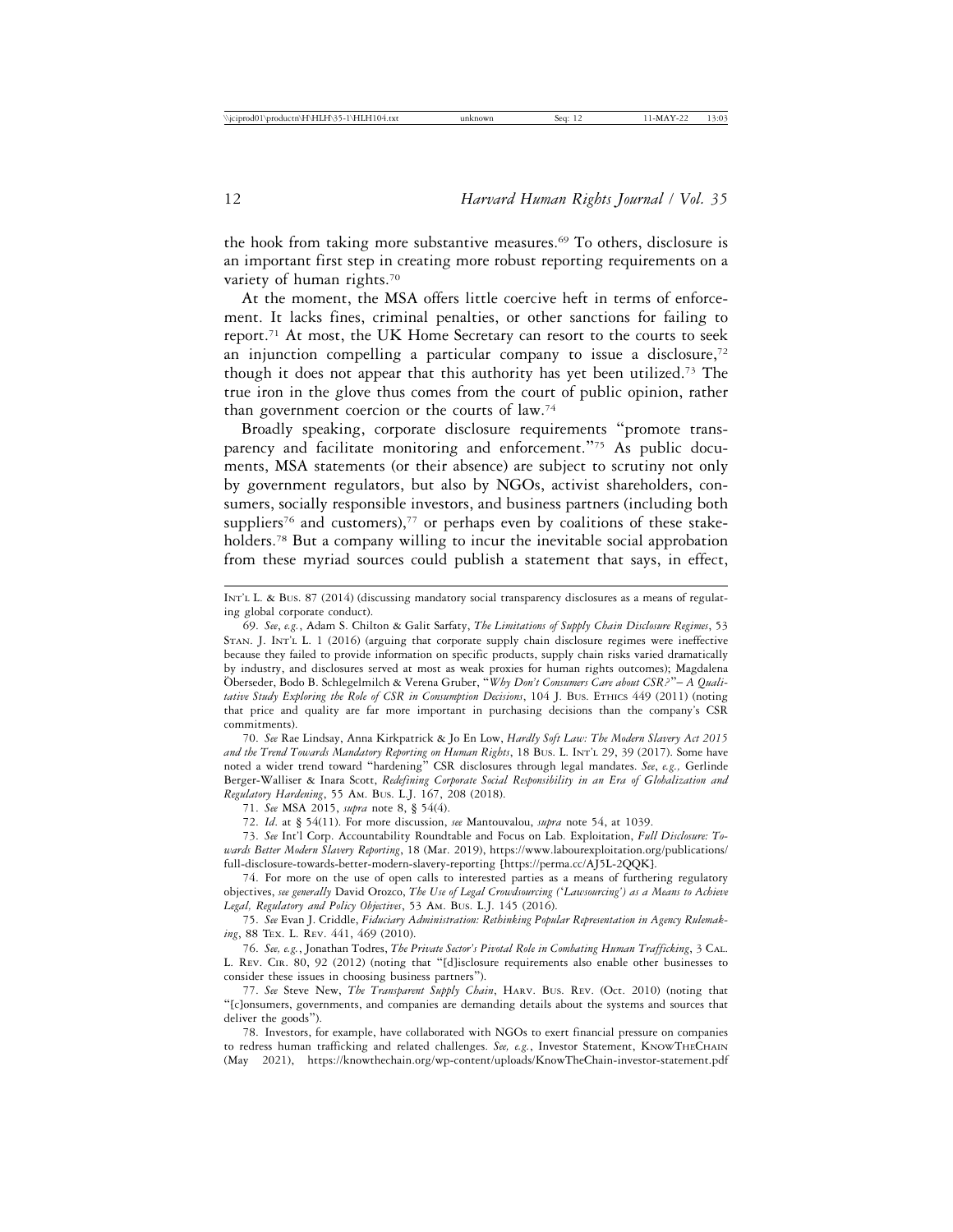the hook from taking more substantive measures.[69] To others, disclosure is an important first step in creating more robust reporting requirements on a variety of human rights.[70]

At the moment, the MSA offers little coercive heft in terms of enforcement. It lacks fines, criminal penalties, or other sanctions for failing to report.[71] At most, the UK Home Secretary can resort to the courts to seek an injunction compelling a particular company to issue a disclosure,[72] though it does not appear that this authority has yet been utilized.[73] The true iron in the glove thus comes from the court of public opinion, rather than government coercion or the courts of law.[74]

Broadly speaking, corporate disclosure requirements "promote transparency and facilitate monitoring and enforcement."[75] As public documents, MSA statements (or their absence) are subject to scrutiny not only by government regulators, but also by NGOs, activist shareholders, consumers, socially responsible investors, and business partners (including both suppliers[76] and customers),[77] or perhaps even by coalitions of these stakeholders.[78] But a company willing to incur the inevitable social approbation from these myriad sources could publish a statement that says, in effect,

---

INT'L L. & BUS. 87 (2014) (discussing mandatory social transparency disclosures as a means of regulating global corporate conduct).

69. *See*, *e.g.*, Adam S. Chilton & Galit Sarfaty, *The Limitations of Supply Chain Disclosure Regimes*, 53 STAN. J. INT'L L. 1 (2016) (arguing that corporate supply chain disclosure regimes were ineffective because they failed to provide information on specific products, supply chain risks varied dramatically by industry, and disclosures served at most as weak proxies for human rights outcomes); Magdalena Öberseder, Bodo B. Schlegelmilch & Verena Gruber, "*Why Don't Consumers Care about CSR?*"*– A Qualitative Study Exploring the Role of CSR in Consumption Decisions*, 104 J. BUS. ETHICS 449 (2011) (noting that price and quality are far more important in purchasing decisions than the company's CSR commitments).

70. *See* Rae Lindsay, Anna Kirkpatrick & Jo En Low, *Hardly Soft Law: The Modern Slavery Act 2015 and the Trend Towards Mandatory Reporting on Human Rights*, 18 BUS. L. INT'L 29, 39 (2017). Some have noted a wider trend toward "hardening" CSR disclosures through legal mandates. *See*, *e.g.,* Gerlinde Berger-Walliser & Inara Scott, *Redefining Corporate Social Responsibility in an Era of Globalization and Regulatory Hardening*, 55 AM. BUS. L.J. 167, 208 (2018).

71. *See* MSA 2015, *supra* note 8, § 54(4).

72. *Id*. at § 54(11). For more discussion, *see* Mantouvalou, *supra* note 54, at 1039.

73. *See* Int'l Corp. Accountability Roundtable and Focus on Lab. Exploitation, *Full Disclosure: Towards Better Modern Slavery Reporting*, 18 (Mar. 2019), https://www.labourexploitation.org/publications/full-disclosure-towards-better-modern-slavery-reporting [https://perma.cc/AJ5L-2QQK].

74. For more on the use of open calls to interested parties as a means of furthering regulatory objectives, *see generally* David Orozco, *The Use of Legal Crowdsourcing ('Lawsourcing') as a Means to Achieve Legal, Regulatory and Policy Objectives*, 53 AM. BUS. L.J. 145 (2016).

75. *See* Evan J. Criddle, *Fiduciary Administration: Rethinking Popular Representation in Agency Rulemaking*, 88 TEX. L. REV. 441, 469 (2010).

76. *See, e.g.*, Jonathan Todres, *The Private Sector's Pivotal Role in Combating Human Trafficking*, 3 CAL. L. REV. CIR. 80, 92 (2012) (noting that "[d]isclosure requirements also enable other businesses to consider these issues in choosing business partners").

77. *See* Steve New, *The Transparent Supply Chain*, HARV. BUS. REV. (Oct. 2010) (noting that "[c]onsumers, governments, and companies are demanding details about the systems and sources that deliver the goods").

78. Investors, for example, have collaborated with NGOs to exert financial pressure on companies to redress human trafficking and related challenges. *See, e.g.*, Investor Statement, KNOWTHECHAIN (May 2021), https://knowthechain.org/wp-content/uploads/KnowTheChain-investor-statement.pdf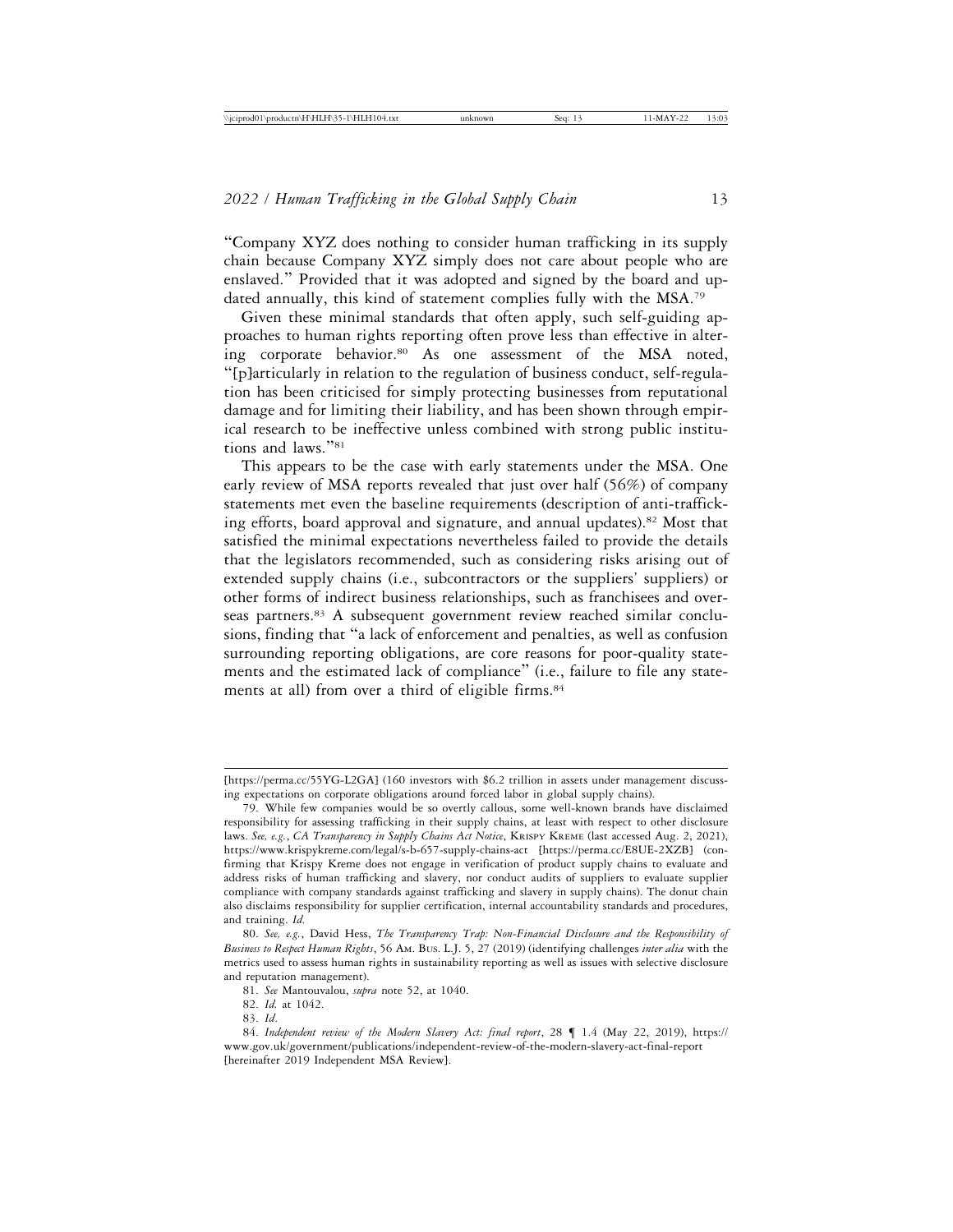"Company XYZ does nothing to consider human trafficking in its supply chain because Company XYZ simply does not care about people who are enslaved." Provided that it was adopted and signed by the board and updated annually, this kind of statement complies fully with the MSA.[79]

Given these minimal standards that often apply, such self-guiding approaches to human rights reporting often prove less than effective in altering corporate behavior.[80] As one assessment of the MSA noted, "[p]articularly in relation to the regulation of business conduct, self-regulation has been criticised for simply protecting businesses from reputational damage and for limiting their liability, and has been shown through empirical research to be ineffective unless combined with strong public institutions and laws."[81]

This appears to be the case with early statements under the MSA. One early review of MSA reports revealed that just over half (56%) of company statements met even the baseline requirements (description of anti-trafficking efforts, board approval and signature, and annual updates).[82] Most that satisfied the minimal expectations nevertheless failed to provide the details that the legislators recommended, such as considering risks arising out of extended supply chains (i.e., subcontractors or the suppliers' suppliers) or other forms of indirect business relationships, such as franchisees and overseas partners.[83] A subsequent government review reached similar conclusions, finding that "a lack of enforcement and penalties, as well as confusion surrounding reporting obligations, are core reasons for poor-quality statements and the estimated lack of compliance" (i.e., failure to file any statements at all) from over a third of eligible firms.[84]

---

[https://perma.cc/55YG-L2GA] (160 investors with $6.2 trillion in assets under management discussing expectations on corporate obligations around forced labor in global supply chains).

79. While few companies would be so overtly callous, some well-known brands have disclaimed responsibility for assessing trafficking in their supply chains, at least with respect to other disclosure laws. *See, e.g.*, *CA Transparency in Supply Chains Act Notice*, Krispy Kreme (last accessed Aug. 2, 2021), https://www.krispykreme.com/legal/s-b-657-supply-chains-act [https://perma.cc/E8UE-2XZB] (confirming that Krispy Kreme does not engage in verification of product supply chains to evaluate and address risks of human trafficking and slavery, nor conduct audits of suppliers to evaluate supplier compliance with company standards against trafficking and slavery in supply chains). The donut chain also disclaims responsibility for supplier certification, internal accountability standards and procedures, and training. *Id.*

80. *See, e.g.*, David Hess, *The Transparency Trap: Non-Financial Disclosure and the Responsibility of Business to Respect Human Rights*, 56 Am. Bus. L.J. 5, 27 (2019) (identifying challenges *inter alia* with the metrics used to assess human rights in sustainability reporting as well as issues with selective disclosure and reputation management).

81. *See* Mantouvalou, *supra* note 52, at 1040.

82. *Id.* at 1042.

83. *Id*.

84. *Independent review of the Modern Slavery Act: final report*, 28 ¶ 1.4 (May 22, 2019), https://www.gov.uk/government/publications/independent-review-of-the-modern-slavery-act-final-report [hereinafter 2019 Independent MSA Review].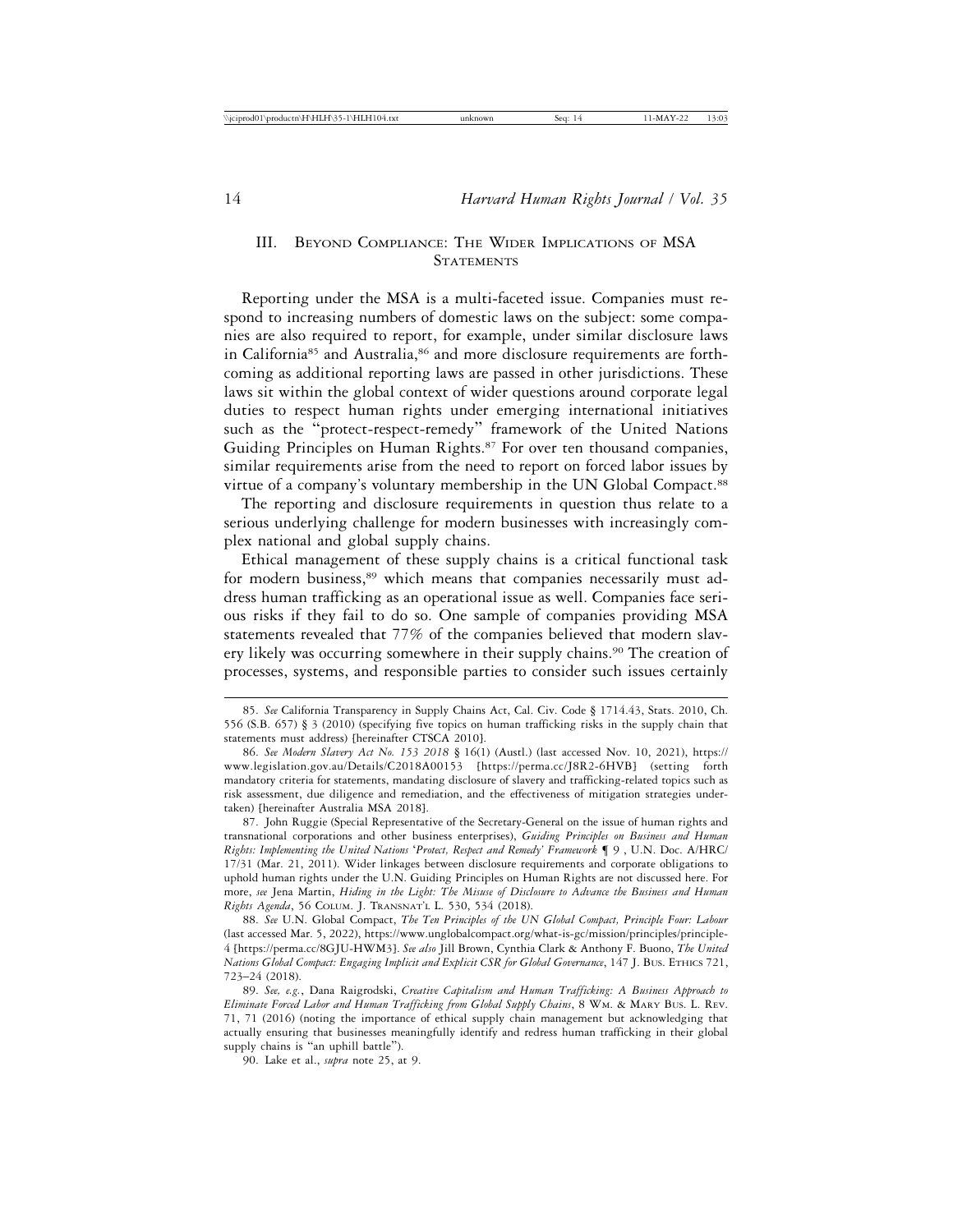## III. Beyond Compliance: The Wider Implications of MSA Statements

Reporting under the MSA is a multi-faceted issue. Companies must respond to increasing numbers of domestic laws on the subject: some companies are also required to report, for example, under similar disclosure laws in California[85] and Australia,[86] and more disclosure requirements are forthcoming as additional reporting laws are passed in other jurisdictions. These laws sit within the global context of wider questions around corporate legal duties to respect human rights under emerging international initiatives such as the "protect-respect-remedy" framework of the United Nations Guiding Principles on Human Rights.[87] For over ten thousand companies, similar requirements arise from the need to report on forced labor issues by virtue of a company's voluntary membership in the UN Global Compact.[88]

The reporting and disclosure requirements in question thus relate to a serious underlying challenge for modern businesses with increasingly complex national and global supply chains.

Ethical management of these supply chains is a critical functional task for modern business,[89] which means that companies necessarily must address human trafficking as an operational issue as well. Companies face serious risks if they fail to do so. One sample of companies providing MSA statements revealed that 77% of the companies believed that modern slavery likely was occurring somewhere in their supply chains.[90] The creation of processes, systems, and responsible parties to consider such issues certainly

---

85. *See* California Transparency in Supply Chains Act, Cal. Civ. Code § 1714.43, Stats. 2010, Ch. 556 (S.B. 657) § 3 (2010) (specifying five topics on human trafficking risks in the supply chain that statements must address) [hereinafter CTSCA 2010].

86. *See Modern Slavery Act No. 153 2018* § 16(1) (Austl.) (last accessed Nov. 10, 2021), https://www.legislation.gov.au/Details/C2018A00153 [https://perma.cc/J8R2-6HVB] (setting forth mandatory criteria for statements, mandating disclosure of slavery and trafficking-related topics such as risk assessment, due diligence and remediation, and the effectiveness of mitigation strategies undertaken) [hereinafter Australia MSA 2018].

87. John Ruggie (Special Representative of the Secretary-General on the issue of human rights and transnational corporations and other business enterprises), *Guiding Principles on Business and Human Rights: Implementing the United Nations 'Protect, Respect and Remedy' Framework* ¶ 9 , U.N. Doc. A/HRC/17/31 (Mar. 21, 2011). Wider linkages between disclosure requirements and corporate obligations to uphold human rights under the U.N. Guiding Principles on Human Rights are not discussed here. For more, *see* Jena Martin, *Hiding in the Light: The Misuse of Disclosure to Advance the Business and Human Rights Agenda*, 56 Colum. J. Transnat'l L. 530, 534 (2018).

88. *See* U.N. Global Compact, *The Ten Principles of the UN Global Compact, Principle Four: Labour* (last accessed Mar. 5, 2022), https://www.unglobalcompact.org/what-is-gc/mission/principles/principle-4 [https://perma.cc/8GJU-HWM3]. *See also* Jill Brown, Cynthia Clark & Anthony F. Buono, *The United Nations Global Compact: Engaging Implicit and Explicit CSR for Global Governance*, 147 J. Bus. Ethics 721, 723–24 (2018).

89. *See, e.g.*, Dana Raigrodski, *Creative Capitalism and Human Trafficking: A Business Approach to Eliminate Forced Labor and Human Trafficking from Global Supply Chains*, 8 Wm. & Mary Bus. L. Rev. 71, 71 (2016) (noting the importance of ethical supply chain management but acknowledging that actually ensuring that businesses meaningfully identify and redress human trafficking in their global supply chains is "an uphill battle").

90. Lake et al., *supra* note 25, at 9.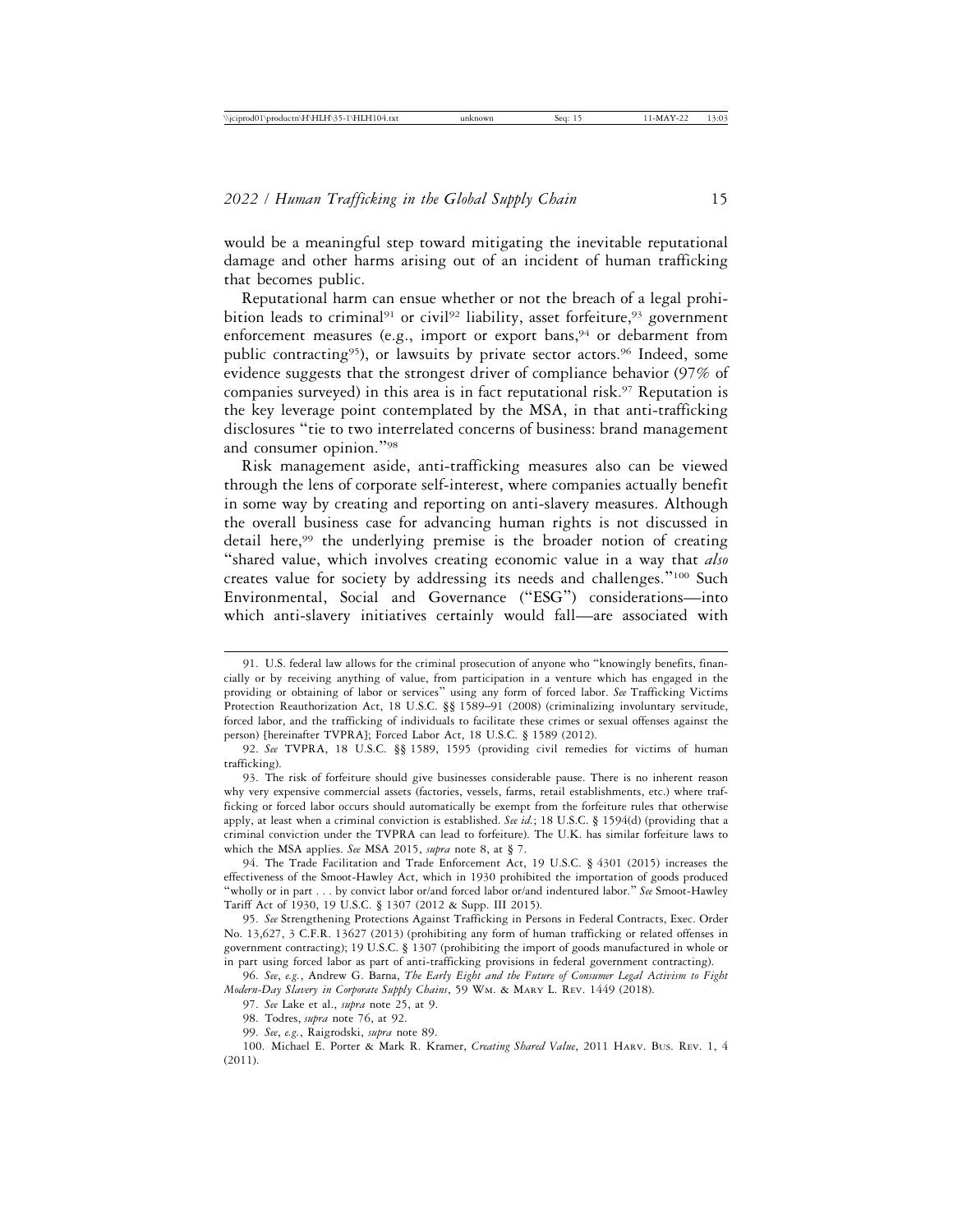would be a meaningful step toward mitigating the inevitable reputational damage and other harms arising out of an incident of human trafficking that becomes public.

Reputational harm can ensue whether or not the breach of a legal prohibition leads to criminal[91] or civil[92] liability, asset forfeiture,[93] government enforcement measures (e.g., import or export bans,[94] or debarment from public contracting[95]), or lawsuits by private sector actors.[96] Indeed, some evidence suggests that the strongest driver of compliance behavior (97% of companies surveyed) in this area is in fact reputational risk.[97] Reputation is the key leverage point contemplated by the MSA, in that anti-trafficking disclosures "tie to two interrelated concerns of business: brand management and consumer opinion."[98]

Risk management aside, anti-trafficking measures also can be viewed through the lens of corporate self-interest, where companies actually benefit in some way by creating and reporting on anti-slavery measures. Although the overall business case for advancing human rights is not discussed in detail here,[99] the underlying premise is the broader notion of creating "shared value, which involves creating economic value in a way that *also* creates value for society by addressing its needs and challenges."[100] Such Environmental, Social and Governance ("ESG") considerations—into which anti-slavery initiatives certainly would fall—are associated with

---

91. U.S. federal law allows for the criminal prosecution of anyone who "knowingly benefits, financially or by receiving anything of value, from participation in a venture which has engaged in the providing or obtaining of labor or services" using any form of forced labor. *See* Trafficking Victims Protection Reauthorization Act, 18 U.S.C. §§ 1589–91 (2008) (criminalizing involuntary servitude, forced labor, and the trafficking of individuals to facilitate these crimes or sexual offenses against the person) [hereinafter TVPRA]; Forced Labor Act, 18 U.S.C. § 1589 (2012).

92. *See* TVPRA, 18 U.S.C. §§ 1589, 1595 (providing civil remedies for victims of human trafficking).

93. The risk of forfeiture should give businesses considerable pause. There is no inherent reason why very expensive commercial assets (factories, vessels, farms, retail establishments, etc.) where trafficking or forced labor occurs should automatically be exempt from the forfeiture rules that otherwise apply, at least when a criminal conviction is established. *See id.*; 18 U.S.C. § 1594(d) (providing that a criminal conviction under the TVPRA can lead to forfeiture). The U.K. has similar forfeiture laws to which the MSA applies. *See* MSA 2015, *supra* note 8, at § 7.

94. The Trade Facilitation and Trade Enforcement Act, 19 U.S.C. § 4301 (2015) increases the effectiveness of the Smoot-Hawley Act, which in 1930 prohibited the importation of goods produced "wholly or in part . . . by convict labor or/and forced labor or/and indentured labor." *See* Smoot-Hawley Tariff Act of 1930, 19 U.S.C. § 1307 (2012 & Supp. III 2015).

95. *See* Strengthening Protections Against Trafficking in Persons in Federal Contracts, Exec. Order No. 13,627, 3 C.F.R. 13627 (2013) (prohibiting any form of human trafficking or related offenses in government contracting); 19 U.S.C. § 1307 (prohibiting the import of goods manufactured in whole or in part using forced labor as part of anti-trafficking provisions in federal government contracting).

96. *See, e.g.*, Andrew G. Barna, *The Early Eight and the Future of Consumer Legal Activism to Fight Modern-Day Slavery in Corporate Supply Chains*, 59 Wm. & Mary L. Rev. 1449 (2018).

97. *See* Lake et al., *supra* note 25, at 9.

98. Todres, *supra* note 76, at 92.

99. *See, e.g.*, Raigrodski, *supra* note 89.

100. Michael E. Porter & Mark R. Kramer, *Creating Shared Value*, 2011 Harv. Bus. Rev. 1, 4 (2011).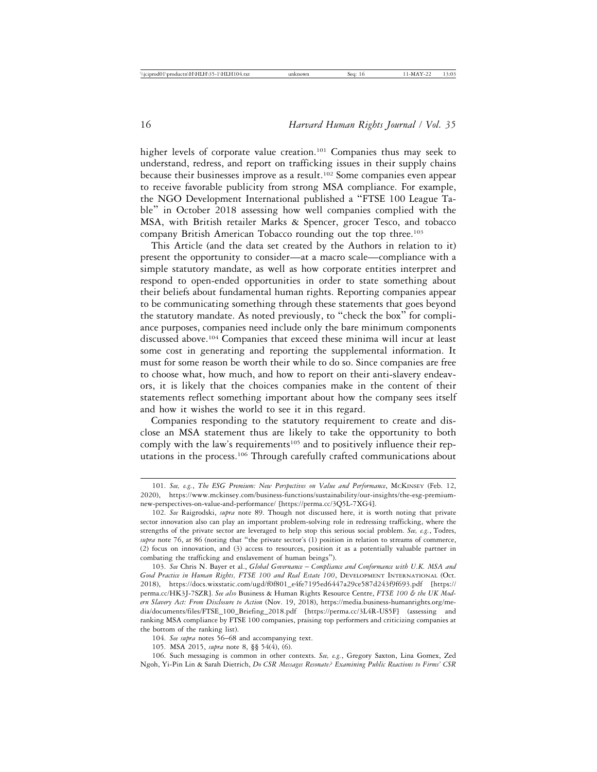higher levels of corporate value creation.[101] Companies thus may seek to understand, redress, and report on trafficking issues in their supply chains because their businesses improve as a result.[102] Some companies even appear to receive favorable publicity from strong MSA compliance. For example, the NGO Development International published a "FTSE 100 League Table" in October 2018 assessing how well companies complied with the MSA, with British retailer Marks & Spencer, grocer Tesco, and tobacco company British American Tobacco rounding out the top three.[103]

This Article (and the data set created by the Authors in relation to it) present the opportunity to consider—at a macro scale—compliance with a simple statutory mandate, as well as how corporate entities interpret and respond to open-ended opportunities in order to state something about their beliefs about fundamental human rights. Reporting companies appear to be communicating something through these statements that goes beyond the statutory mandate. As noted previously, to "check the box" for compliance purposes, companies need include only the bare minimum components discussed above.[104] Companies that exceed these minima will incur at least some cost in generating and reporting the supplemental information. It must for some reason be worth their while to do so. Since companies are free to choose what, how much, and how to report on their anti-slavery endeavors, it is likely that the choices companies make in the content of their statements reflect something important about how the company sees itself and how it wishes the world to see it in this regard.

Companies responding to the statutory requirement to create and disclose an MSA statement thus are likely to take the opportunity to both comply with the law's requirements[105] and to positively influence their reputations in the process.[106] Through carefully crafted communications about

---

101. *See, e.g.*, *The ESG Premium: New Perspectives on Value and Performance*, McKinsey (Feb. 12, 2020), https://www.mckinsey.com/business-functions/sustainability/our-insights/the-esg-premium-new-perspectives-on-value-and-performance/ [https://perma.cc/3Q5L-7XG4].

102. *See* Raigrodski, *supra* note 89. Though not discussed here, it is worth noting that private sector innovation also can play an important problem-solving role in redressing trafficking, where the strengths of the private sector are leveraged to help stop this serious social problem. *See, e.g.*, Todres, *supra* note 76, at 86 (noting that "the private sector's (1) position in relation to streams of commerce, (2) focus on innovation, and (3) access to resources, position it as a potentially valuable partner in combating the trafficking and enslavement of human beings").

103. *See* Chris N. Bayer et al., *Global Governance – Compliance and Conformance with U.K. MSA and Good Practice in Human Rights, FTSE 100 and Real Estate 100*, Development International (Oct. 2018), https://docs.wixstatic.com/ugd/f0f801_e4fe7195ed6447a29ce587d243f9f693.pdf [https://perma.cc/HK3J-7SZR]. *See also* Business & Human Rights Resource Centre, *FTSE 100 & the UK Modern Slavery Act: From Disclosure to Action* (Nov. 19, 2018), https://media.business-humanrights.org/media/documents/files/FTSE_100_Briefing_2018.pdf [https://perma.cc/3L4R-US5F] (assessing and ranking MSA compliance by FTSE 100 companies, praising top performers and criticizing companies at the bottom of the ranking list).

104. *See supra* notes 56–68 and accompanying text.

105. MSA 2015, *supra* note 8, §§ 54(4), (6).

106. Such messaging is common in other contexts. *See, e.g.*, Gregory Saxton, Lina Gomex, Zed Ngoh, Yi-Pin Lin & Sarah Dietrich, *Do CSR Messages Resonate? Examining Public Reactions to Firms' CSR*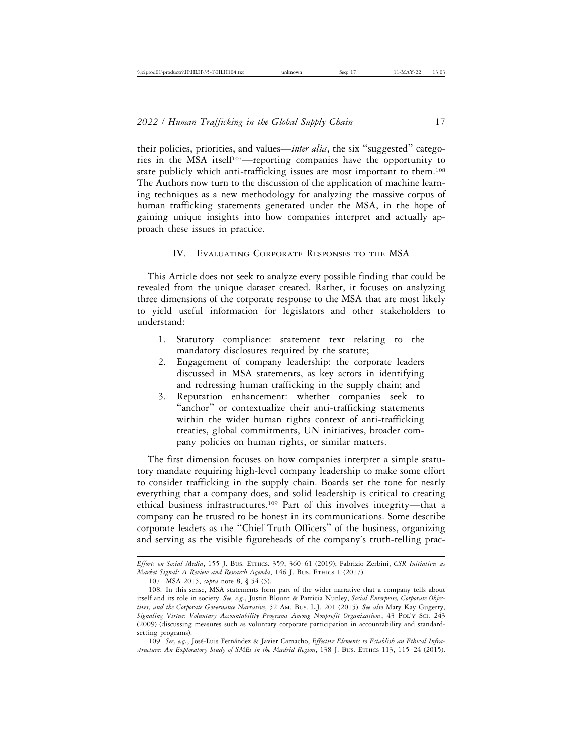their policies, priorities, and values—*inter alia*, the six "suggested" categories in the MSA itself[107]—reporting companies have the opportunity to state publicly which anti-trafficking issues are most important to them.[108] The Authors now turn to the discussion of the application of machine learning techniques as a new methodology for analyzing the massive corpus of human trafficking statements generated under the MSA, in the hope of gaining unique insights into how companies interpret and actually approach these issues in practice.

## IV. Evaluating Corporate Responses to the MSA

This Article does not seek to analyze every possible finding that could be revealed from the unique dataset created. Rather, it focuses on analyzing three dimensions of the corporate response to the MSA that are most likely to yield useful information for legislators and other stakeholders to understand:

1. Statutory compliance: statement text relating to the mandatory disclosures required by the statute;
2. Engagement of company leadership: the corporate leaders discussed in MSA statements, as key actors in identifying and redressing human trafficking in the supply chain; and
3. Reputation enhancement: whether companies seek to "anchor" or contextualize their anti-trafficking statements within the wider human rights context of anti-trafficking treaties, global commitments, UN initiatives, broader company policies on human rights, or similar matters.

The first dimension focuses on how companies interpret a simple statutory mandate requiring high-level company leadership to make some effort to consider trafficking in the supply chain. Boards set the tone for nearly everything that a company does, and solid leadership is critical to creating ethical business infrastructures.[109] Part of this involves integrity—that a company can be trusted to be honest in its communications. Some describe corporate leaders as the "Chief Truth Officers" of the business, organizing and serving as the visible figureheads of the company's truth-telling prac-

---

*Efforts on Social Media*, 155 J. Bus. Ethics. 359, 360–61 (2019); Fabrizio Zerbini, *CSR Initiatives as Market Signal: A Review and Research Agenda*, 146 J. Bus. Ethics 1 (2017).

107. MSA 2015, *supra* note 8, § 54 (5).

108. In this sense, MSA statements form part of the wider narrative that a company tells about itself and its role in society. *See, e.g.*, Justin Blount & Patricia Nunley, *Social Enterprise, Corporate Objectives, and the Corporate Governance Narrative*, 52 Am. Bus. L.J. 201 (2015). *See also* Mary Kay Gugerty, *Signaling Virtue: Voluntary Accountability Programs Among Nonprofit Organizations*, 43 Pol'y Sci. 243 (2009) (discussing measures such as voluntary corporate participation in accountability and standard-setting programs).

109. *See, e.g.*, José-Luis Fernández & Javier Camacho, *Effective Elements to Establish an Ethical Infrastructure: An Exploratory Study of SMEs in the Madrid Region*, 138 J. Bus. Ethics 113, 115–24 (2015).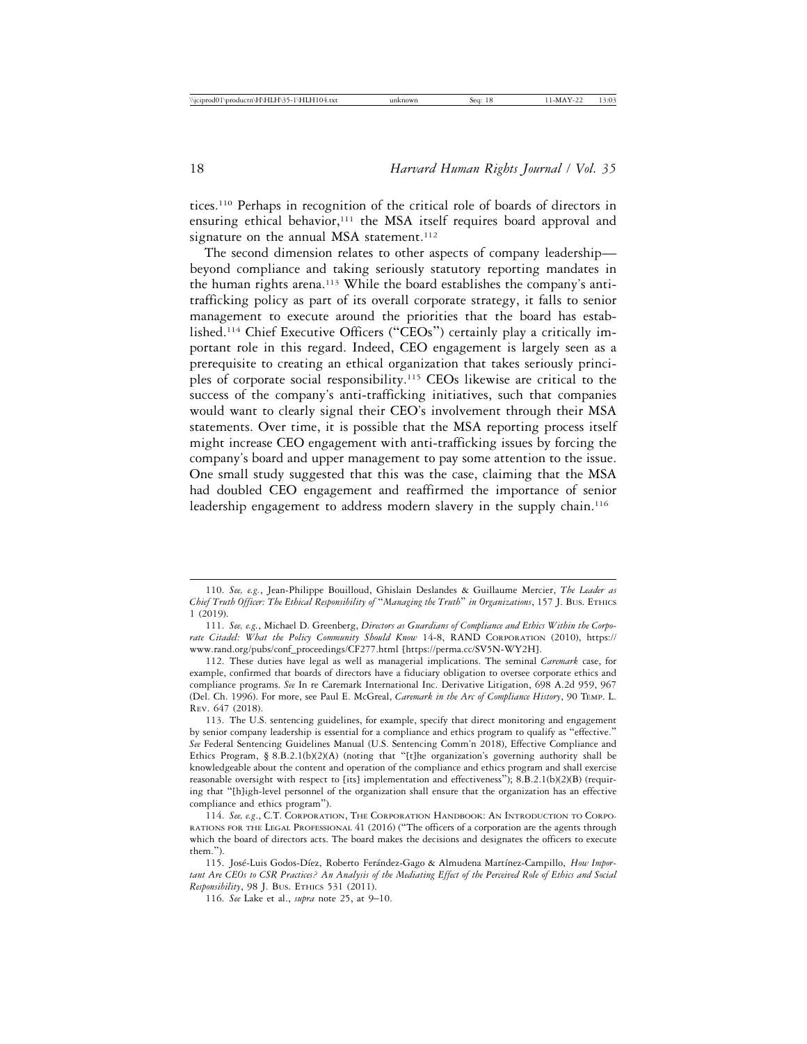tices.[110] Perhaps in recognition of the critical role of boards of directors in ensuring ethical behavior,[111] the MSA itself requires board approval and signature on the annual MSA statement.[112]

The second dimension relates to other aspects of company leadership—beyond compliance and taking seriously statutory reporting mandates in the human rights arena.[113] While the board establishes the company's anti-trafficking policy as part of its overall corporate strategy, it falls to senior management to execute around the priorities that the board has established.[114] Chief Executive Officers ("CEOs") certainly play a critically important role in this regard. Indeed, CEO engagement is largely seen as a prerequisite to creating an ethical organization that takes seriously principles of corporate social responsibility.[115] CEOs likewise are critical to the success of the company's anti-trafficking initiatives, such that companies would want to clearly signal their CEO's involvement through their MSA statements. Over time, it is possible that the MSA reporting process itself might increase CEO engagement with anti-trafficking issues by forcing the company's board and upper management to pay some attention to the issue. One small study suggested that this was the case, claiming that the MSA had doubled CEO engagement and reaffirmed the importance of senior leadership engagement to address modern slavery in the supply chain.[116]

---

110. *See, e.g.*, Jean-Philippe Bouilloud, Ghislain Deslandes & Guillaume Mercier, *The Leader as Chief Truth Officer: The Ethical Responsibility of "Managing the Truth" in Organizations*, 157 J. Bus. Ethics 1 (2019).

111. *See, e.g.*, Michael D. Greenberg, *Directors as Guardians of Compliance and Ethics Within the Corporate Citadel: What the Policy Community Should Know* 14-8, RAND Corporation (2010), https://www.rand.org/pubs/conf_proceedings/CF277.html [https://perma.cc/SV5N-WY2H].

112. These duties have legal as well as managerial implications. The seminal *Caremark* case, for example, confirmed that boards of directors have a fiduciary obligation to oversee corporate ethics and compliance programs. *See* In re Caremark International Inc. Derivative Litigation, 698 A.2d 959, 967 (Del. Ch. 1996). For more, see Paul E. McGreal, *Caremark in the Arc of Compliance History*, 90 Temp. L. Rev. 647 (2018).

113. The U.S. sentencing guidelines, for example, specify that direct monitoring and engagement by senior company leadership is essential for a compliance and ethics program to qualify as "effective." *See* Federal Sentencing Guidelines Manual (U.S. Sentencing Comm'n 2018), Effective Compliance and Ethics Program, § 8.B.2.1(b)(2)(A) (noting that "[t]he organization's governing authority shall be knowledgeable about the content and operation of the compliance and ethics program and shall exercise reasonable oversight with respect to [its] implementation and effectiveness"); 8.B.2.1(b)(2)(B) (requiring that "[h]igh-level personnel of the organization shall ensure that the organization has an effective compliance and ethics program").

114. *See, e.g.*, C.T. Corporation, The Corporation Handbook: An Introduction to Corporations for the Legal Professional 41 (2016) ("The officers of a corporation are the agents through which the board of directors acts. The board makes the decisions and designates the officers to execute them.").

115. José-Luis Godos-Díez, Roberto Ferández-Gago & Almudena Martínez-Campillo, *How Important Are CEOs to CSR Practices? An Analysis of the Mediating Effect of the Perceived Role of Ethics and Social Responsibility*, 98 J. Bus. Ethics 531 (2011).

116. *See* Lake et al., *supra* note 25, at 9–10.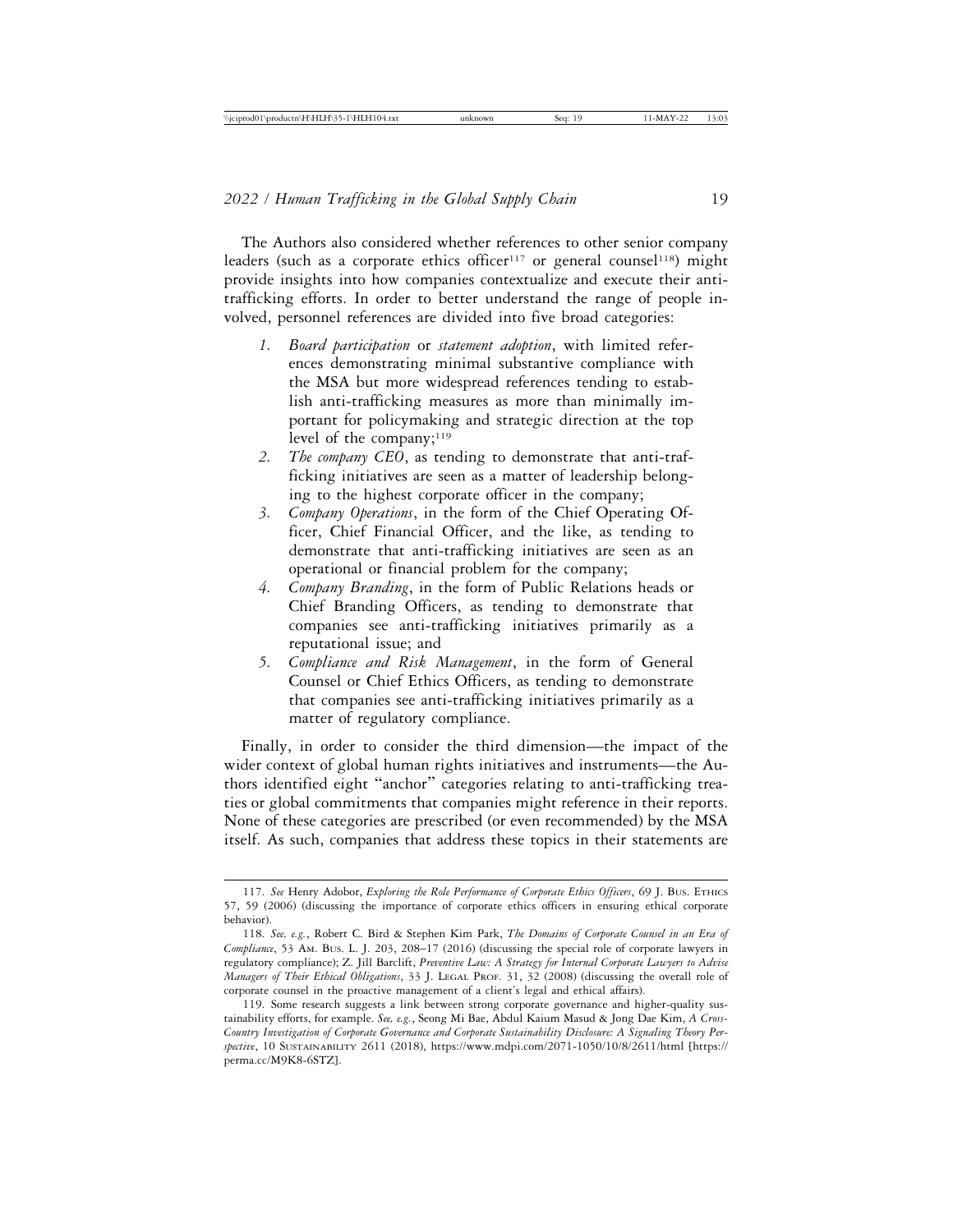The Authors also considered whether references to other senior company leaders (such as a corporate ethics officer[117] or general counsel[118]) might provide insights into how companies contextualize and execute their anti-trafficking efforts. In order to better understand the range of people involved, personnel references are divided into five broad categories:

1. *Board participation* or *statement adoption*, with limited references demonstrating minimal substantive compliance with the MSA but more widespread references tending to establish anti-trafficking measures as more than minimally important for policymaking and strategic direction at the top level of the company;[119]
2. *The company CEO*, as tending to demonstrate that anti-trafficking initiatives are seen as a matter of leadership belonging to the highest corporate officer in the company;
3. *Company Operations*, in the form of the Chief Operating Officer, Chief Financial Officer, and the like, as tending to demonstrate that anti-trafficking initiatives are seen as an operational or financial problem for the company;
4. *Company Branding*, in the form of Public Relations heads or Chief Branding Officers, as tending to demonstrate that companies see anti-trafficking initiatives primarily as a reputational issue; and
5. *Compliance and Risk Management*, in the form of General Counsel or Chief Ethics Officers, as tending to demonstrate that companies see anti-trafficking initiatives primarily as a matter of regulatory compliance.

Finally, in order to consider the third dimension—the impact of the wider context of global human rights initiatives and instruments—the Authors identified eight "anchor" categories relating to anti-trafficking treaties or global commitments that companies might reference in their reports. None of these categories are prescribed (or even recommended) by the MSA itself. As such, companies that address these topics in their statements are

---

117. *See* Henry Adobor, *Exploring the Role Performance of Corporate Ethics Officers*, 69 J. Bus. Ethics 57, 59 (2006) (discussing the importance of corporate ethics officers in ensuring ethical corporate behavior).

118. *See, e.g.*, Robert C. Bird & Stephen Kim Park, *The Domains of Corporate Counsel in an Era of Compliance*, 53 Am. Bus. L. J. 203, 208–17 (2016) (discussing the special role of corporate lawyers in regulatory compliance); Z. Jill Barclift, *Preventive Law: A Strategy for Internal Corporate Lawyers to Advise Managers of Their Ethical Obligations*, 33 J. Legal Prof. 31, 32 (2008) (discussing the overall role of corporate counsel in the proactive management of a client's legal and ethical affairs).

119. Some research suggests a link between strong corporate governance and higher-quality sustainability efforts, for example. *See, e.g.*, Seong Mi Bae, Abdul Kaium Masud & Jong Dae Kim, *A Cross-Country Investigation of Corporate Governance and Corporate Sustainability Disclosure: A Signaling Theory Perspective*, 10 Sustainability 2611 (2018), https://www.mdpi.com/2071-1050/10/8/2611/html [https://perma.cc/M9K8-6STZ].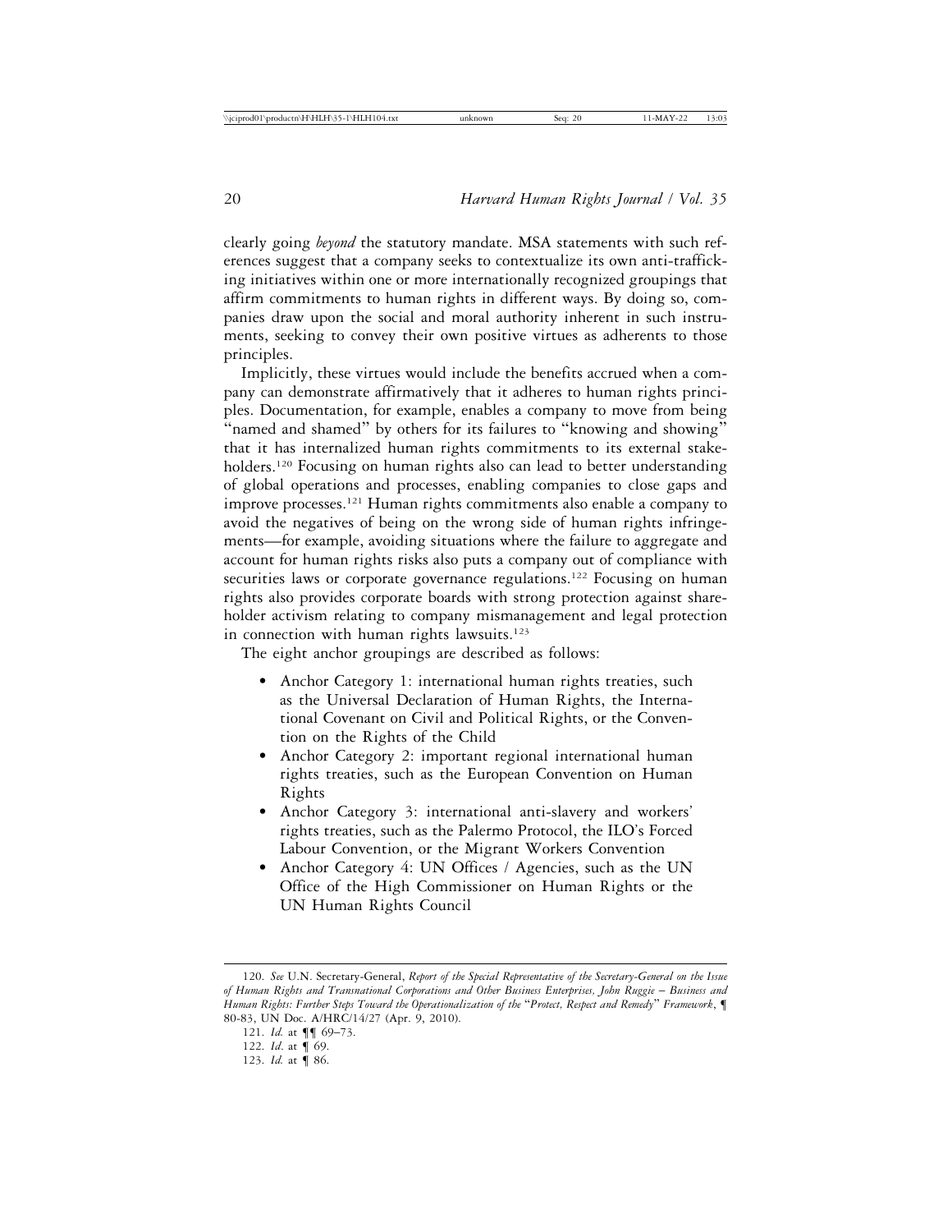clearly going *beyond* the statutory mandate. MSA statements with such references suggest that a company seeks to contextualize its own anti-trafficking initiatives within one or more internationally recognized groupings that affirm commitments to human rights in different ways. By doing so, companies draw upon the social and moral authority inherent in such instruments, seeking to convey their own positive virtues as adherents to those principles.

Implicitly, these virtues would include the benefits accrued when a company can demonstrate affirmatively that it adheres to human rights principles. Documentation, for example, enables a company to move from being "named and shamed" by others for its failures to "knowing and showing" that it has internalized human rights commitments to its external stakeholders.[120] Focusing on human rights also can lead to better understanding of global operations and processes, enabling companies to close gaps and improve processes.[121] Human rights commitments also enable a company to avoid the negatives of being on the wrong side of human rights infringements—for example, avoiding situations where the failure to aggregate and account for human rights risks also puts a company out of compliance with securities laws or corporate governance regulations.[122] Focusing on human rights also provides corporate boards with strong protection against shareholder activism relating to company mismanagement and legal protection in connection with human rights lawsuits.[123]

The eight anchor groupings are described as follows:

- Anchor Category 1: international human rights treaties, such as the Universal Declaration of Human Rights, the International Covenant on Civil and Political Rights, or the Convention on the Rights of the Child
- Anchor Category 2: important regional international human rights treaties, such as the European Convention on Human Rights
- Anchor Category 3: international anti-slavery and workers' rights treaties, such as the Palermo Protocol, the ILO's Forced Labour Convention, or the Migrant Workers Convention
- Anchor Category 4: UN Offices / Agencies, such as the UN Office of the High Commissioner on Human Rights or the UN Human Rights Council

---

120. *See* U.N. Secretary-General, *Report of the Special Representative of the Secretary-General on the Issue of Human Rights and Transnational Corporations and Other Business Enterprises, John Ruggie – Business and Human Rights: Further Steps Toward the Operationalization of the "Protect, Respect and Remedy" Framework*, ¶ 80-83, UN Doc. A/HRC/14/27 (Apr. 9, 2010).

121. *Id.* at ¶¶ 69–73.

122. *Id*. at ¶ 69.

123. *Id.* at ¶ 86.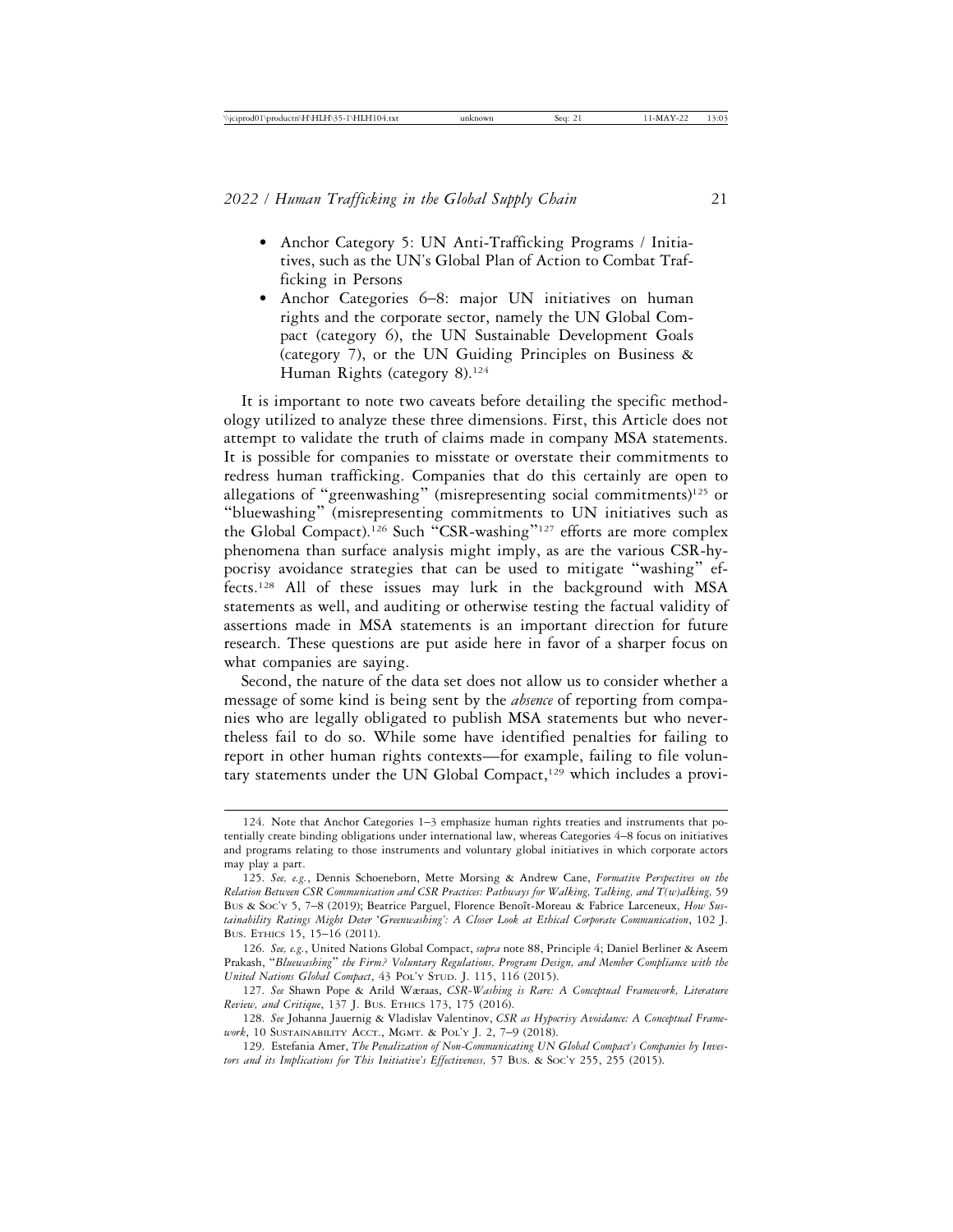- Anchor Category 5: UN Anti-Trafficking Programs / Initiatives, such as the UN's Global Plan of Action to Combat Trafficking in Persons
- Anchor Categories 6–8: major UN initiatives on human rights and the corporate sector, namely the UN Global Compact (category 6), the UN Sustainable Development Goals (category 7), or the UN Guiding Principles on Business & Human Rights (category 8).[124]

It is important to note two caveats before detailing the specific methodology utilized to analyze these three dimensions. First, this Article does not attempt to validate the truth of claims made in company MSA statements. It is possible for companies to misstate or overstate their commitments to redress human trafficking. Companies that do this certainly are open to allegations of "greenwashing" (misrepresenting social commitments)[125] or "bluewashing" (misrepresenting commitments to UN initiatives such as the Global Compact).[126] Such "CSR-washing"[127] efforts are more complex phenomena than surface analysis might imply, as are the various CSR-hypocrisy avoidance strategies that can be used to mitigate "washing" effects.[128] All of these issues may lurk in the background with MSA statements as well, and auditing or otherwise testing the factual validity of assertions made in MSA statements is an important direction for future research. These questions are put aside here in favor of a sharper focus on what companies are saying.

Second, the nature of the data set does not allow us to consider whether a message of some kind is being sent by the *absence* of reporting from companies who are legally obligated to publish MSA statements but who nevertheless fail to do so. While some have identified penalties for failing to report in other human rights contexts—for example, failing to file voluntary statements under the UN Global Compact,[129] which includes a provi-

---

124. Note that Anchor Categories 1–3 emphasize human rights treaties and instruments that potentially create binding obligations under international law, whereas Categories 4–8 focus on initiatives and programs relating to those instruments and voluntary global initiatives in which corporate actors may play a part.

125. *See, e.g.*, Dennis Schoeneborn, Mette Morsing & Andrew Cane, *Formative Perspectives on the Relation Between CSR Communication and CSR Practices: Pathways for Walking, Talking, and T(w)alking,* 59 BUS & SOC'Y 5, 7–8 (2019); Beatrice Parguel, Florence Benoît-Moreau & Fabrice Larceneux, *How Sustainability Ratings Might Deter 'Greenwashing': A Closer Look at Ethical Corporate Communication*, 102 J. BUS. ETHICS 15, 15–16 (2011).

126. *See, e.g.*, United Nations Global Compact, *supra* note 88, Principle 4; Daniel Berliner & Aseem Prakash, "*Bluewashing*" *the Firm? Voluntary Regulations, Program Design, and Member Compliance with the United Nations Global Compact*, 43 POL'Y STUD. J. 115, 116 (2015).

127. *See* Shawn Pope & Arild Wæraas, *CSR-Washing is Rare: A Conceptual Framework, Literature Review, and Critique*, 137 J. BUS. ETHICS 173, 175 (2016).

128. *See* Johanna Jauernig & Vladislav Valentinov, *CSR as Hypocrisy Avoidance: A Conceptual Framework*, 10 SUSTAINABILITY ACCT., MGMT. & POL'Y J. 2, 7–9 (2018).

129. Estefania Amer, *The Penalization of Non-Communicating UN Global Compact's Companies by Investors and its Implications for This Initiative's Effectiveness,* 57 BUS. & SOC'Y 255, 255 (2015).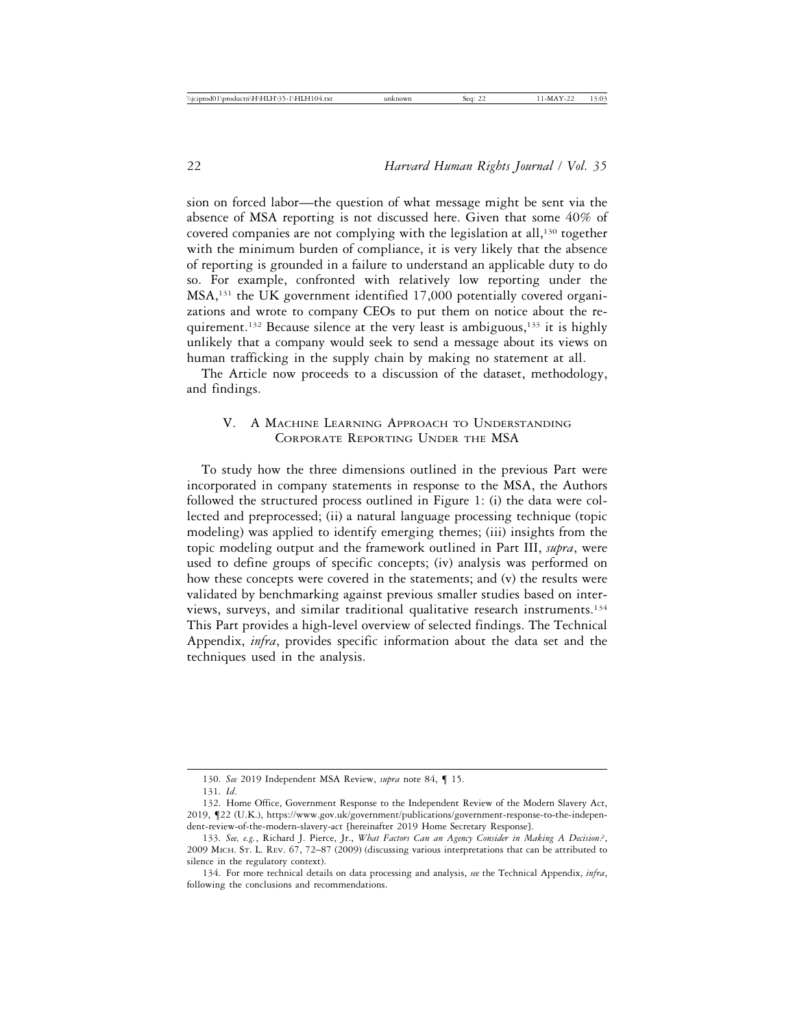sion on forced labor—the question of what message might be sent via the absence of MSA reporting is not discussed here. Given that some 40% of covered companies are not complying with the legislation at all,[130] together with the minimum burden of compliance, it is very likely that the absence of reporting is grounded in a failure to understand an applicable duty to do so. For example, confronted with relatively low reporting under the MSA,[131] the UK government identified 17,000 potentially covered organizations and wrote to company CEOs to put them on notice about the requirement.[132] Because silence at the very least is ambiguous,[133] it is highly unlikely that a company would seek to send a message about its views on human trafficking in the supply chain by making no statement at all.

The Article now proceeds to a discussion of the dataset, methodology, and findings.

## V. A Machine Learning Approach to Understanding Corporate Reporting Under the MSA

To study how the three dimensions outlined in the previous Part were incorporated in company statements in response to the MSA, the Authors followed the structured process outlined in Figure 1: (i) the data were collected and preprocessed; (ii) a natural language processing technique (topic modeling) was applied to identify emerging themes; (iii) insights from the topic modeling output and the framework outlined in Part III, *supra*, were used to define groups of specific concepts; (iv) analysis was performed on how these concepts were covered in the statements; and (v) the results were validated by benchmarking against previous smaller studies based on interviews, surveys, and similar traditional qualitative research instruments.[134] This Part provides a high-level overview of selected findings. The Technical Appendix, *infra*, provides specific information about the data set and the techniques used in the analysis.

---

130. *See* 2019 Independent MSA Review, *supra* note 84, ¶ 15.

131. *Id.*

132. Home Office, Government Response to the Independent Review of the Modern Slavery Act, 2019, ¶22 (U.K.), https://www.gov.uk/government/publications/government-response-to-the-independent-review-of-the-modern-slavery-act [hereinafter 2019 Home Secretary Response].

133. *See, e.g.*, Richard J. Pierce, Jr., *What Factors Can an Agency Consider in Making A Decision?*, 2009 Mich. St. L. Rev. 67, 72–87 (2009) (discussing various interpretations that can be attributed to silence in the regulatory context).

134. For more technical details on data processing and analysis, *see* the Technical Appendix, *infra*, following the conclusions and recommendations.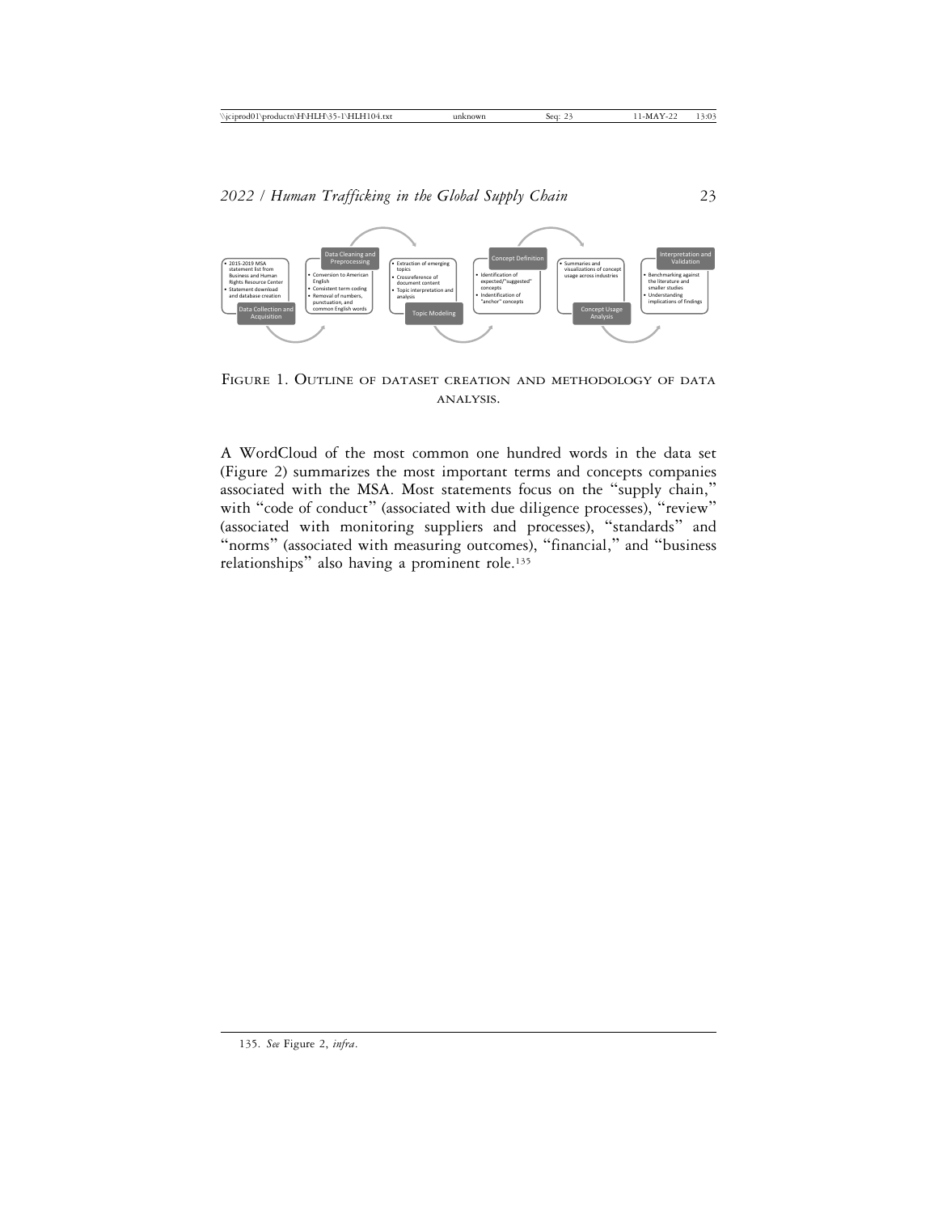- 2015-2019 MSA statement list from Business and Human Rights Resource Center
- Statement download and database creation

**Data Collection and Acquisition**

**Data Cleaning and Preprocessing**

- Conversion to American English
- Consistent term coding
- Removal of numbers, punctuation, and common English words

- Extraction of emerging topics
- Crossreference of document content
- Topic interpretation and analysis

**Topic Modeling**

**Concept Definition**

- Identification of expected/"suggested" concepts
- Indentification of "anchor" concepts

- Summaries and visualizations of concept usage across industries

**Concept Usage Analysis**

**Interpretation and Validation**

- Benchmarking against the literature and smaller studies
- Understanding implications of findings

FIGURE 1. OUTLINE OF DATASET CREATION AND METHODOLOGY OF DATA ANALYSIS.

A WordCloud of the most common one hundred words in the data set (Figure 2) summarizes the most important terms and concepts companies associated with the MSA. Most statements focus on the "supply chain," with "code of conduct" (associated with due diligence processes), "review" (associated with monitoring suppliers and processes), "standards" and "norms" (associated with measuring outcomes), "financial," and "business relationships" also having a prominent role.[135]

---

135. *See* Figure 2, *infra*.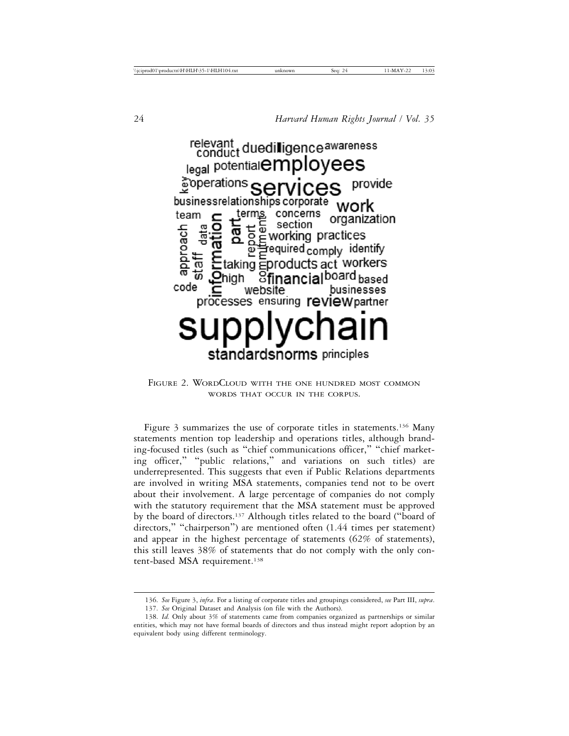Figure 2. WordCloud with the one hundred most common words that occur in the corpus.

Figure 3 summarizes the use of corporate titles in statements.[136] Many statements mention top leadership and operations titles, although branding-focused titles (such as "chief communications officer," "chief marketing officer," "public relations," and variations on such titles) are underrepresented. This suggests that even if Public Relations departments are involved in writing MSA statements, companies tend not to be overt about their involvement. A large percentage of companies do not comply with the statutory requirement that the MSA statement must be approved by the board of directors.[137] Although titles related to the board ("board of directors," "chairperson") are mentioned often (1.44 times per statement) and appear in the highest percentage of statements (62% of statements), this still leaves 38% of statements that do not comply with the only content-based MSA requirement.[138]

---

136. *See* Figure 3, *infra*. For a listing of corporate titles and groupings considered, *see* Part III, *supra*.

137. *See* Original Dataset and Analysis (on file with the Authors).

138. *Id.* Only about 3% of statements came from companies organized as partnerships or similar entities, which may not have formal boards of directors and thus instead might report adoption by an equivalent body using different terminology.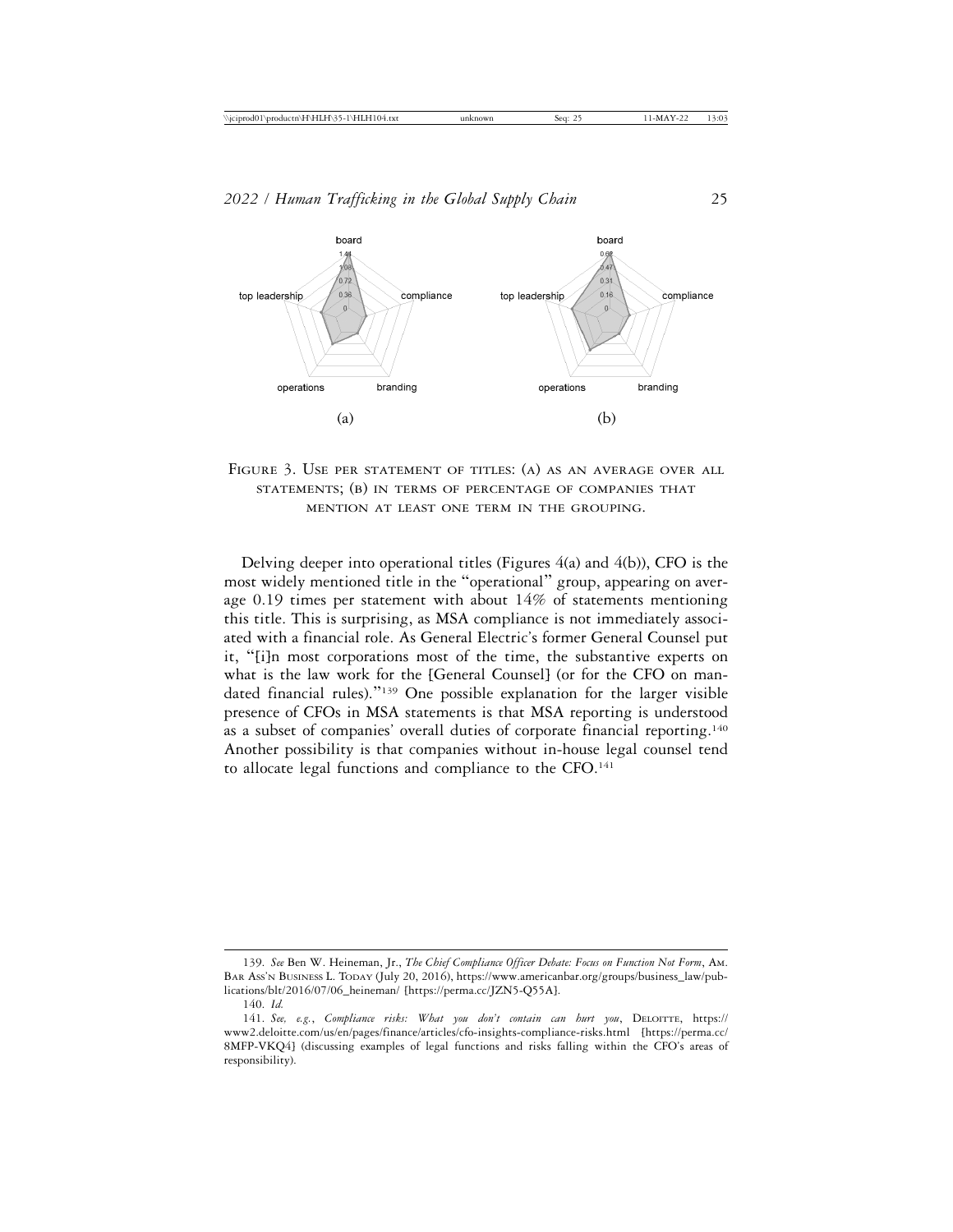FIGURE 3. USE PER STATEMENT OF TITLES: (A) AS AN AVERAGE OVER ALL STATEMENTS; (B) IN TERMS OF PERCENTAGE OF COMPANIES THAT MENTION AT LEAST ONE TERM IN THE GROUPING.

Delving deeper into operational titles (Figures 4(a) and 4(b)), CFO is the most widely mentioned title in the "operational" group, appearing on average 0.19 times per statement with about 14% of statements mentioning this title. This is surprising, as MSA compliance is not immediately associated with a financial role. As General Electric's former General Counsel put it, "[i]n most corporations most of the time, the substantive experts on what is the law work for the [General Counsel] (or for the CFO on mandated financial rules)."[139] One possible explanation for the larger visible presence of CFOs in MSA statements is that MSA reporting is understood as a subset of companies' overall duties of corporate financial reporting.[140] Another possibility is that companies without in-house legal counsel tend to allocate legal functions and compliance to the CFO.[141]

---

139. *See* Ben W. Heineman, Jr., *The Chief Compliance Officer Debate: Focus on Function Not Form*, AM. BAR ASS'N BUSINESS L. TODAY (July 20, 2016), https://www.americanbar.org/groups/business_law/publications/blt/2016/07/06_heineman/ [https://perma.cc/JZN5-Q55A].

140. *Id.*

141. *See, e.g.*, *Compliance risks: What you don't contain can hurt you*, DELOITTE, https://www2.deloitte.com/us/en/pages/finance/articles/cfo-insights-compliance-risks.html [https://perma.cc/8MFP-VKQ4] (discussing examples of legal functions and risks falling within the CFO's areas of responsibility).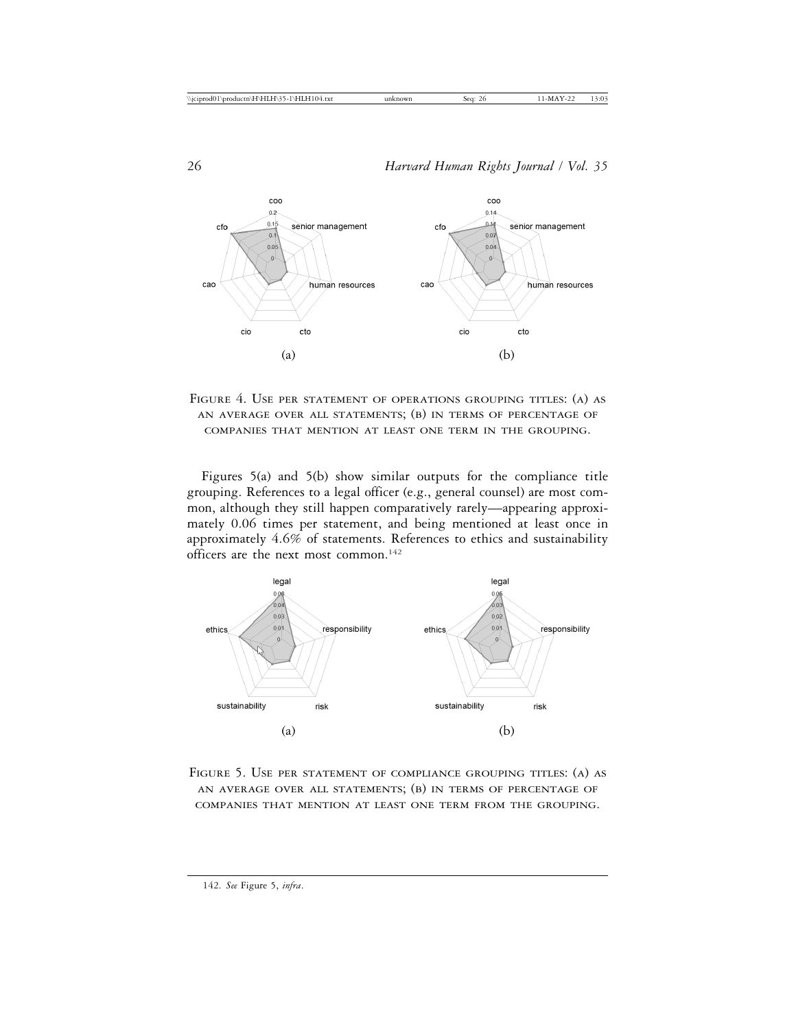FIGURE 4. USE PER STATEMENT OF OPERATIONS GROUPING TITLES: (A) AS AN AVERAGE OVER ALL STATEMENTS; (B) IN TERMS OF PERCENTAGE OF COMPANIES THAT MENTION AT LEAST ONE TERM IN THE GROUPING.

Figures 5(a) and 5(b) show similar outputs for the compliance title grouping. References to a legal officer (e.g., general counsel) are most common, although they still happen comparatively rarely—appearing approximately 0.06 times per statement, and being mentioned at least once in approximately 4.6% of statements. References to ethics and sustainability officers are the next most common.[142]

FIGURE 5. USE PER STATEMENT OF COMPLIANCE GROUPING TITLES: (A) AS AN AVERAGE OVER ALL STATEMENTS; (B) IN TERMS OF PERCENTAGE OF COMPANIES THAT MENTION AT LEAST ONE TERM FROM THE GROUPING.

142. *See* Figure 5, *infra*.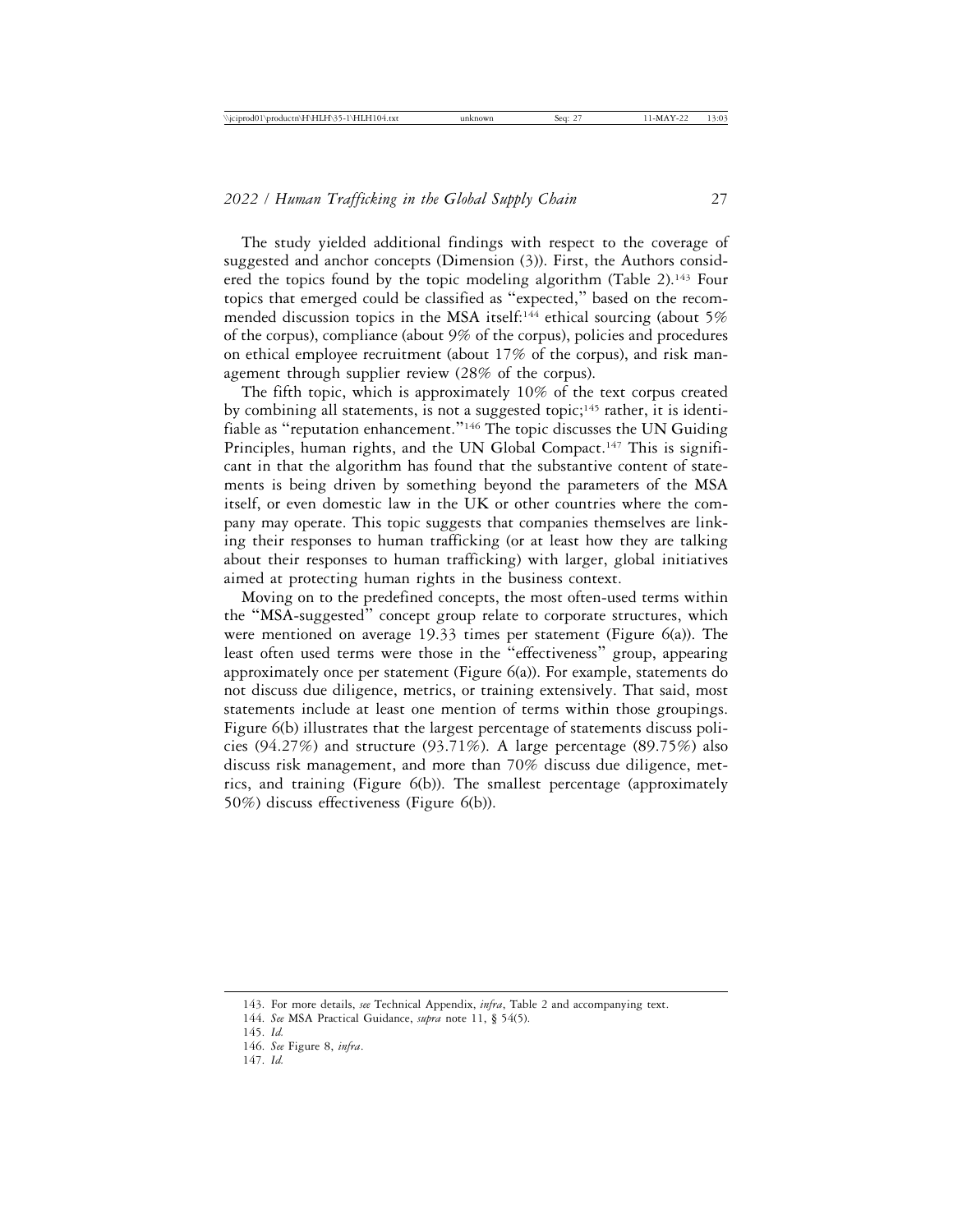The study yielded additional findings with respect to the coverage of suggested and anchor concepts (Dimension (3)). First, the Authors considered the topics found by the topic modeling algorithm (Table 2).[143] Four topics that emerged could be classified as "expected," based on the recommended discussion topics in the MSA itself:[144] ethical sourcing (about 5% of the corpus), compliance (about 9% of the corpus), policies and procedures on ethical employee recruitment (about 17% of the corpus), and risk management through supplier review (28% of the corpus).

The fifth topic, which is approximately 10% of the text corpus created by combining all statements, is not a suggested topic;[145] rather, it is identifiable as "reputation enhancement."[146] The topic discusses the UN Guiding Principles, human rights, and the UN Global Compact.[147] This is significant in that the algorithm has found that the substantive content of statements is being driven by something beyond the parameters of the MSA itself, or even domestic law in the UK or other countries where the company may operate. This topic suggests that companies themselves are linking their responses to human trafficking (or at least how they are talking about their responses to human trafficking) with larger, global initiatives aimed at protecting human rights in the business context.

Moving on to the predefined concepts, the most often-used terms within the "MSA-suggested" concept group relate to corporate structures, which were mentioned on average 19.33 times per statement (Figure 6(a)). The least often used terms were those in the "effectiveness" group, appearing approximately once per statement (Figure 6(a)). For example, statements do not discuss due diligence, metrics, or training extensively. That said, most statements include at least one mention of terms within those groupings. Figure 6(b) illustrates that the largest percentage of statements discuss policies (94.27%) and structure (93.71%). A large percentage (89.75%) also discuss risk management, and more than 70% discuss due diligence, metrics, and training (Figure 6(b)). The smallest percentage (approximately 50%) discuss effectiveness (Figure 6(b)).

---

143. For more details, *see* Technical Appendix, *infra*, Table 2 and accompanying text.

144. *See* MSA Practical Guidance, *supra* note 11, § 54(5).

145. *Id.*

146. *See* Figure 8, *infra*.

147. *Id.*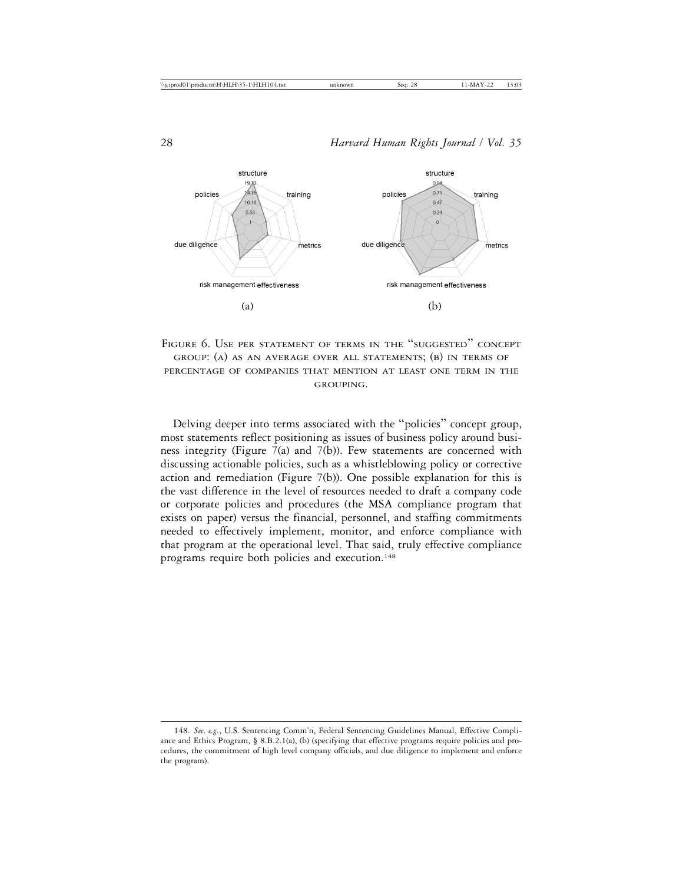Figure 6. Use per statement of terms in the "suggested" concept group: (a) as an average over all statements; (b) in terms of percentage of companies that mention at least one term in the grouping.

Delving deeper into terms associated with the "policies" concept group, most statements reflect positioning as issues of business policy around business integrity (Figure 7(a) and 7(b)). Few statements are concerned with discussing actionable policies, such as a whistleblowing policy or corrective action and remediation (Figure 7(b)). One possible explanation for this is the vast difference in the level of resources needed to draft a company code or corporate policies and procedures (the MSA compliance program that exists on paper) versus the financial, personnel, and staffing commitments needed to effectively implement, monitor, and enforce compliance with that program at the operational level. That said, truly effective compliance programs require both policies and execution.[148]

148. *See, e.g.*, U.S. Sentencing Comm'n, Federal Sentencing Guidelines Manual, Effective Compliance and Ethics Program, § 8.B.2.1(a), (b) (specifying that effective programs require policies and procedures, the commitment of high level company officials, and due diligence to implement and enforce the program).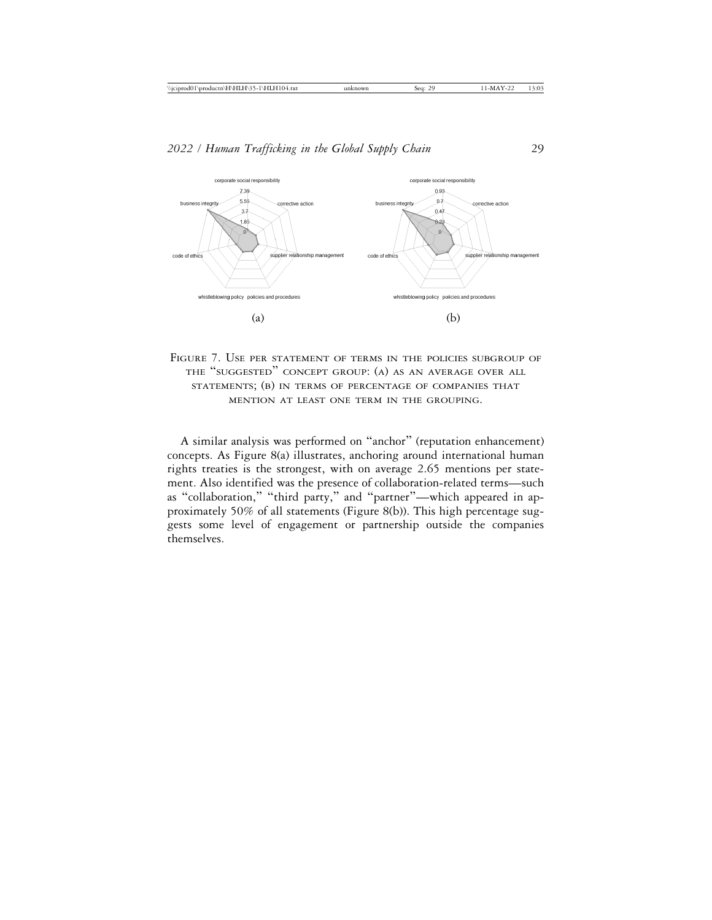FIGURE 7. USE PER STATEMENT OF TERMS IN THE POLICIES SUBGROUP OF THE "SUGGESTED" CONCEPT GROUP: (A) AS AN AVERAGE OVER ALL STATEMENTS; (B) IN TERMS OF PERCENTAGE OF COMPANIES THAT MENTION AT LEAST ONE TERM IN THE GROUPING.

A similar analysis was performed on "anchor" (reputation enhancement) concepts. As Figure 8(a) illustrates, anchoring around international human rights treaties is the strongest, with on average 2.65 mentions per statement. Also identified was the presence of collaboration-related terms—such as "collaboration," "third party," and "partner"—which appeared in approximately 50% of all statements (Figure 8(b)). This high percentage suggests some level of engagement or partnership outside the companies themselves.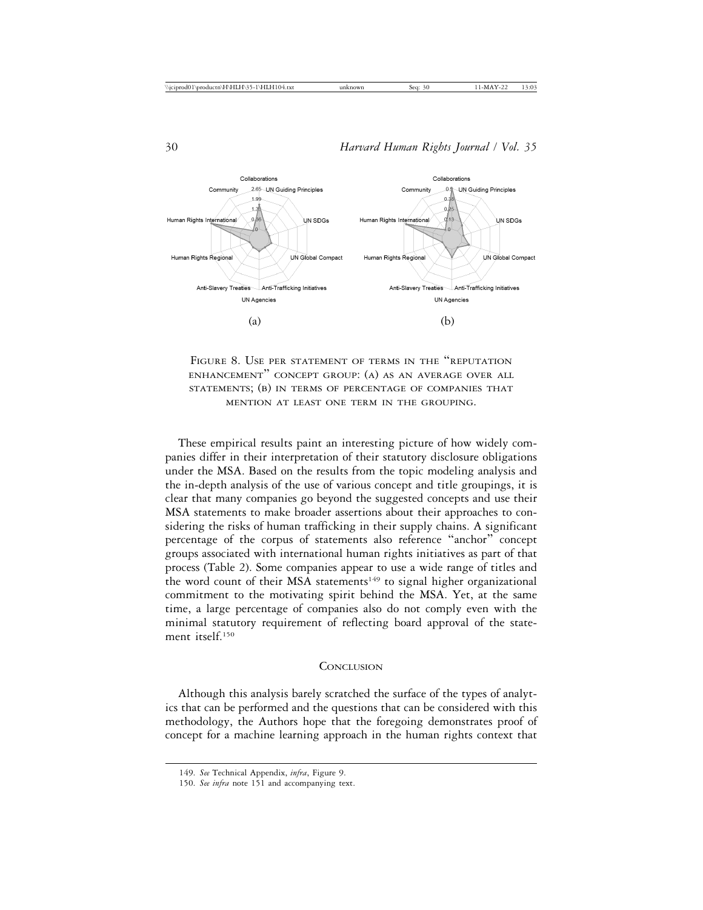Figure 8. Use per statement of terms in the "reputation enhancement" concept group: (a) as an average over all statements; (b) in terms of percentage of companies that mention at least one term in the grouping.

These empirical results paint an interesting picture of how widely companies differ in their interpretation of their statutory disclosure obligations under the MSA. Based on the results from the topic modeling analysis and the in-depth analysis of the use of various concept and title groupings, it is clear that many companies go beyond the suggested concepts and use their MSA statements to make broader assertions about their approaches to considering the risks of human trafficking in their supply chains. A significant percentage of the corpus of statements also reference "anchor" concept groups associated with international human rights initiatives as part of that process (Table 2). Some companies appear to use a wide range of titles and the word count of their MSA statements[149] to signal higher organizational commitment to the motivating spirit behind the MSA. Yet, at the same time, a large percentage of companies also do not comply even with the minimal statutory requirement of reflecting board approval of the statement itself.[150]

## Conclusion

Although this analysis barely scratched the surface of the types of analytics that can be performed and the questions that can be considered with this methodology, the Authors hope that the foregoing demonstrates proof of concept for a machine learning approach in the human rights context that

149. *See* Technical Appendix, *infra*, Figure 9.

150. *See infra* note 151 and accompanying text.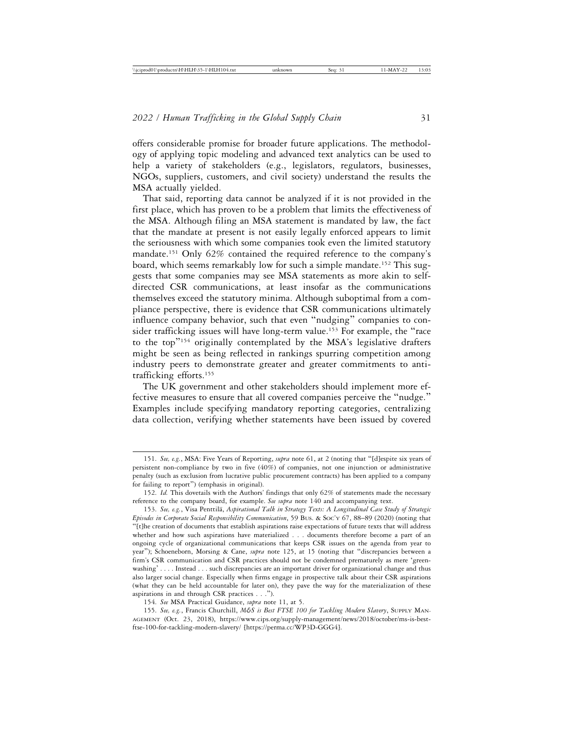offers considerable promise for broader future applications. The methodology of applying topic modeling and advanced text analytics can be used to help a variety of stakeholders (e.g., legislators, regulators, businesses, NGOs, suppliers, customers, and civil society) understand the results the MSA actually yielded.

That said, reporting data cannot be analyzed if it is not provided in the first place, which has proven to be a problem that limits the effectiveness of the MSA. Although filing an MSA statement is mandated by law, the fact that the mandate at present is not easily legally enforced appears to limit the seriousness with which some companies took even the limited statutory mandate.[151] Only 62% contained the required reference to the company's board, which seems remarkably low for such a simple mandate.[152] This suggests that some companies may see MSA statements as more akin to self-directed CSR communications, at least insofar as the communications themselves exceed the statutory minima. Although suboptimal from a compliance perspective, there is evidence that CSR communications ultimately influence company behavior, such that even "nudging" companies to consider trafficking issues will have long-term value.[153] For example, the "race to the top"[154] originally contemplated by the MSA's legislative drafters might be seen as being reflected in rankings spurring competition among industry peers to demonstrate greater and greater commitments to anti-trafficking efforts.[155]

The UK government and other stakeholders should implement more effective measures to ensure that all covered companies perceive the "nudge." Examples include specifying mandatory reporting categories, centralizing data collection, verifying whether statements have been issued by covered

---

151. *See, e.g.*, MSA: Five Years of Reporting, *supra* note 61, at 2 (noting that "[d]espite six years of persistent non-compliance by two in five (40%) of companies, not one injunction or administrative penalty (such as exclusion from lucrative public procurement contracts) has been applied to a company for failing to report") (emphasis in original).

152. *Id.* This dovetails with the Authors' findings that only 62% of statements made the necessary reference to the company board, for example. *See supra* note 140 and accompanying text.

153. *See, e.g.*, Visa Penttilä, *Aspirational Talk in Strategy Texts: A Longitudinal Case Study of Strategic Episodes in Corporate Social Responsibility Communication*, 59 Bus. & Soc'y 67, 88–89 (2020) (noting that "[t]he creation of documents that establish aspirations raise expectations of future texts that will address whether and how such aspirations have materialized . . . documents therefore become a part of an ongoing cycle of organizational communications that keeps CSR issues on the agenda from year to year"); Schoeneborn, Morsing & Cane, *supra* note 125, at 15 (noting that "discrepancies between a firm's CSR communication and CSR practices should not be condemned prematurely as mere 'greenwashing' . . . . Instead . . . such discrepancies are an important driver for organizational change and thus also larger social change. Especially when firms engage in prospective talk about their CSR aspirations (what they can be held accountable for later on), they pave the way for the materialization of these aspirations in and through CSR practices . . .").

154. *See* MSA Practical Guidance, *supra* note 11, at 5.

155. *See, e.g.*, Francis Churchill, *M&S is Best FTSE 100 for Tackling Modern Slavery*, Supply Management (Oct. 23, 2018), https://www.cips.org/supply-management/news/2018/october/ms-is-best-ftse-100-for-tackling-modern-slavery/ [https://perma.cc/WP3D-GGG4].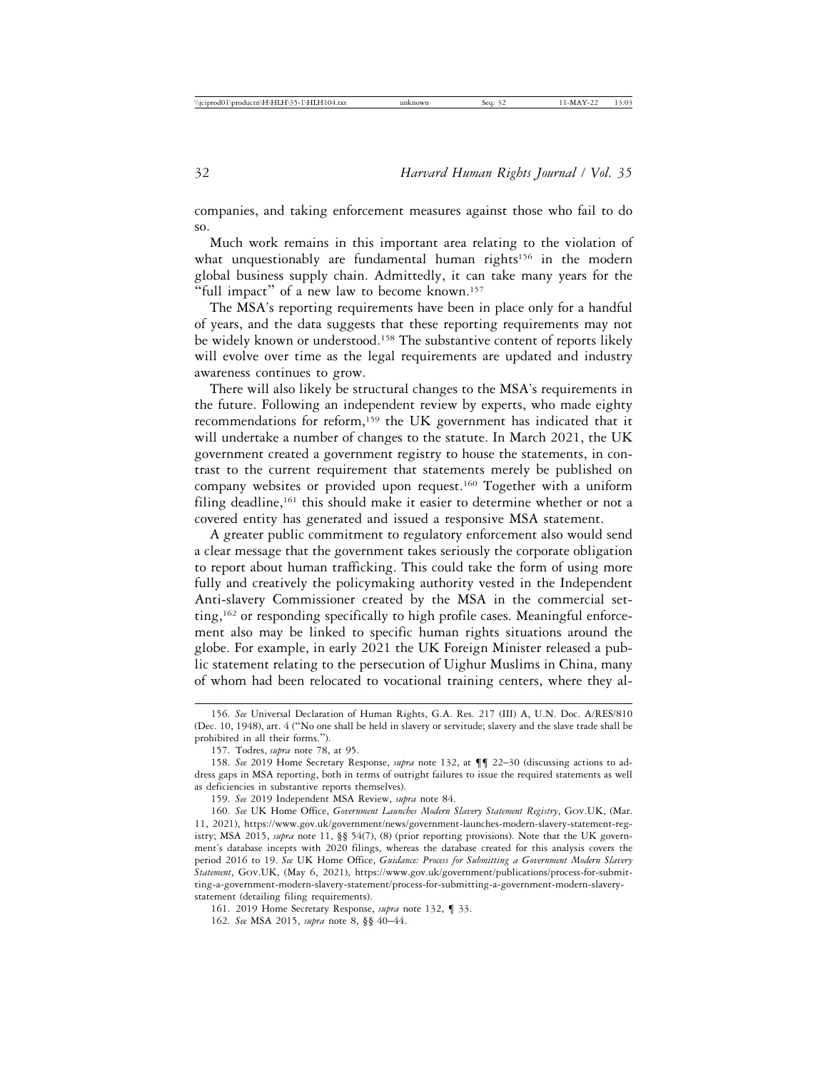companies, and taking enforcement measures against those who fail to do so.

Much work remains in this important area relating to the violation of what unquestionably are fundamental human rights[156] in the modern global business supply chain. Admittedly, it can take many years for the "full impact" of a new law to become known.[157]

The MSA's reporting requirements have been in place only for a handful of years, and the data suggests that these reporting requirements may not be widely known or understood.[158] The substantive content of reports likely will evolve over time as the legal requirements are updated and industry awareness continues to grow.

There will also likely be structural changes to the MSA's requirements in the future. Following an independent review by experts, who made eighty recommendations for reform,[159] the UK government has indicated that it will undertake a number of changes to the statute. In March 2021, the UK government created a government registry to house the statements, in contrast to the current requirement that statements merely be published on company websites or provided upon request.[160] Together with a uniform filing deadline,[161] this should make it easier to determine whether or not a covered entity has generated and issued a responsive MSA statement.

A greater public commitment to regulatory enforcement also would send a clear message that the government takes seriously the corporate obligation to report about human trafficking. This could take the form of using more fully and creatively the policymaking authority vested in the Independent Anti-slavery Commissioner created by the MSA in the commercial setting,[162] or responding specifically to high profile cases. Meaningful enforcement also may be linked to specific human rights situations around the globe. For example, in early 2021 the UK Foreign Minister released a public statement relating to the persecution of Uighur Muslims in China, many of whom had been relocated to vocational training centers, where they al-

156. *See* Universal Declaration of Human Rights, G.A. Res. 217 (III) A, U.N. Doc. A/RES/810 (Dec. 10, 1948), art. 4 ("No one shall be held in slavery or servitude; slavery and the slave trade shall be prohibited in all their forms.").

157. Todres, *supra* note 78, at 95.

158. *See* 2019 Home Secretary Response, *supra* note 132, at ¶¶ 22–30 (discussing actions to address gaps in MSA reporting, both in terms of outright failures to issue the required statements as well as deficiencies in substantive reports themselves).

159. *See* 2019 Independent MSA Review, *supra* note 84.

160. *See* UK Home Office, *Government Launches Modern Slavery Statement Registry*, Gov.UK, (Mar. 11, 2021), https://www.gov.uk/government/news/government-launches-modern-slavery-statement-registry; MSA 2015, *supra* note 11, §§ 54(7), (8) (prior reporting provisions). Note that the UK government's database incepts with 2020 filings, whereas the database created for this analysis covers the period 2016 to 19. *See* UK Home Office, *Guidance: Process for Submitting a Government Modern Slavery Statement*, Gov.UK, (May 6, 2021), https://www.gov.uk/government/publications/process-for-submitting-a-government-modern-slavery-statement/process-for-submitting-a-government-modern-slavery-statement (detailing filing requirements).

161. 2019 Home Secretary Response, *supra* note 132, ¶ 33.

162. *See* MSA 2015, *supra* note 8, §§ 40–44.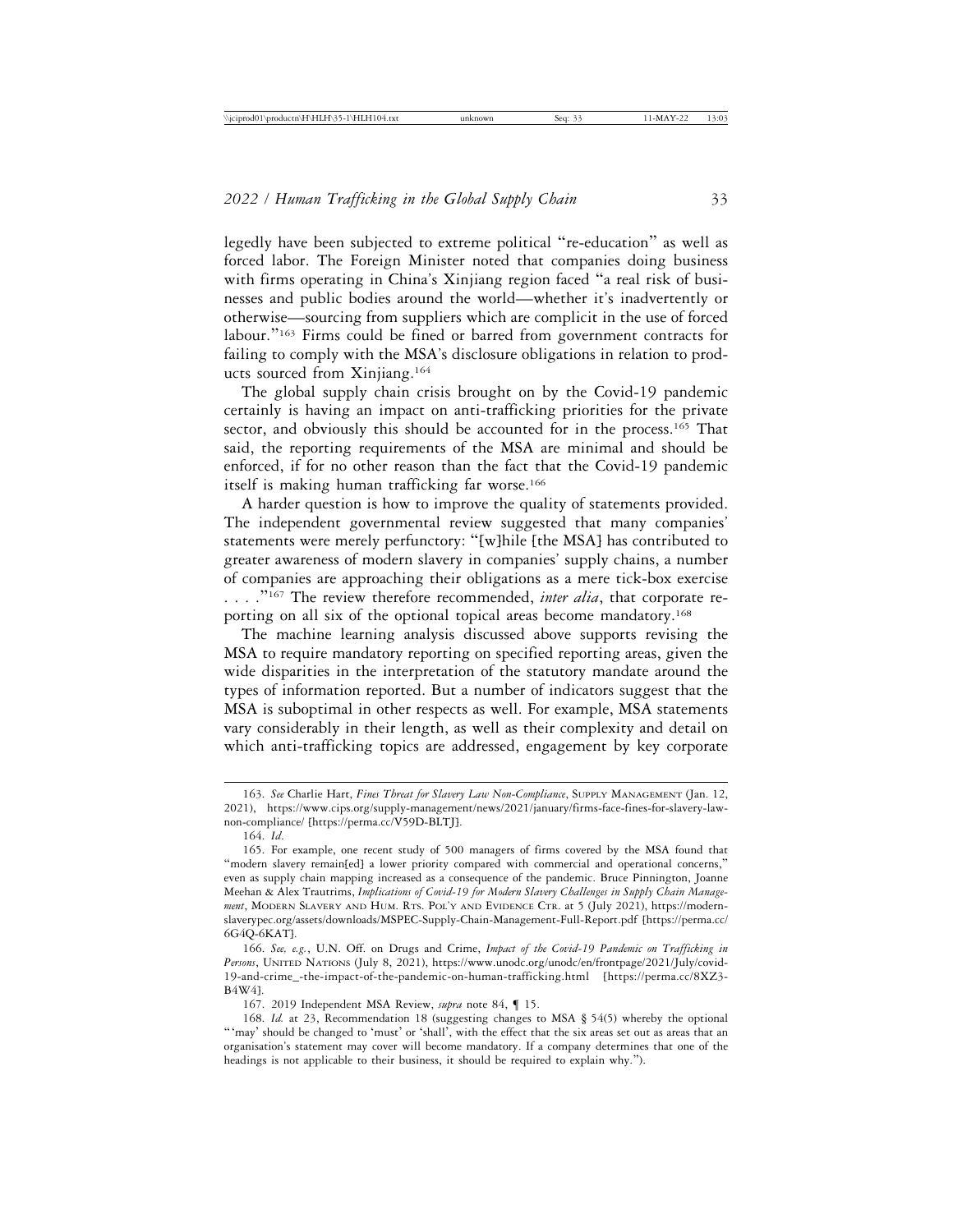legedly have been subjected to extreme political "re-education" as well as forced labor. The Foreign Minister noted that companies doing business with firms operating in China's Xinjiang region faced "a real risk of businesses and public bodies around the world—whether it's inadvertently or otherwise—sourcing from suppliers which are complicit in the use of forced labour."[163] Firms could be fined or barred from government contracts for failing to comply with the MSA's disclosure obligations in relation to products sourced from Xinjiang.[164]

The global supply chain crisis brought on by the Covid-19 pandemic certainly is having an impact on anti-trafficking priorities for the private sector, and obviously this should be accounted for in the process.[165] That said, the reporting requirements of the MSA are minimal and should be enforced, if for no other reason than the fact that the Covid-19 pandemic itself is making human trafficking far worse.[166]

A harder question is how to improve the quality of statements provided. The independent governmental review suggested that many companies' statements were merely perfunctory: "[w]hile [the MSA] has contributed to greater awareness of modern slavery in companies' supply chains, a number of companies are approaching their obligations as a mere tick-box exercise . . . ."[167] The review therefore recommended, *inter alia*, that corporate reporting on all six of the optional topical areas become mandatory.[168]

The machine learning analysis discussed above supports revising the MSA to require mandatory reporting on specified reporting areas, given the wide disparities in the interpretation of the statutory mandate around the types of information reported. But a number of indicators suggest that the MSA is suboptimal in other respects as well. For example, MSA statements vary considerably in their length, as well as their complexity and detail on which anti-trafficking topics are addressed, engagement by key corporate

---

163. *See* Charlie Hart, *Fines Threat for Slavery Law Non-Compliance*, Supply Management (Jan. 12, 2021), https://www.cips.org/supply-management/news/2021/january/firms-face-fines-for-slavery-law-non-compliance/ [https://perma.cc/V59D-BLTJ].

164. *Id.*

165. For example, one recent study of 500 managers of firms covered by the MSA found that "modern slavery remain[ed] a lower priority compared with commercial and operational concerns," even as supply chain mapping increased as a consequence of the pandemic. Bruce Pinnington, Joanne Meehan & Alex Trautrims, *Implications of Covid-19 for Modern Slavery Challenges in Supply Chain Management*, Modern Slavery and Hum. Rts. Pol'y and Evidence Ctr. at 5 (July 2021), https://modern-slaverypec.org/assets/downloads/MSPEC-Supply-Chain-Management-Full-Report.pdf [https://perma.cc/6G4Q-6KAT].

166. *See, e.g.*, U.N. Off. on Drugs and Crime, *Impact of the Covid-19 Pandemic on Trafficking in Persons*, United Nations (July 8, 2021), https://www.unodc.org/unodc/en/frontpage/2021/July/covid-19-and-crime_-the-impact-of-the-pandemic-on-human-trafficking.html [https://perma.cc/8XZ3-B4W4].

167. 2019 Independent MSA Review, *supra* note 84, ¶ 15.

168. *Id.* at 23, Recommendation 18 (suggesting changes to MSA § 54(5) whereby the optional "'may' should be changed to 'must' or 'shall', with the effect that the six areas set out as areas that an organisation's statement may cover will become mandatory. If a company determines that one of the headings is not applicable to their business, it should be required to explain why.").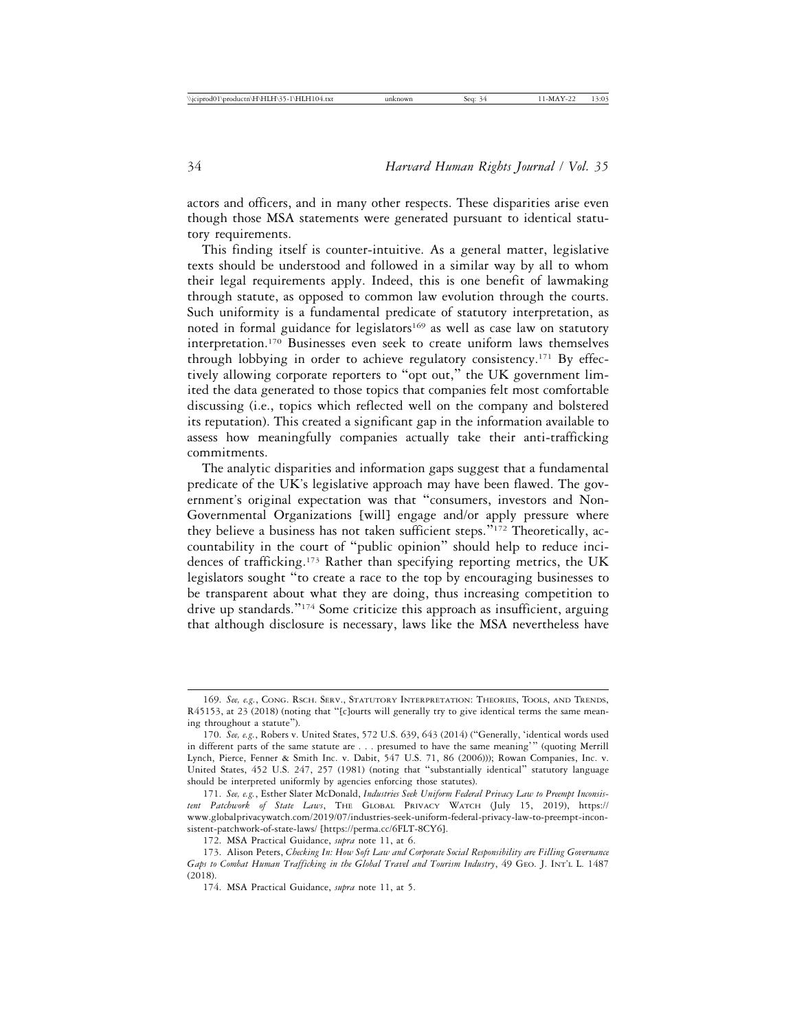actors and officers, and in many other respects. These disparities arise even though those MSA statements were generated pursuant to identical statutory requirements.

This finding itself is counter-intuitive. As a general matter, legislative texts should be understood and followed in a similar way by all to whom their legal requirements apply. Indeed, this is one benefit of lawmaking through statute, as opposed to common law evolution through the courts. Such uniformity is a fundamental predicate of statutory interpretation, as noted in formal guidance for legislators[169] as well as case law on statutory interpretation.[170] Businesses even seek to create uniform laws themselves through lobbying in order to achieve regulatory consistency.[171] By effectively allowing corporate reporters to "opt out," the UK government limited the data generated to those topics that companies felt most comfortable discussing (i.e., topics which reflected well on the company and bolstered its reputation). This created a significant gap in the information available to assess how meaningfully companies actually take their anti-trafficking commitments.

The analytic disparities and information gaps suggest that a fundamental predicate of the UK's legislative approach may have been flawed. The government's original expectation was that "consumers, investors and Non-Governmental Organizations [will] engage and/or apply pressure where they believe a business has not taken sufficient steps."[172] Theoretically, accountability in the court of "public opinion" should help to reduce incidences of trafficking.[173] Rather than specifying reporting metrics, the UK legislators sought "to create a race to the top by encouraging businesses to be transparent about what they are doing, thus increasing competition to drive up standards."[174] Some criticize this approach as insufficient, arguing that although disclosure is necessary, laws like the MSA nevertheless have

---

169. *See, e.g.*, CONG. RSCH. SERV., STATUTORY INTERPRETATION: THEORIES, TOOLS, AND TRENDS, R45153, at 23 (2018) (noting that "[c]ourts will generally try to give identical terms the same meaning throughout a statute").

170. *See, e.g.*, Robers v. United States, 572 U.S. 639, 643 (2014) ("Generally, 'identical words used in different parts of the same statute are . . . presumed to have the same meaning'" (quoting Merrill Lynch, Pierce, Fenner & Smith Inc. v. Dabit, 547 U.S. 71, 86 (2006))); Rowan Companies, Inc. v. United States, 452 U.S. 247, 257 (1981) (noting that "substantially identical" statutory language should be interpreted uniformly by agencies enforcing those statutes).

171. *See, e.g.*, Esther Slater McDonald, *Industries Seek Uniform Federal Privacy Law to Preempt Inconsistent Patchwork of State Laws*, THE GLOBAL PRIVACY WATCH (July 15, 2019), https://www.globalprivacywatch.com/2019/07/industries-seek-uniform-federal-privacy-law-to-preempt-inconsistent-patchwork-of-state-laws/ [https://perma.cc/6FLT-8CY6].

172. MSA Practical Guidance, *supra* note 11, at 6.

173. Alison Peters, *Checking In: How Soft Law and Corporate Social Responsibility are Filling Governance Gaps to Combat Human Trafficking in the Global Travel and Tourism Industry*, 49 GEO. J. INT'L L. 1487 (2018).

174. MSA Practical Guidance, *supra* note 11, at 5.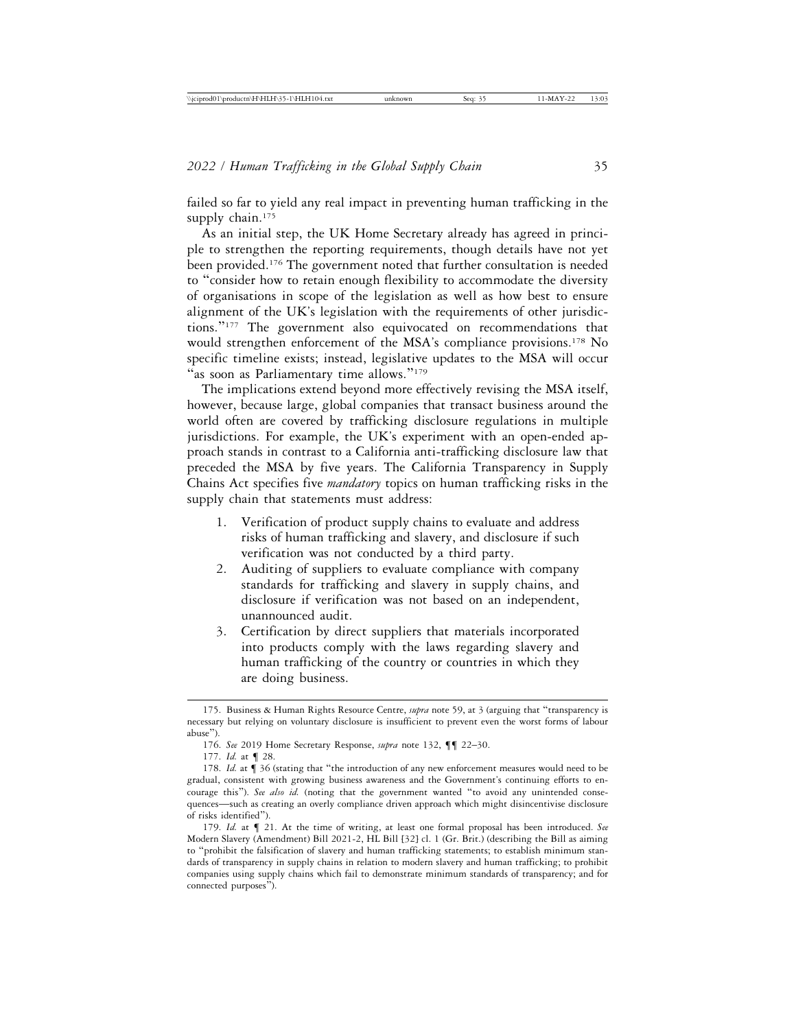failed so far to yield any real impact in preventing human trafficking in the supply chain.[175]

As an initial step, the UK Home Secretary already has agreed in principle to strengthen the reporting requirements, though details have not yet been provided.[176] The government noted that further consultation is needed to "consider how to retain enough flexibility to accommodate the diversity of organisations in scope of the legislation as well as how best to ensure alignment of the UK's legislation with the requirements of other jurisdictions."[177] The government also equivocated on recommendations that would strengthen enforcement of the MSA's compliance provisions.[178] No specific timeline exists; instead, legislative updates to the MSA will occur "as soon as Parliamentary time allows."[179]

The implications extend beyond more effectively revising the MSA itself, however, because large, global companies that transact business around the world often are covered by trafficking disclosure regulations in multiple jurisdictions. For example, the UK's experiment with an open-ended approach stands in contrast to a California anti-trafficking disclosure law that preceded the MSA by five years. The California Transparency in Supply Chains Act specifies five *mandatory* topics on human trafficking risks in the supply chain that statements must address:

1. Verification of product supply chains to evaluate and address risks of human trafficking and slavery, and disclosure if such verification was not conducted by a third party.
2. Auditing of suppliers to evaluate compliance with company standards for trafficking and slavery in supply chains, and disclosure if verification was not based on an independent, unannounced audit.
3. Certification by direct suppliers that materials incorporated into products comply with the laws regarding slavery and human trafficking of the country or countries in which they are doing business.

---

175. Business & Human Rights Resource Centre, *supra* note 59, at 3 (arguing that "transparency is necessary but relying on voluntary disclosure is insufficient to prevent even the worst forms of labour abuse").

176. *See* 2019 Home Secretary Response, *supra* note 132, ¶¶ 22–30.

177. *Id.* at ¶ 28.

178. *Id.* at ¶ 36 (stating that "the introduction of any new enforcement measures would need to be gradual, consistent with growing business awareness and the Government's continuing efforts to encourage this"). *See also id.* (noting that the government wanted "to avoid any unintended consequences—such as creating an overly compliance driven approach which might disincentivise disclosure of risks identified").

179. *Id.* at ¶ 21. At the time of writing, at least one formal proposal has been introduced. *See* Modern Slavery (Amendment) Bill 2021-2, HL Bill [32] cl. 1 (Gr. Brit.) (describing the Bill as aiming to "prohibit the falsification of slavery and human trafficking statements; to establish minimum standards of transparency in supply chains in relation to modern slavery and human trafficking; to prohibit companies using supply chains which fail to demonstrate minimum standards of transparency; and for connected purposes").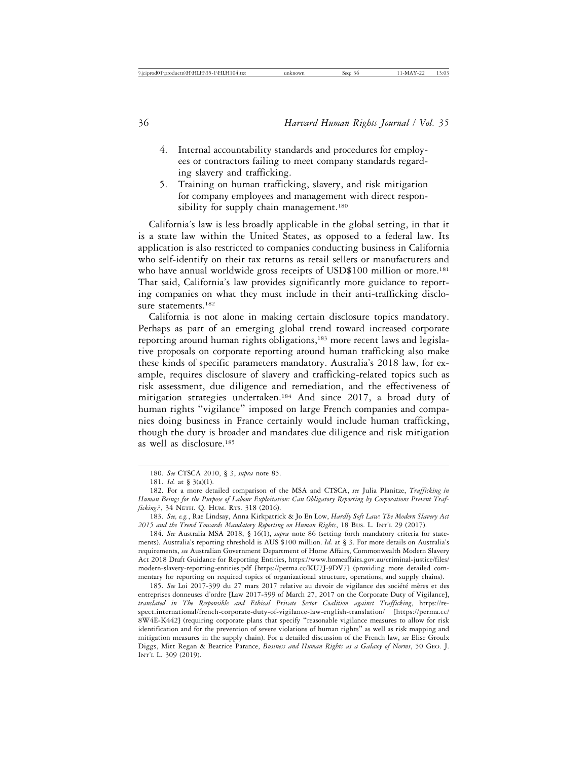4. Internal accountability standards and procedures for employees or contractors failing to meet company standards regarding slavery and trafficking.
5. Training on human trafficking, slavery, and risk mitigation for company employees and management with direct responsibility for supply chain management.[180]

California's law is less broadly applicable in the global setting, in that it is a state law within the United States, as opposed to a federal law. Its application is also restricted to companies conducting business in California who self-identify on their tax returns as retail sellers or manufacturers and who have annual worldwide gross receipts of USD$100 million or more.[181] That said, California's law provides significantly more guidance to reporting companies on what they must include in their anti-trafficking disclosure statements.[182]

California is not alone in making certain disclosure topics mandatory. Perhaps as part of an emerging global trend toward increased corporate reporting around human rights obligations,[183] more recent laws and legislative proposals on corporate reporting around human trafficking also make these kinds of specific parameters mandatory. Australia's 2018 law, for example, requires disclosure of slavery and trafficking-related topics such as risk assessment, due diligence and remediation, and the effectiveness of mitigation strategies undertaken.[184] And since 2017, a broad duty of human rights "vigilance" imposed on large French companies and companies doing business in France certainly would include human trafficking, though the duty is broader and mandates due diligence and risk mitigation as well as disclosure.[185]

---

180. *See* CTSCA 2010, § 3, *supra* note 85.

181. *Id.* at § 3(a)(1).

182. For a more detailed comparison of the MSA and CTSCA, *see* Julia Planitze, *Trafficking in Human Beings for the Purpose of Labour Exploitation: Can Obligatory Reporting by Corporations Prevent Trafficking?*, 34 Neth. Q. Hum. Rts. 318 (2016).

183. *See, e.g.*, Rae Lindsay, Anna Kirkpatrick & Jo En Low, *Hardly Soft Law: The Modern Slavery Act 2015 and the Trend Towards Mandatory Reporting on Human Rights*, 18 Bus. L. Int'l 29 (2017).

184. *See* Australia MSA 2018, § 16(1), *supra* note 86 (setting forth mandatory criteria for statements). Australia's reporting threshold is AUS $100 million. *Id.* at § 3. For more details on Australia's requirements, *see* Australian Government Department of Home Affairs, Commonwealth Modern Slavery Act 2018 Draft Guidance for Reporting Entities, https://www.homeaffairs.gov.au/criminal-justice/files/modern-slavery-reporting-entities.pdf [https://perma.cc/KU7J-9DV7] (providing more detailed commentary for reporting on required topics of organizational structure, operations, and supply chains).

185. *See* Loi 2017-399 du 27 mars 2017 relative au devoir de vigilance des société mères et des entreprises donneuses d'ordre [Law 2017-399 of March 27, 2017 on the Corporate Duty of Vigilance], *translated in The Responsible and Ethical Private Sector Coalition against Trafficking*, https://respect.international/french-corporate-duty-of-vigilance-law-english-translation/ [https://perma.cc/8W4E-K442] (requiring corporate plans that specify "reasonable vigilance measures to allow for risk identification and for the prevention of severe violations of human rights" as well as risk mapping and mitigation measures in the supply chain). For a detailed discussion of the French law, *see* Elise Groulx Diggs, Mitt Regan & Beatrice Parance, *Business and Human Rights as a Galaxy of Norms*, 50 Geo. J. Int'l L. 309 (2019).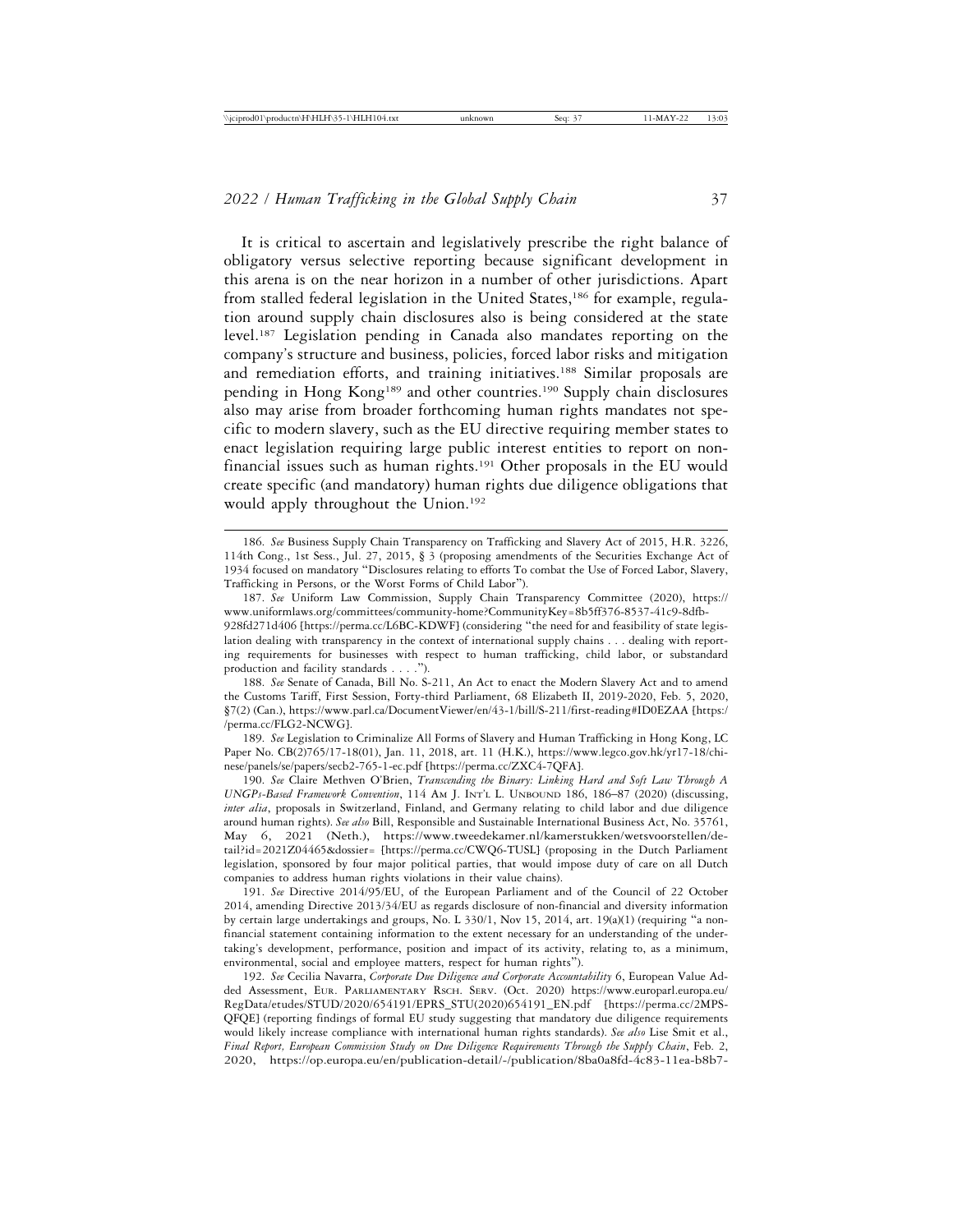It is critical to ascertain and legislatively prescribe the right balance of obligatory versus selective reporting because significant development in this arena is on the near horizon in a number of other jurisdictions. Apart from stalled federal legislation in the United States,[186] for example, regulation around supply chain disclosures also is being considered at the state level.[187] Legislation pending in Canada also mandates reporting on the company's structure and business, policies, forced labor risks and mitigation and remediation efforts, and training initiatives.[188] Similar proposals are pending in Hong Kong[189] and other countries.[190] Supply chain disclosures also may arise from broader forthcoming human rights mandates not specific to modern slavery, such as the EU directive requiring member states to enact legislation requiring large public interest entities to report on non-financial issues such as human rights.[191] Other proposals in the EU would create specific (and mandatory) human rights due diligence obligations that would apply throughout the Union.[192]

---

186. *See* Business Supply Chain Transparency on Trafficking and Slavery Act of 2015, H.R. 3226, 114th Cong., 1st Sess., Jul. 27, 2015, § 3 (proposing amendments of the Securities Exchange Act of 1934 focused on mandatory "Disclosures relating to efforts To combat the Use of Forced Labor, Slavery, Trafficking in Persons, or the Worst Forms of Child Labor").

187. *See* Uniform Law Commission, Supply Chain Transparency Committee (2020), https://www.uniformlaws.org/committees/community-home?CommunityKey=8b5ff376-8537-41c9-8dfb-928fd271d406 [https://perma.cc/L6BC-KDWF] (considering "the need for and feasibility of state legislation dealing with transparency in the context of international supply chains . . . dealing with reporting requirements for businesses with respect to human trafficking, child labor, or substandard production and facility standards . . . .").

188. *See* Senate of Canada, Bill No. S-211, An Act to enact the Modern Slavery Act and to amend the Customs Tariff, First Session, Forty-third Parliament, 68 Elizabeth II, 2019-2020, Feb. 5, 2020, §7(2) (Can.), https://www.parl.ca/DocumentViewer/en/43-1/bill/S-211/first-reading#ID0EZAA [https://perma.cc/FLG2-NCWG].

189. *See* Legislation to Criminalize All Forms of Slavery and Human Trafficking in Hong Kong, LC Paper No. CB(2)765/17-18(01), Jan. 11, 2018, art. 11 (H.K.), https://www.legco.gov.hk/yr17-18/chinese/panels/se/papers/secb2-765-1-ec.pdf [https://perma.cc/ZXC4-7QFA].

190. *See* Claire Methven O'Brien, *Transcending the Binary: Linking Hard and Soft Law Through A UNGPs-Based Framework Convention*, 114 AM J. INT'L L. UNBOUND 186, 186–87 (2020) (discussing, *inter alia*, proposals in Switzerland, Finland, and Germany relating to child labor and due diligence around human rights). *See also* Bill, Responsible and Sustainable International Business Act, No. 35761, May 6, 2021 (Neth.), https://www.tweedekamer.nl/kamerstukken/wetsvoorstellen/detail?id=2021Z04465&dossier= [https://perma.cc/CWQ6-TUSL] (proposing in the Dutch Parliament legislation, sponsored by four major political parties, that would impose duty of care on all Dutch companies to address human rights violations in their value chains).

191. *See* Directive 2014/95/EU, of the European Parliament and of the Council of 22 October 2014, amending Directive 2013/34/EU as regards disclosure of non-financial and diversity information by certain large undertakings and groups, No. L 330/1, Nov 15, 2014, art. 19(a)(1) (requiring "a non-financial statement containing information to the extent necessary for an understanding of the undertaking's development, performance, position and impact of its activity, relating to, as a minimum, environmental, social and employee matters, respect for human rights").

192. *See* Cecilia Navarra, *Corporate Due Diligence and Corporate Accountability* 6, European Value Added Assessment, EUR. PARLIAMENTARY RSCH. SERV. (Oct. 2020) https://www.europarl.europa.eu/RegData/etudes/STUD/2020/654191/EPRS_STU(2020)654191_EN.pdf [https://perma.cc/2MPS-QFQE] (reporting findings of formal EU study suggesting that mandatory due diligence requirements would likely increase compliance with international human rights standards). *See also* Lise Smit et al., *Final Report, European Commission Study on Due Diligence Requirements Through the Supply Chain*, Feb. 2, 2020, https://op.europa.eu/en/publication-detail/-/publication/8ba0a8fd-4c83-11ea-b8b7-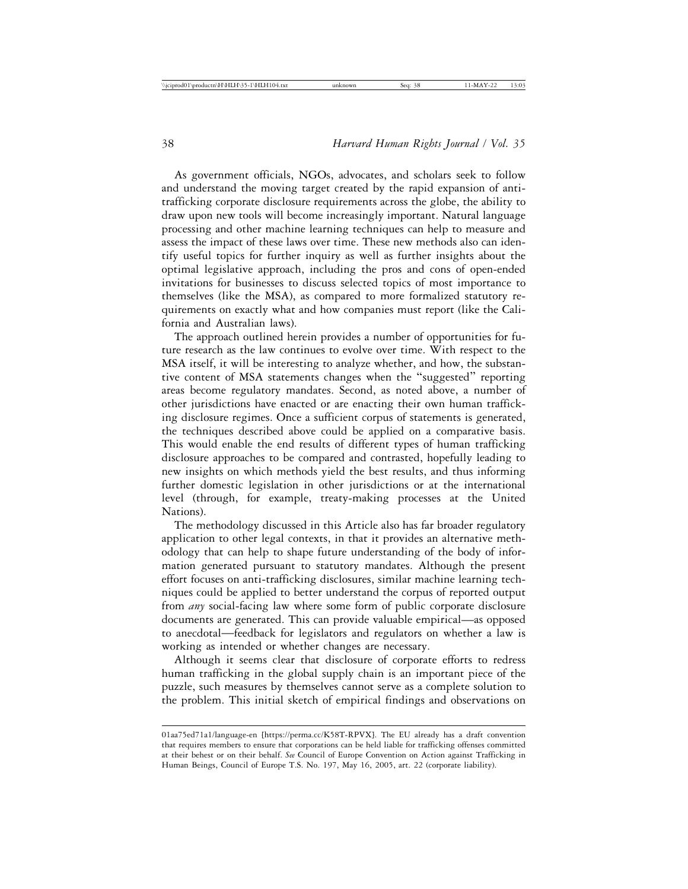As government officials, NGOs, advocates, and scholars seek to follow and understand the moving target created by the rapid expansion of anti-trafficking corporate disclosure requirements across the globe, the ability to draw upon new tools will become increasingly important. Natural language processing and other machine learning techniques can help to measure and assess the impact of these laws over time. These new methods also can identify useful topics for further inquiry as well as further insights about the optimal legislative approach, including the pros and cons of open-ended invitations for businesses to discuss selected topics of most importance to themselves (like the MSA), as compared to more formalized statutory requirements on exactly what and how companies must report (like the California and Australian laws).

The approach outlined herein provides a number of opportunities for future research as the law continues to evolve over time. With respect to the MSA itself, it will be interesting to analyze whether, and how, the substantive content of MSA statements changes when the "suggested" reporting areas become regulatory mandates. Second, as noted above, a number of other jurisdictions have enacted or are enacting their own human trafficking disclosure regimes. Once a sufficient corpus of statements is generated, the techniques described above could be applied on a comparative basis. This would enable the end results of different types of human trafficking disclosure approaches to be compared and contrasted, hopefully leading to new insights on which methods yield the best results, and thus informing further domestic legislation in other jurisdictions or at the international level (through, for example, treaty-making processes at the United Nations).

The methodology discussed in this Article also has far broader regulatory application to other legal contexts, in that it provides an alternative methodology that can help to shape future understanding of the body of information generated pursuant to statutory mandates. Although the present effort focuses on anti-trafficking disclosures, similar machine learning techniques could be applied to better understand the corpus of reported output from *any* social-facing law where some form of public corporate disclosure documents are generated. This can provide valuable empirical—as opposed to anecdotal—feedback for legislators and regulators on whether a law is working as intended or whether changes are necessary.

Although it seems clear that disclosure of corporate efforts to redress human trafficking in the global supply chain is an important piece of the puzzle, such measures by themselves cannot serve as a complete solution to the problem. This initial sketch of empirical findings and observations on

---

01aa75ed71a1/language-en [https://perma.cc/K58T-RPVX]. The EU already has a draft convention that requires members to ensure that corporations can be held liable for trafficking offenses committed at their behest or on their behalf. *See* Council of Europe Convention on Action against Trafficking in Human Beings, Council of Europe T.S. No. 197, May 16, 2005, art. 22 (corporate liability).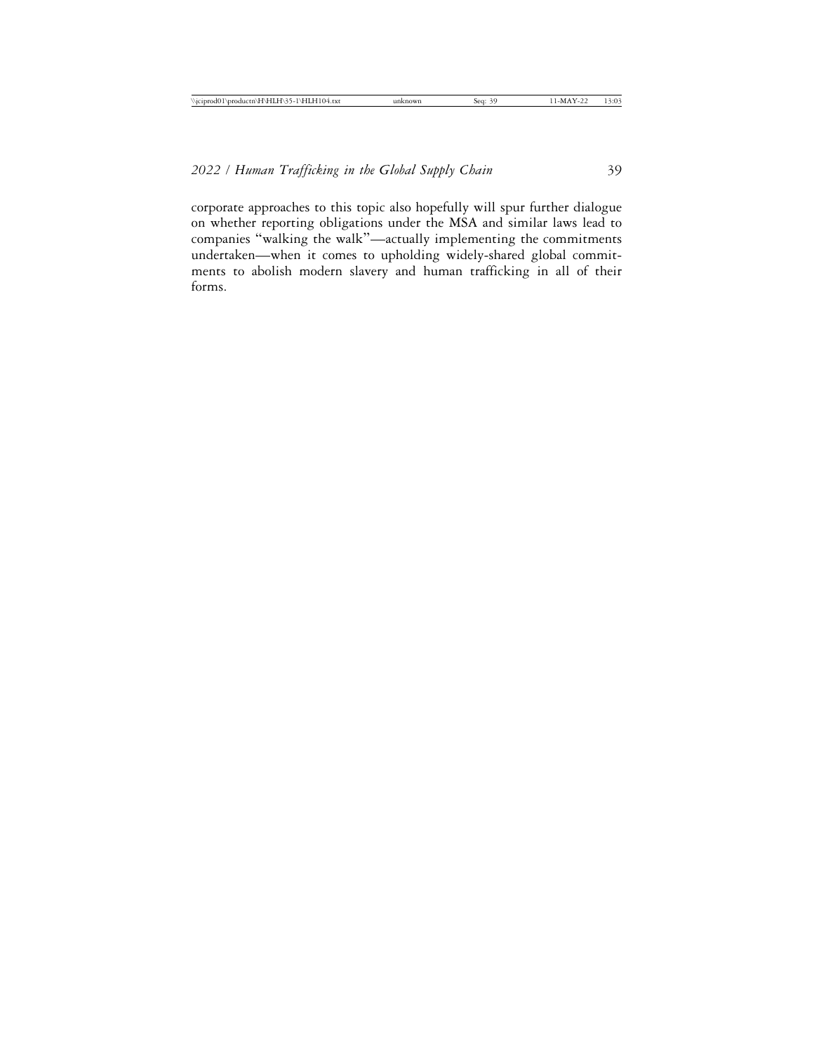corporate approaches to this topic also hopefully will spur further dialogue on whether reporting obligations under the MSA and similar laws lead to companies "walking the walk"—actually implementing the commitments undertaken—when it comes to upholding widely-shared global commitments to abolish modern slavery and human trafficking in all of their forms.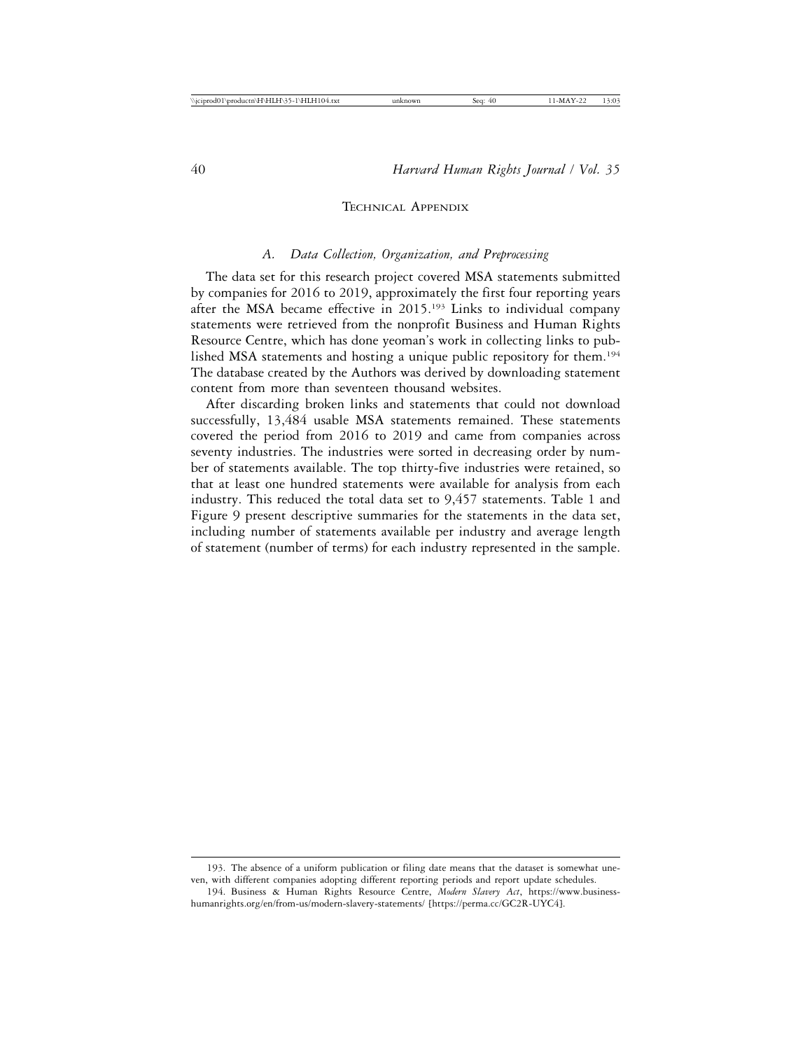## Technical Appendix

### *A. Data Collection, Organization, and Preprocessing*

The data set for this research project covered MSA statements submitted by companies for 2016 to 2019, approximately the first four reporting years after the MSA became effective in 2015.[193] Links to individual company statements were retrieved from the nonprofit Business and Human Rights Resource Centre, which has done yeoman's work in collecting links to published MSA statements and hosting a unique public repository for them.[194] The database created by the Authors was derived by downloading statement content from more than seventeen thousand websites.

After discarding broken links and statements that could not download successfully, 13,484 usable MSA statements remained. These statements covered the period from 2016 to 2019 and came from companies across seventy industries. The industries were sorted in decreasing order by number of statements available. The top thirty-five industries were retained, so that at least one hundred statements were available for analysis from each industry. This reduced the total data set to 9,457 statements. Table 1 and Figure 9 present descriptive summaries for the statements in the data set, including number of statements available per industry and average length of statement (number of terms) for each industry represented in the sample.

---

193. The absence of a uniform publication or filing date means that the dataset is somewhat uneven, with different companies adopting different reporting periods and report update schedules.

194. Business & Human Rights Resource Centre, *Modern Slavery Act*, https://www.business-humanrights.org/en/from-us/modern-slavery-statements/ [https://perma.cc/GC2R-UYC4].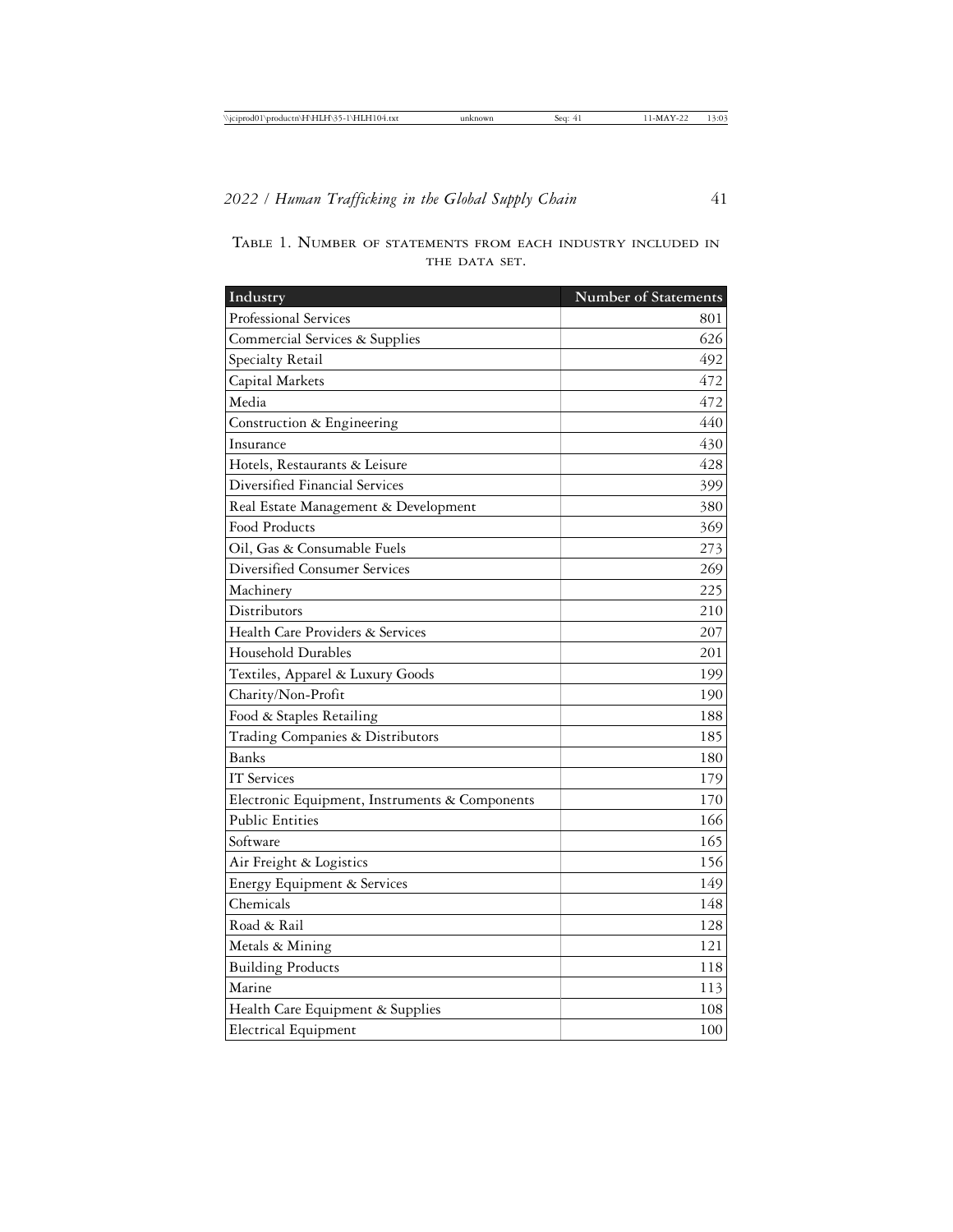Table 1. Number of statements from each industry included in the data set.

| Industry | Number of Statements |
|---|---|
| Professional Services | 801 |
| Commercial Services & Supplies | 626 |
| Specialty Retail | 492 |
| Capital Markets | 472 |
| Media | 472 |
| Construction & Engineering | 440 |
| Insurance | 430 |
| Hotels, Restaurants & Leisure | 428 |
| Diversified Financial Services | 399 |
| Real Estate Management & Development | 380 |
| Food Products | 369 |
| Oil, Gas & Consumable Fuels | 273 |
| Diversified Consumer Services | 269 |
| Machinery | 225 |
| Distributors | 210 |
| Health Care Providers & Services | 207 |
| Household Durables | 201 |
| Textiles, Apparel & Luxury Goods | 199 |
| Charity/Non-Profit | 190 |
| Food & Staples Retailing | 188 |
| Trading Companies & Distributors | 185 |
| Banks | 180 |
| IT Services | 179 |
| Electronic Equipment, Instruments & Components | 170 |
| Public Entities | 166 |
| Software | 165 |
| Air Freight & Logistics | 156 |
| Energy Equipment & Services | 149 |
| Chemicals | 148 |
| Road & Rail | 128 |
| Metals & Mining | 121 |
| Building Products | 118 |
| Marine | 113 |
| Health Care Equipment & Supplies | 108 |
| Electrical Equipment | 100 |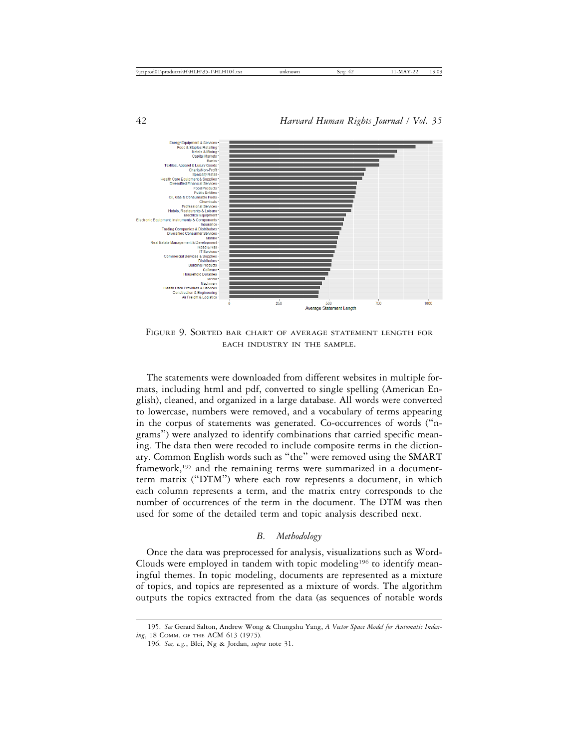FIGURE 9. SORTED BAR CHART OF AVERAGE STATEMENT LENGTH FOR EACH INDUSTRY IN THE SAMPLE.

The statements were downloaded from different websites in multiple formats, including html and pdf, converted to single spelling (American English), cleaned, and organized in a large database. All words were converted to lowercase, numbers were removed, and a vocabulary of terms appearing in the corpus of statements was generated. Co-occurrences of words ("n-grams") were analyzed to identify combinations that carried specific meaning. The data then were recoded to include composite terms in the dictionary. Common English words such as "the" were removed using the SMART framework,[195] and the remaining terms were summarized in a document-term matrix ("DTM") where each row represents a document, in which each column represents a term, and the matrix entry corresponds to the number of occurrences of the term in the document. The DTM was then used for some of the detailed term and topic analysis described next.

### *B. Methodology*

Once the data was preprocessed for analysis, visualizations such as WordClouds were employed in tandem with topic modeling[196] to identify meaningful themes. In topic modeling, documents are represented as a mixture of topics, and topics are represented as a mixture of words. The algorithm outputs the topics extracted from the data (as sequences of notable words

---

195. *See* Gerard Salton, Andrew Wong & Chungshu Yang, *A Vector Space Model for Automatic Indexing*, 18 COMM. OF THE ACM 613 (1975).

196. *See, e.g.*, Blei, Ng & Jordan, *supra* note 31.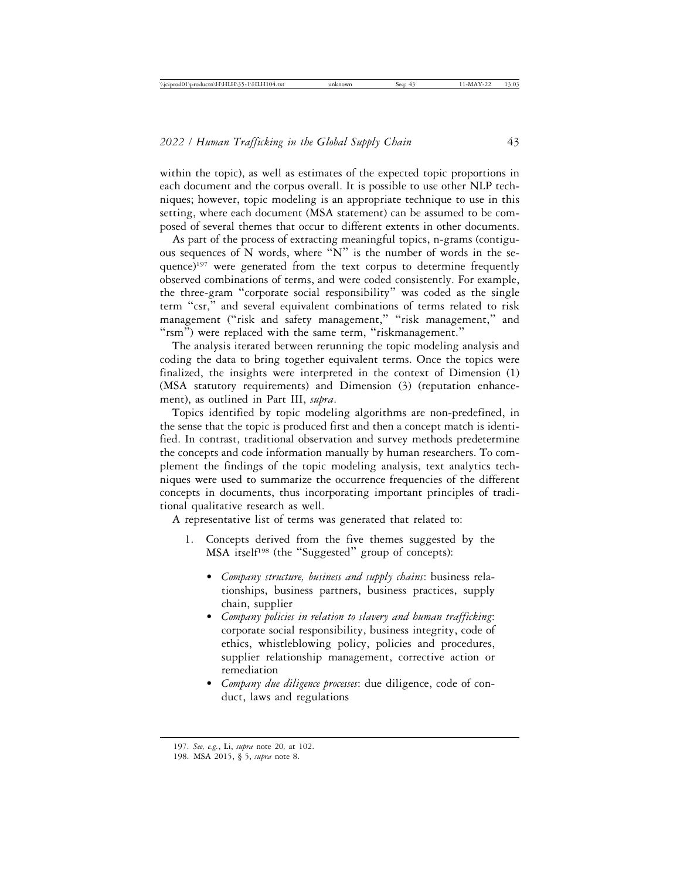within the topic), as well as estimates of the expected topic proportions in each document and the corpus overall. It is possible to use other NLP techniques; however, topic modeling is an appropriate technique to use in this setting, where each document (MSA statement) can be assumed to be composed of several themes that occur to different extents in other documents.

As part of the process of extracting meaningful topics, n-grams (contiguous sequences of N words, where "N" is the number of words in the sequence)[197] were generated from the text corpus to determine frequently observed combinations of terms, and were coded consistently. For example, the three-gram "corporate social responsibility" was coded as the single term "csr," and several equivalent combinations of terms related to risk management ("risk and safety management," "risk management," and "rsm") were replaced with the same term, "riskmanagement."

The analysis iterated between rerunning the topic modeling analysis and coding the data to bring together equivalent terms. Once the topics were finalized, the insights were interpreted in the context of Dimension (1) (MSA statutory requirements) and Dimension (3) (reputation enhancement), as outlined in Part III, *supra*.

Topics identified by topic modeling algorithms are non-predefined, in the sense that the topic is produced first and then a concept match is identified. In contrast, traditional observation and survey methods predetermine the concepts and code information manually by human researchers. To complement the findings of the topic modeling analysis, text analytics techniques were used to summarize the occurrence frequencies of the different concepts in documents, thus incorporating important principles of traditional qualitative research as well.

A representative list of terms was generated that related to:

1. Concepts derived from the five themes suggested by the MSA itself[198] (the "Suggested" group of concepts):
   - *Company structure, business and supply chains*: business relationships, business partners, business practices, supply chain, supplier
   - *Company policies in relation to slavery and human trafficking*: corporate social responsibility, business integrity, code of ethics, whistleblowing policy, policies and procedures, supplier relationship management, corrective action or remediation
   - *Company due diligence processes*: due diligence, code of conduct, laws and regulations

---

197. *See, e.g.*, Li, *supra* note 20, at 102.

198. MSA 2015, § 5, *supra* note 8.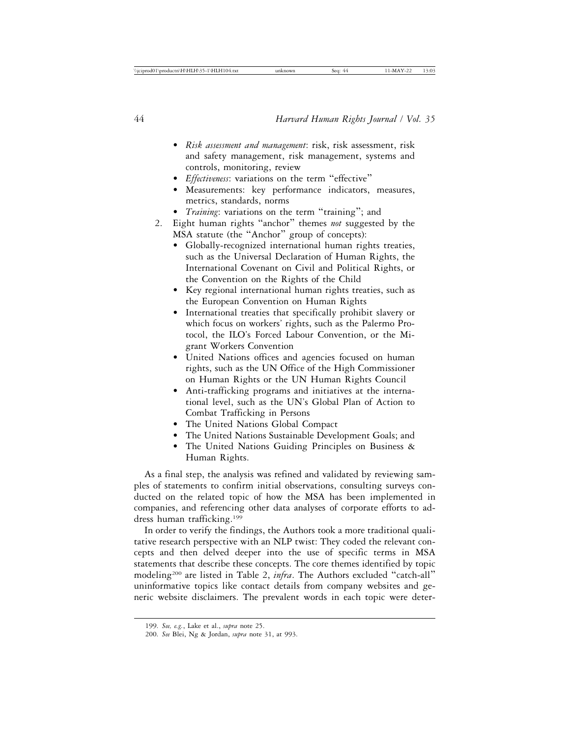- *Risk assessment and management*: risk, risk assessment, risk and safety management, risk management, systems and controls, monitoring, review
- *Effectiveness*: variations on the term "effective"
- Measurements: key performance indicators, measures, metrics, standards, norms
- *Training*: variations on the term "training"; and

2. Eight human rights "anchor" themes *not* suggested by the MSA statute (the "Anchor" group of concepts):
   - Globally-recognized international human rights treaties, such as the Universal Declaration of Human Rights, the International Covenant on Civil and Political Rights, or the Convention on the Rights of the Child
   - Key regional international human rights treaties, such as the European Convention on Human Rights
   - International treaties that specifically prohibit slavery or which focus on workers' rights, such as the Palermo Protocol, the ILO's Forced Labour Convention, or the Migrant Workers Convention
   - United Nations offices and agencies focused on human rights, such as the UN Office of the High Commissioner on Human Rights or the UN Human Rights Council
   - Anti-trafficking programs and initiatives at the international level, such as the UN's Global Plan of Action to Combat Trafficking in Persons
   - The United Nations Global Compact
   - The United Nations Sustainable Development Goals; and
   - The United Nations Guiding Principles on Business & Human Rights.

As a final step, the analysis was refined and validated by reviewing samples of statements to confirm initial observations, consulting surveys conducted on the related topic of how the MSA has been implemented in companies, and referencing other data analyses of corporate efforts to address human trafficking.[199]

In order to verify the findings, the Authors took a more traditional qualitative research perspective with an NLP twist: They coded the relevant concepts and then delved deeper into the use of specific terms in MSA statements that describe these concepts. The core themes identified by topic modeling[200] are listed in Table 2, *infra*. The Authors excluded "catch-all" uninformative topics like contact details from company websites and generic website disclaimers. The prevalent words in each topic were deter-

---

199. *See, e.g.*, Lake et al., *supra* note 25.

200. *See* Blei, Ng & Jordan, *supra* note 31, at 993.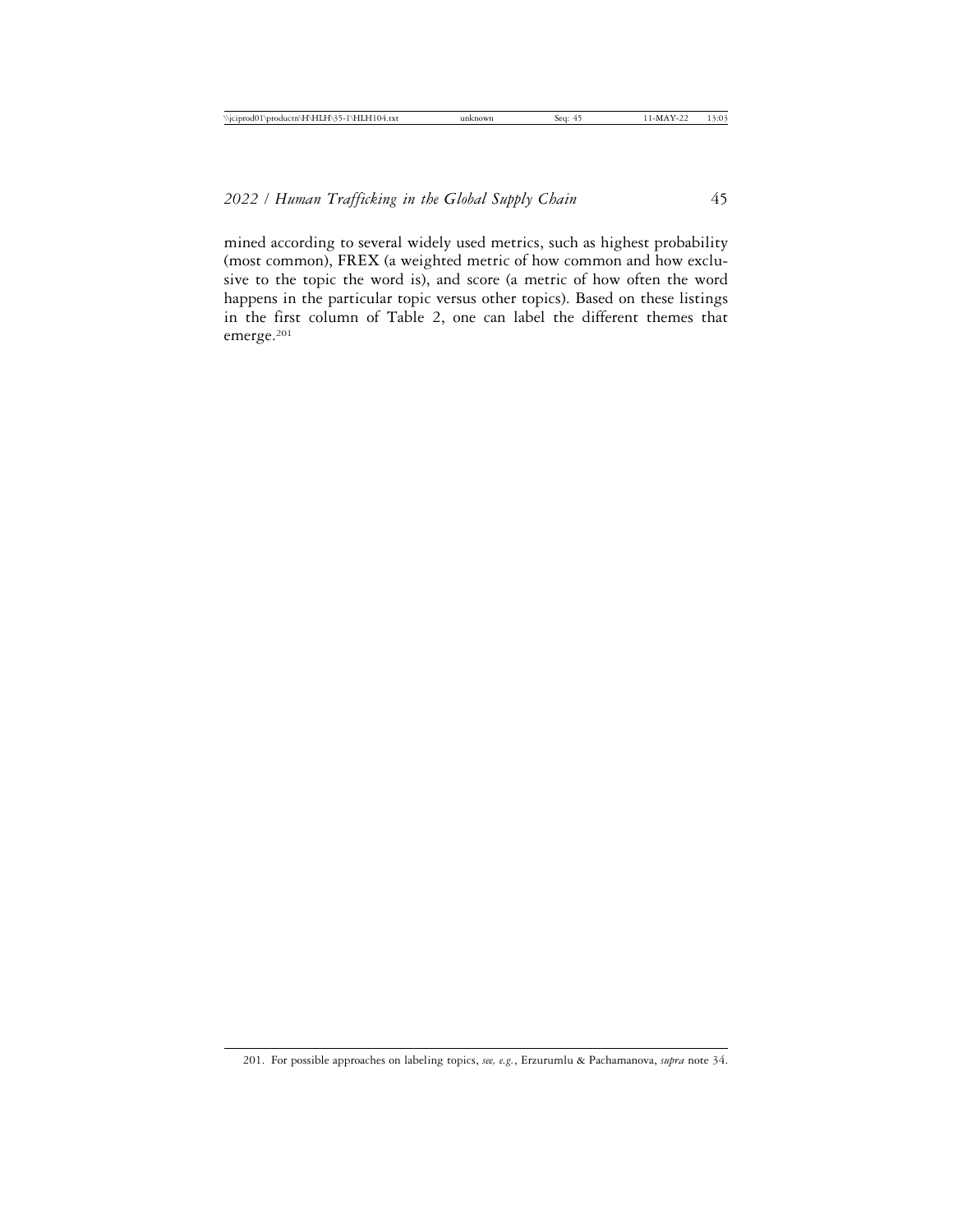mined according to several widely used metrics, such as highest probability (most common), FREX (a weighted metric of how common and how exclusive to the topic the word is), and score (a metric of how often the word happens in the particular topic versus other topics). Based on these listings in the first column of Table 2, one can label the different themes that emerge.[201]

---

201. For possible approaches on labeling topics, *see, e.g.*, Erzurumlu & Pachamanova, *supra* note 34.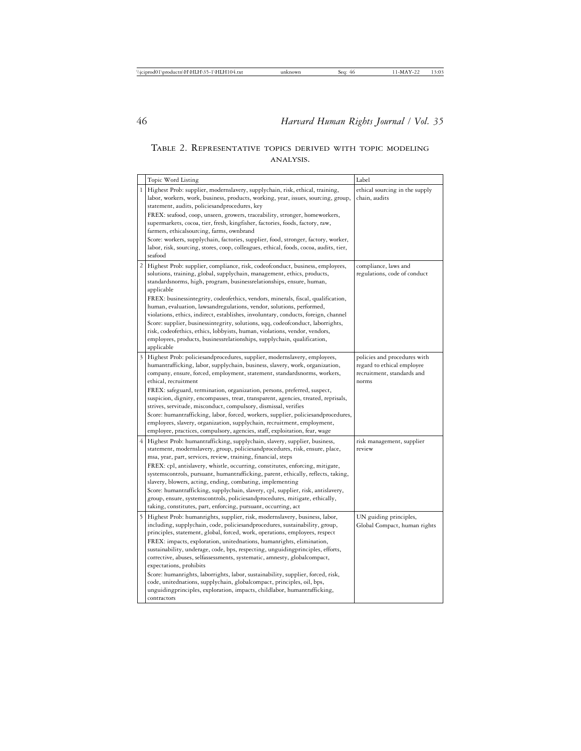Table 2. Representative topics derived with topic modeling analysis.

| | Topic Word Listing | Label |
|---|---|---|
| 1 | Highest Prob: supplier, modernslavery, supplychain, risk, ethical, training, labor, workers, work, business, products, working, year, issues, sourcing, group, statement, audits, policiesandprocedures, key<br>FREX: seafood, coop, unseen, growers, traceability, stronger, homeworkers, supermarkets, cocoa, tier, fresh, kingfisher, factories, foods, factory, raw, farmers, ethicalsourcing, farms, ownbrand<br>Score: workers, supplychain, factories, supplier, food, stronger, factory, worker, labor, risk, sourcing, stores, coop, colleagues, ethical, foods, cocoa, audits, tier, seafood | ethical sourcing in the supply chain, audits |
| 2 | Highest Prob: supplier, compliance, risk, codeofconduct, business, employees, solutions, training, global, supplychain, management, ethics, products, standardsnorms, high, program, businessrelationships, ensure, human, applicable<br>FREX: businessintegrity, codeofethics, vendors, minerals, fiscal, qualification, human, evaluation, lawsandregulations, vendor, solutions, performed, violations, ethics, indirect, establishes, involuntary, conducts, foreign, channel<br>Score: supplier, businessintegrity, solutions, sqq, codeofconduct, laborrights, risk, codeofethics, ethics, lobbyists, human, violations, vendor, vendors, employees, products, businessrelationships, supplychain, qualification, applicable | compliance, laws and regulations, code of conduct |
| 3 | Highest Prob: policiesandprocedures, supplier, modernslavery, employees, humantrafficking, labor, supplychain, business, slavery, work, organization, company, ensure, forced, employment, statement, standardsnorms, workers, ethical, recruitment<br>FREX: safeguard, termination, organization, persons, preferred, suspect, suspicion, dignity, encompasses, treat, transparent, agencies, treated, reprisals, strives, servitude, misconduct, compulsory, dismissal, verifies<br>Score: humantrafficking, labor, forced, workers, supplier, policiesandprocedures, employees, slavery, organization, supplychain, recruitment, employment, employee, practices, compulsory, agencies, staff, exploitation, fear, wage | policies and procedures with regard to ethical employee recruitment, standards and norms |
| 4 | Highest Prob: humantrafficking, supplychain, slavery, supplier, business, statement, modernslavery, group, policiesandprocedures, risk, ensure, place, msa, year, part, services, review, training, financial, steps<br>FREX: cpl, antislavery, whistle, occurring, constitutes, enforcing, mitigate, systemscontrols, pursuant, humantrafficking, parent, ethically, reflects, taking, slavery, blowers, acting, ending, combating, implementing<br>Score: humantrafficking, supplychain, slavery, cpl, supplier, risk, antislavery, group, ensure, systemscontrols, policiesandprocedures, mitigate, ethically, taking, constitutes, part, enforcing, pursuant, occurring, act | risk management, supplier review |
| 5 | Highest Prob: humanrights, supplier, risk, modernslavery, business, labor, including, supplychain, code, policiesandprocedures, sustainability, group, principles, statement, global, forced, work, operations, employees, respect<br>FREX: impacts, exploration, unitednations, humanrights, elimination, sustainability, underage, code, bps, respecting, unguidingprinciples, efforts, corrective, abuses, selfassessments, systematic, amnesty, globalcompact, expectations, prohibits<br>Score: humanrights, laborrights, labor, sustainability, supplier, forced, risk, code, unitednations, supplychain, globalcompact, principles, oil, bps, unguidingprinciples, exploration, impacts, childlabor, humantrafficking, contractors | UN guiding principles, Global Compact, human rights |